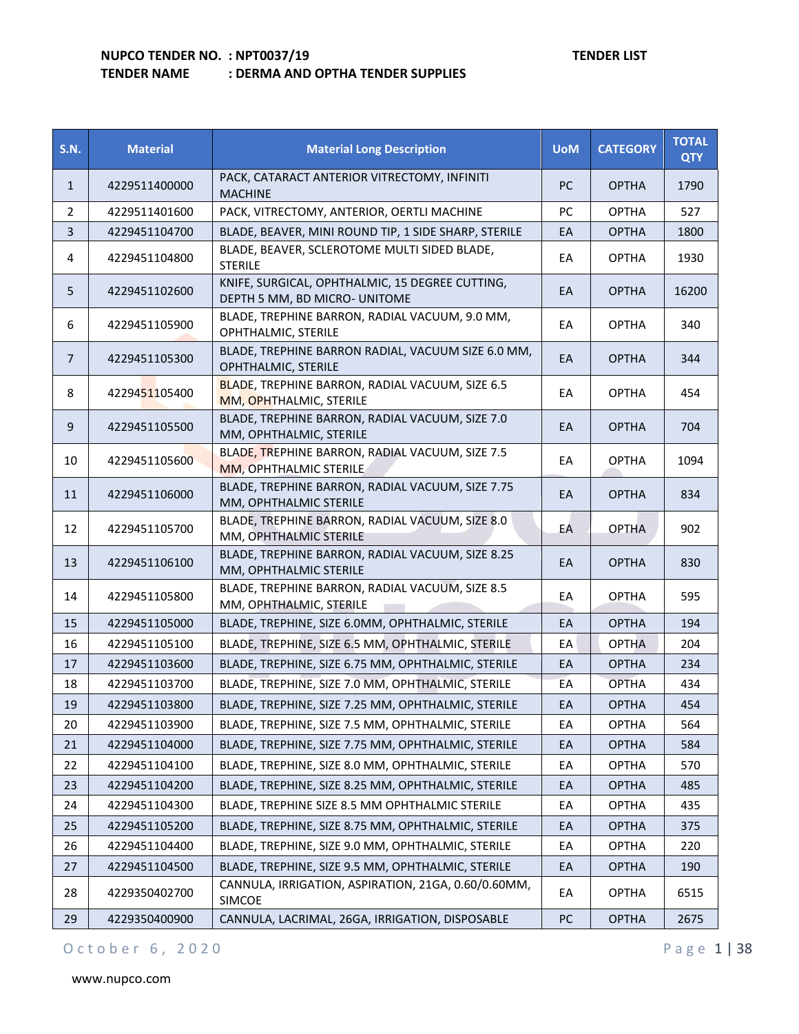**NUPCO TENDER NO. : NPT0037/19** **TENDER LIST**

**TENDER NAME : DERMA AND OPTHA TENDER SUPPLIES**

| S.N. | Material | Material Long Description | UoM | CATEGORY | TOTAL QTY |
|---|---|---|---|---|---|
| 1 | 4229511400000 | PACK, CATARACT ANTERIOR VITRECTOMY, INFINITI MACHINE | PC | OPTHA | 1790 |
| 2 | 4229511401600 | PACK, VITRECTOMY, ANTERIOR, OERTLI MACHINE | PC | OPTHA | 527 |
| 3 | 4229451104700 | BLADE, BEAVER, MINI ROUND TIP, 1 SIDE SHARP, STERILE | EA | OPTHA | 1800 |
| 4 | 4229451104800 | BLADE, BEAVER, SCLEROTOME MULTI SIDED BLADE, STERILE | EA | OPTHA | 1930 |
| 5 | 4229451102600 | KNIFE, SURGICAL, OPHTHALMIC, 15 DEGREE CUTTING, DEPTH 5 MM, BD MICRO- UNITOME | EA | OPTHA | 16200 |
| 6 | 4229451105900 | BLADE, TREPHINE BARRON, RADIAL VACUUM, 9.0 MM, OPHTHALMIC, STERILE | EA | OPTHA | 340 |
| 7 | 4229451105300 | BLADE, TREPHINE BARRON RADIAL, VACUUM SIZE 6.0 MM, OPHTHALMIC, STERILE | EA | OPTHA | 344 |
| 8 | 4229451105400 | BLADE, TREPHINE BARRON, RADIAL VACUUM, SIZE 6.5 MM, OPHTHALMIC, STERILE | EA | OPTHA | 454 |
| 9 | 4229451105500 | BLADE, TREPHINE BARRON, RADIAL VACUUM, SIZE 7.0 MM, OPHTHALMIC, STERILE | EA | OPTHA | 704 |
| 10 | 4229451105600 | BLADE, TREPHINE BARRON, RADIAL VACUUM, SIZE 7.5 MM, OPHTHALMIC STERILE | EA | OPTHA | 1094 |
| 11 | 4229451106000 | BLADE, TREPHINE BARRON, RADIAL VACUUM, SIZE 7.75 MM, OPHTHALMIC STERILE | EA | OPTHA | 834 |
| 12 | 4229451105700 | BLADE, TREPHINE BARRON, RADIAL VACUUM, SIZE 8.0 MM, OPHTHALMIC STERILE | EA | OPTHA | 902 |
| 13 | 4229451106100 | BLADE, TREPHINE BARRON, RADIAL VACUUM, SIZE 8.25 MM, OPHTHALMIC STERILE | EA | OPTHA | 830 |
| 14 | 4229451105800 | BLADE, TREPHINE BARRON, RADIAL VACUUM, SIZE 8.5 MM, OPHTHALMIC, STERILE | EA | OPTHA | 595 |
| 15 | 4229451105000 | BLADE, TREPHINE, SIZE 6.0MM, OPHTHALMIC, STERILE | EA | OPTHA | 194 |
| 16 | 4229451105100 | BLADE, TREPHINE, SIZE 6.5 MM, OPHTHALMIC, STERILE | EA | OPTHA | 204 |
| 17 | 4229451103600 | BLADE, TREPHINE, SIZE 6.75 MM, OPHTHALMIC, STERILE | EA | OPTHA | 234 |
| 18 | 4229451103700 | BLADE, TREPHINE, SIZE 7.0 MM, OPHTHALMIC, STERILE | EA | OPTHA | 434 |
| 19 | 4229451103800 | BLADE, TREPHINE, SIZE 7.25 MM, OPHTHALMIC, STERILE | EA | OPTHA | 454 |
| 20 | 4229451103900 | BLADE, TREPHINE, SIZE 7.5 MM, OPHTHALMIC, STERILE | EA | OPTHA | 564 |
| 21 | 4229451104000 | BLADE, TREPHINE, SIZE 7.75 MM, OPHTHALMIC, STERILE | EA | OPTHA | 584 |
| 22 | 4229451104100 | BLADE, TREPHINE, SIZE 8.0 MM, OPHTHALMIC, STERILE | EA | OPTHA | 570 |
| 23 | 4229451104200 | BLADE, TREPHINE, SIZE 8.25 MM, OPHTHALMIC, STERILE | EA | OPTHA | 485 |
| 24 | 4229451104300 | BLADE, TREPHINE SIZE 8.5 MM OPHTHALMIC STERILE | EA | OPTHA | 435 |
| 25 | 4229451105200 | BLADE, TREPHINE, SIZE 8.75 MM, OPHTHALMIC, STERILE | EA | OPTHA | 375 |
| 26 | 4229451104400 | BLADE, TREPHINE, SIZE 9.0 MM, OPHTHALMIC, STERILE | EA | OPTHA | 220 |
| 27 | 4229451104500 | BLADE, TREPHINE, SIZE 9.5 MM, OPHTHALMIC, STERILE | EA | OPTHA | 190 |
| 28 | 4229350402700 | CANNULA, IRRIGATION, ASPIRATION, 21GA, 0.60/0.60MM, SIMCOE | EA | OPTHA | 6515 |
| 29 | 4229350400900 | CANNULA, LACRIMAL, 26GA, IRRIGATION, DISPOSABLE | PC | OPTHA | 2675 |

October 6, 2020

www.nupco.com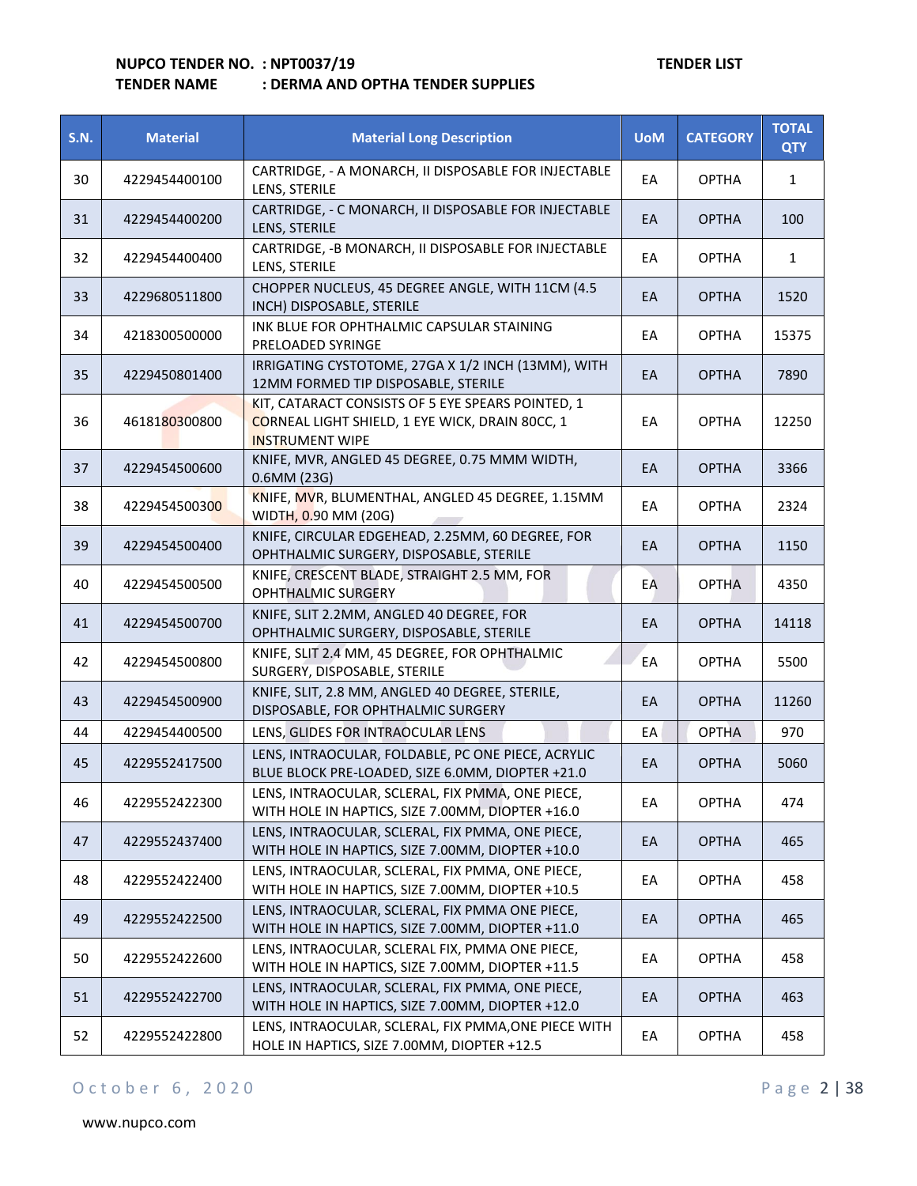**NUPCO TENDER NO. : NPT0037/19** **TENDER LIST**

**TENDER NAME : DERMA AND OPTHA TENDER SUPPLIES**

| S.N. | Material | Material Long Description | UoM | CATEGORY | TOTAL QTY |
|---|---|---|---|---|---|
| 30 | 4229454400100 | CARTRIDGE, - A MONARCH, II DISPOSABLE FOR INJECTABLE LENS, STERILE | EA | OPTHA | 1 |
| 31 | 4229454400200 | CARTRIDGE, - C MONARCH, II DISPOSABLE FOR INJECTABLE LENS, STERILE | EA | OPTHA | 100 |
| 32 | 4229454400400 | CARTRIDGE, -B MONARCH, II DISPOSABLE FOR INJECTABLE LENS, STERILE | EA | OPTHA | 1 |
| 33 | 4229680511800 | CHOPPER NUCLEUS, 45 DEGREE ANGLE, WITH 11CM (4.5 INCH) DISPOSABLE, STERILE | EA | OPTHA | 1520 |
| 34 | 4218300500000 | INK BLUE FOR OPHTHALMIC CAPSULAR STAINING PRELOADED SYRINGE | EA | OPTHA | 15375 |
| 35 | 4229450801400 | IRRIGATING CYSTOTOME, 27GA X 1/2 INCH (13MM), WITH 12MM FORMED TIP DISPOSABLE, STERILE | EA | OPTHA | 7890 |
| 36 | 4618180300800 | KIT, CATARACT CONSISTS OF 5 EYE SPEARS POINTED, 1 CORNEAL LIGHT SHIELD, 1 EYE WICK, DRAIN 80CC, 1 INSTRUMENT WIPE | EA | OPTHA | 12250 |
| 37 | 4229454500600 | KNIFE, MVR, ANGLED 45 DEGREE, 0.75 MMM WIDTH, 0.6MM (23G) | EA | OPTHA | 3366 |
| 38 | 4229454500300 | KNIFE, MVR, BLUMENTHAL, ANGLED 45 DEGREE, 1.15MM WIDTH, 0.90 MM (20G) | EA | OPTHA | 2324 |
| 39 | 4229454500400 | KNIFE, CIRCULAR EDGEHEAD, 2.25MM, 60 DEGREE, FOR OPHTHALMIC SURGERY, DISPOSABLE, STERILE | EA | OPTHA | 1150 |
| 40 | 4229454500500 | KNIFE, CRESCENT BLADE, STRAIGHT 2.5 MM, FOR OPHTHALMIC SURGERY | EA | OPTHA | 4350 |
| 41 | 4229454500700 | KNIFE, SLIT 2.2MM, ANGLED 40 DEGREE, FOR OPHTHALMIC SURGERY, DISPOSABLE, STERILE | EA | OPTHA | 14118 |
| 42 | 4229454500800 | KNIFE, SLIT 2.4 MM, 45 DEGREE, FOR OPHTHALMIC SURGERY, DISPOSABLE, STERILE | EA | OPTHA | 5500 |
| 43 | 4229454500900 | KNIFE, SLIT, 2.8 MM, ANGLED 40 DEGREE, STERILE, DISPOSABLE, FOR OPHTHALMIC SURGERY | EA | OPTHA | 11260 |
| 44 | 4229454400500 | LENS, GLIDES FOR INTRAOCULAR LENS | EA | OPTHA | 970 |
| 45 | 4229552417500 | LENS, INTRAOCULAR, FOLDABLE, PC ONE PIECE, ACRYLIC BLUE BLOCK PRE-LOADED, SIZE 6.0MM, DIOPTER +21.0 | EA | OPTHA | 5060 |
| 46 | 4229552422300 | LENS, INTRAOCULAR, SCLERAL, FIX PMMA, ONE PIECE, WITH HOLE IN HAPTICS, SIZE 7.00MM, DIOPTER +16.0 | EA | OPTHA | 474 |
| 47 | 4229552437400 | LENS, INTRAOCULAR, SCLERAL, FIX PMMA, ONE PIECE, WITH HOLE IN HAPTICS, SIZE 7.00MM, DIOPTER +10.0 | EA | OPTHA | 465 |
| 48 | 4229552422400 | LENS, INTRAOCULAR, SCLERAL, FIX PMMA, ONE PIECE, WITH HOLE IN HAPTICS, SIZE 7.00MM, DIOPTER +10.5 | EA | OPTHA | 458 |
| 49 | 4229552422500 | LENS, INTRAOCULAR, SCLERAL, FIX PMMA ONE PIECE, WITH HOLE IN HAPTICS, SIZE 7.00MM, DIOPTER +11.0 | EA | OPTHA | 465 |
| 50 | 4229552422600 | LENS, INTRAOCULAR, SCLERAL FIX, PMMA ONE PIECE, WITH HOLE IN HAPTICS, SIZE 7.00MM, DIOPTER +11.5 | EA | OPTHA | 458 |
| 51 | 4229552422700 | LENS, INTRAOCULAR, SCLERAL, FIX PMMA, ONE PIECE, WITH HOLE IN HAPTICS, SIZE 7.00MM, DIOPTER +12.0 | EA | OPTHA | 463 |
| 52 | 4229552422800 | LENS, INTRAOCULAR, SCLERAL, FIX PMMA,ONE PIECE WITH HOLE IN HAPTICS, SIZE 7.00MM, DIOPTER +12.5 | EA | OPTHA | 458 |

October 6, 2020

www.nupco.com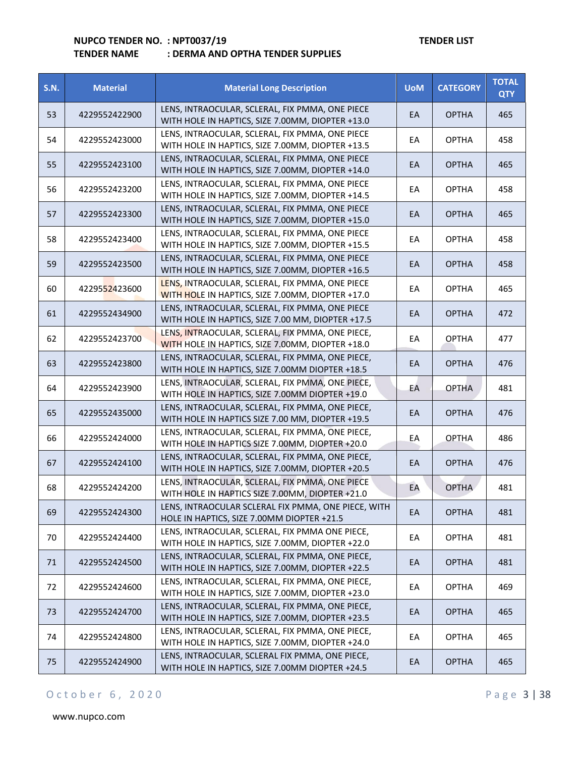**NUPCO TENDER NO. : NPT0037/19** **TENDER LIST**
**TENDER NAME : DERMA AND OPTHA TENDER SUPPLIES**

| S.N. | Material | Material Long Description | UoM | CATEGORY | TOTAL QTY |
|---|---|---|---|---|---|
| 53 | 4229552422900 | LENS, INTRAOCULAR, SCLERAL, FIX PMMA, ONE PIECE WITH HOLE IN HAPTICS, SIZE 7.00MM, DIOPTER +13.0 | EA | OPTHA | 465 |
| 54 | 4229552423000 | LENS, INTRAOCULAR, SCLERAL, FIX PMMA, ONE PIECE WITH HOLE IN HAPTICS, SIZE 7.00MM, DIOPTER +13.5 | EA | OPTHA | 458 |
| 55 | 4229552423100 | LENS, INTRAOCULAR, SCLERAL, FIX PMMA, ONE PIECE WITH HOLE IN HAPTICS, SIZE 7.00MM, DIOPTER +14.0 | EA | OPTHA | 465 |
| 56 | 4229552423200 | LENS, INTRAOCULAR, SCLERAL, FIX PMMA, ONE PIECE WITH HOLE IN HAPTICS, SIZE 7.00MM, DIOPTER +14.5 | EA | OPTHA | 458 |
| 57 | 4229552423300 | LENS, INTRAOCULAR, SCLERAL, FIX PMMA, ONE PIECE WITH HOLE IN HAPTICS, SIZE 7.00MM, DIOPTER +15.0 | EA | OPTHA | 465 |
| 58 | 4229552423400 | LENS, INTRAOCULAR, SCLERAL, FIX PMMA, ONE PIECE WITH HOLE IN HAPTICS, SIZE 7.00MM, DIOPTER +15.5 | EA | OPTHA | 458 |
| 59 | 4229552423500 | LENS, INTRAOCULAR, SCLERAL, FIX PMMA, ONE PIECE WITH HOLE IN HAPTICS, SIZE 7.00MM, DIOPTER +16.5 | EA | OPTHA | 458 |
| 60 | 4229552423600 | LENS, INTRAOCULAR, SCLERAL, FIX PMMA, ONE PIECE WITH HOLE IN HAPTICS, SIZE 7.00MM, DIOPTER +17.0 | EA | OPTHA | 465 |
| 61 | 4229552434900 | LENS, INTRAOCULAR, SCLERAL, FIX PMMA, ONE PIECE WITH HOLE IN HAPTICS, SIZE 7.00 MM, DIOPTER +17.5 | EA | OPTHA | 472 |
| 62 | 4229552423700 | LENS, INTRAOCULAR, SCLERAL, FIX PMMA, ONE PIECE, WITH HOLE IN HAPTICS, SIZE 7.00MM, DIOPTER +18.0 | EA | OPTHA | 477 |
| 63 | 4229552423800 | LENS, INTRAOCULAR, SCLERAL, FIX PMMA, ONE PIECE, WITH HOLE IN HAPTICS, SIZE 7.00MM DIOPTER +18.5 | EA | OPTHA | 476 |
| 64 | 4229552423900 | LENS, INTRAOCULAR, SCLERAL, FIX PMMA, ONE PIECE, WITH HOLE IN HAPTICS, SIZE 7.00MM DIOPTER +19.0 | EA | OPTHA | 481 |
| 65 | 4229552435000 | LENS, INTRAOCULAR, SCLERAL, FIX PMMA, ONE PIECE, WITH HOLE IN HAPTICS SIZE 7.00 MM, DIOPTER +19.5 | EA | OPTHA | 476 |
| 66 | 4229552424000 | LENS, INTRAOCULAR, SCLERAL, FIX PMMA, ONE PIECE, WITH HOLE IN HAPTICS SIZE 7.00MM, DIOPTER +20.0 | EA | OPTHA | 486 |
| 67 | 4229552424100 | LENS, INTRAOCULAR, SCLERAL, FIX PMMA, ONE PIECE, WITH HOLE IN HAPTICS, SIZE 7.00MM, DIOPTER +20.5 | EA | OPTHA | 476 |
| 68 | 4229552424200 | LENS, INTRAOCULAR, SCLERAL, FIX PMMA, ONE PIECE WITH HOLE IN HAPTICS SIZE 7.00MM, DIOPTER +21.0 | EA | OPTHA | 481 |
| 69 | 4229552424300 | LENS, INTRAOCULAR SCLERAL FIX PMMA, ONE PIECE, WITH HOLE IN HAPTICS, SIZE 7.00MM DIOPTER +21.5 | EA | OPTHA | 481 |
| 70 | 4229552424400 | LENS, INTRAOCULAR, SCLERAL, FIX PMMA ONE PIECE, WITH HOLE IN HAPTICS, SIZE 7.00MM, DIOPTER +22.0 | EA | OPTHA | 481 |
| 71 | 4229552424500 | LENS, INTRAOCULAR, SCLERAL, FIX PMMA, ONE PIECE, WITH HOLE IN HAPTICS, SIZE 7.00MM, DIOPTER +22.5 | EA | OPTHA | 481 |
| 72 | 4229552424600 | LENS, INTRAOCULAR, SCLERAL, FIX PMMA, ONE PIECE, WITH HOLE IN HAPTICS, SIZE 7.00MM, DIOPTER +23.0 | EA | OPTHA | 469 |
| 73 | 4229552424700 | LENS, INTRAOCULAR, SCLERAL, FIX PMMA, ONE PIECE, WITH HOLE IN HAPTICS, SIZE 7.00MM, DIOPTER +23.5 | EA | OPTHA | 465 |
| 74 | 4229552424800 | LENS, INTRAOCULAR, SCLERAL, FIX PMMA, ONE PIECE, WITH HOLE IN HAPTICS, SIZE 7.00MM, DIOPTER +24.0 | EA | OPTHA | 465 |
| 75 | 4229552424900 | LENS, INTRAOCULAR, SCLERAL FIX PMMA, ONE PIECE, WITH HOLE IN HAPTICS, SIZE 7.00MM DIOPTER +24.5 | EA | OPTHA | 465 |

October 6, 2020

www.nupco.com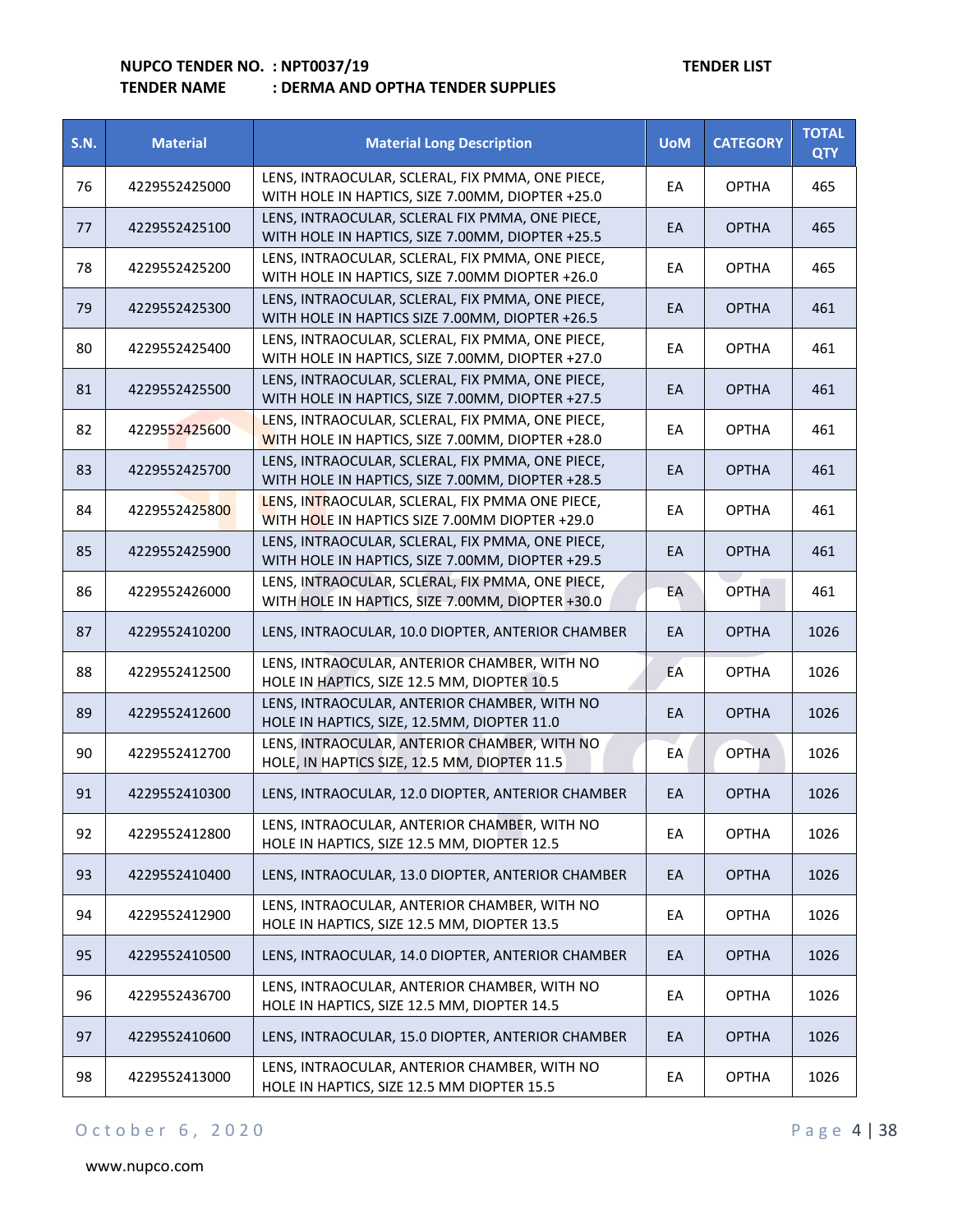**NUPCO TENDER NO.** : **NPT0037/19** **TENDER LIST**

**TENDER NAME** : **DERMA AND OPTHA TENDER SUPPLIES**

| S.N. | Material | Material Long Description | UoM | CATEGORY | TOTAL QTY |
|---|---|---|---|---|---|
| 76 | 4229552425000 | LENS, INTRAOCULAR, SCLERAL, FIX PMMA, ONE PIECE, WITH HOLE IN HAPTICS, SIZE 7.00MM, DIOPTER +25.0 | EA | OPTHA | 465 |
| 77 | 4229552425100 | LENS, INTRAOCULAR, SCLERAL FIX PMMA, ONE PIECE, WITH HOLE IN HAPTICS, SIZE 7.00MM, DIOPTER +25.5 | EA | OPTHA | 465 |
| 78 | 4229552425200 | LENS, INTRAOCULAR, SCLERAL, FIX PMMA, ONE PIECE, WITH HOLE IN HAPTICS, SIZE 7.00MM DIOPTER +26.0 | EA | OPTHA | 465 |
| 79 | 4229552425300 | LENS, INTRAOCULAR, SCLERAL, FIX PMMA, ONE PIECE, WITH HOLE IN HAPTICS SIZE 7.00MM, DIOPTER +26.5 | EA | OPTHA | 461 |
| 80 | 4229552425400 | LENS, INTRAOCULAR, SCLERAL, FIX PMMA, ONE PIECE, WITH HOLE IN HAPTICS, SIZE 7.00MM, DIOPTER +27.0 | EA | OPTHA | 461 |
| 81 | 4229552425500 | LENS, INTRAOCULAR, SCLERAL, FIX PMMA, ONE PIECE, WITH HOLE IN HAPTICS, SIZE 7.00MM, DIOPTER +27.5 | EA | OPTHA | 461 |
| 82 | 4229552425600 | LENS, INTRAOCULAR, SCLERAL, FIX PMMA, ONE PIECE, WITH HOLE IN HAPTICS, SIZE 7.00MM, DIOPTER +28.0 | EA | OPTHA | 461 |
| 83 | 4229552425700 | LENS, INTRAOCULAR, SCLERAL, FIX PMMA, ONE PIECE, WITH HOLE IN HAPTICS, SIZE 7.00MM, DIOPTER +28.5 | EA | OPTHA | 461 |
| 84 | 4229552425800 | LENS, INTRAOCULAR, SCLERAL, FIX PMMA ONE PIECE, WITH HOLE IN HAPTICS SIZE 7.00MM DIOPTER +29.0 | EA | OPTHA | 461 |
| 85 | 4229552425900 | LENS, INTRAOCULAR, SCLERAL, FIX PMMA, ONE PIECE, WITH HOLE IN HAPTICS, SIZE 7.00MM, DIOPTER +29.5 | EA | OPTHA | 461 |
| 86 | 4229552426000 | LENS, INTRAOCULAR, SCLERAL, FIX PMMA, ONE PIECE, WITH HOLE IN HAPTICS, SIZE 7.00MM, DIOPTER +30.0 | EA | OPTHA | 461 |
| 87 | 4229552410200 | LENS, INTRAOCULAR, 10.0 DIOPTER, ANTERIOR CHAMBER | EA | OPTHA | 1026 |
| 88 | 4229552412500 | LENS, INTRAOCULAR, ANTERIOR CHAMBER, WITH NO HOLE IN HAPTICS, SIZE 12.5 MM, DIOPTER 10.5 | EA | OPTHA | 1026 |
| 89 | 4229552412600 | LENS, INTRAOCULAR, ANTERIOR CHAMBER, WITH NO HOLE IN HAPTICS, SIZE, 12.5MM, DIOPTER 11.0 | EA | OPTHA | 1026 |
| 90 | 4229552412700 | LENS, INTRAOCULAR, ANTERIOR CHAMBER, WITH NO HOLE, IN HAPTICS SIZE, 12.5 MM, DIOPTER 11.5 | EA | OPTHA | 1026 |
| 91 | 4229552410300 | LENS, INTRAOCULAR, 12.0 DIOPTER, ANTERIOR CHAMBER | EA | OPTHA | 1026 |
| 92 | 4229552412800 | LENS, INTRAOCULAR, ANTERIOR CHAMBER, WITH NO HOLE IN HAPTICS, SIZE 12.5 MM, DIOPTER 12.5 | EA | OPTHA | 1026 |
| 93 | 4229552410400 | LENS, INTRAOCULAR, 13.0 DIOPTER, ANTERIOR CHAMBER | EA | OPTHA | 1026 |
| 94 | 4229552412900 | LENS, INTRAOCULAR, ANTERIOR CHAMBER, WITH NO HOLE IN HAPTICS, SIZE 12.5 MM, DIOPTER 13.5 | EA | OPTHA | 1026 |
| 95 | 4229552410500 | LENS, INTRAOCULAR, 14.0 DIOPTER, ANTERIOR CHAMBER | EA | OPTHA | 1026 |
| 96 | 4229552436700 | LENS, INTRAOCULAR, ANTERIOR CHAMBER, WITH NO HOLE IN HAPTICS, SIZE 12.5 MM, DIOPTER 14.5 | EA | OPTHA | 1026 |
| 97 | 4229552410600 | LENS, INTRAOCULAR, 15.0 DIOPTER, ANTERIOR CHAMBER | EA | OPTHA | 1026 |
| 98 | 4229552413000 | LENS, INTRAOCULAR, ANTERIOR CHAMBER, WITH NO HOLE IN HAPTICS, SIZE 12.5 MM DIOPTER 15.5 | EA | OPTHA | 1026 |

October 6, 2020

www.nupco.com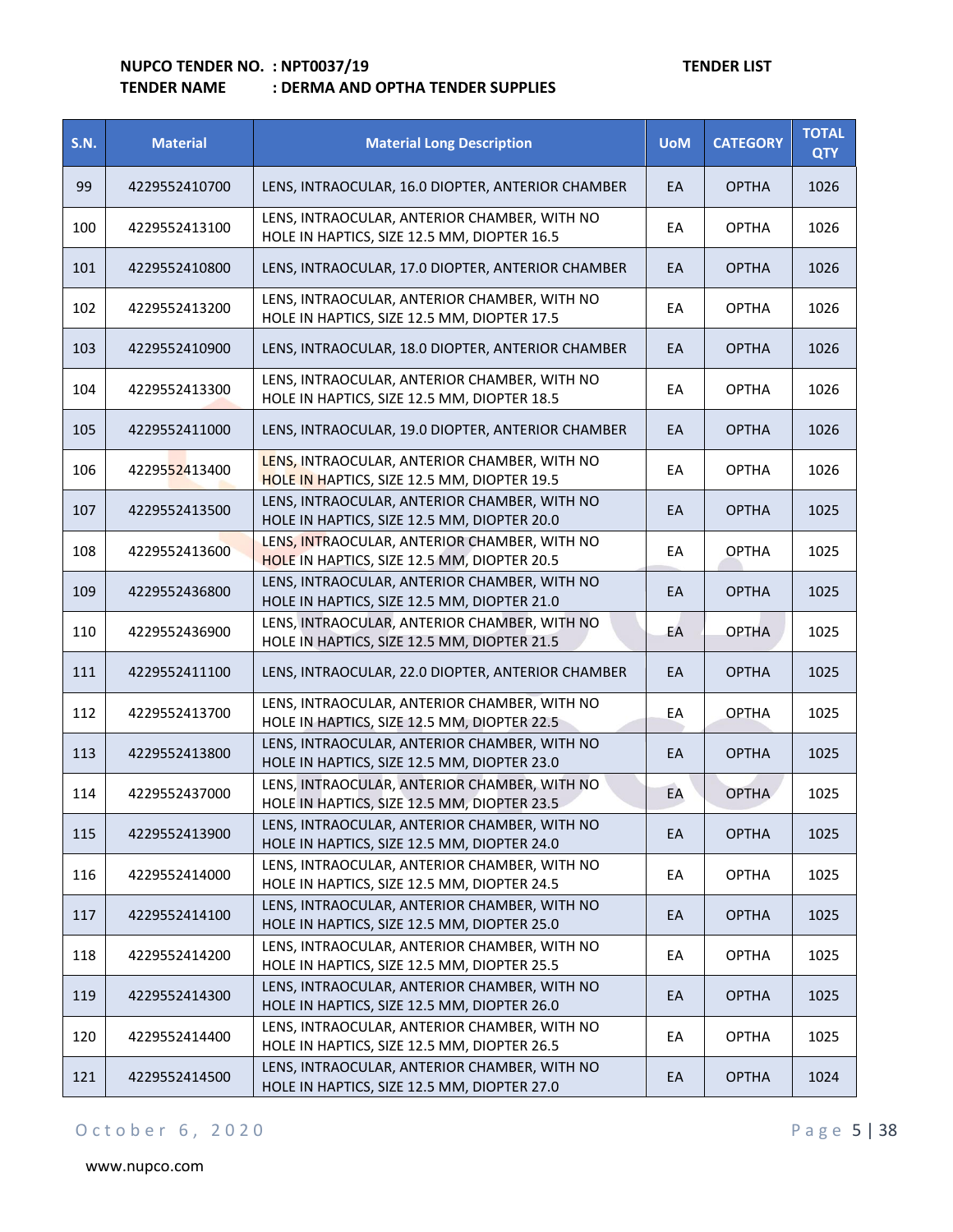**NUPCO TENDER NO. : NPT0037/19** **TENDER LIST**

**TENDER NAME : DERMA AND OPTHA TENDER SUPPLIES**

| S.N. | Material | Material Long Description | UoM | CATEGORY | TOTAL QTY |
|---|---|---|---|---|---|
| 99 | 4229552410700 | LENS, INTRAOCULAR, 16.0 DIOPTER, ANTERIOR CHAMBER | EA | OPTHA | 1026 |
| 100 | 4229552413100 | LENS, INTRAOCULAR, ANTERIOR CHAMBER, WITH NO HOLE IN HAPTICS, SIZE 12.5 MM, DIOPTER 16.5 | EA | OPTHA | 1026 |
| 101 | 4229552410800 | LENS, INTRAOCULAR, 17.0 DIOPTER, ANTERIOR CHAMBER | EA | OPTHA | 1026 |
| 102 | 4229552413200 | LENS, INTRAOCULAR, ANTERIOR CHAMBER, WITH NO HOLE IN HAPTICS, SIZE 12.5 MM, DIOPTER 17.5 | EA | OPTHA | 1026 |
| 103 | 4229552410900 | LENS, INTRAOCULAR, 18.0 DIOPTER, ANTERIOR CHAMBER | EA | OPTHA | 1026 |
| 104 | 4229552413300 | LENS, INTRAOCULAR, ANTERIOR CHAMBER, WITH NO HOLE IN HAPTICS, SIZE 12.5 MM, DIOPTER 18.5 | EA | OPTHA | 1026 |
| 105 | 4229552411000 | LENS, INTRAOCULAR, 19.0 DIOPTER, ANTERIOR CHAMBER | EA | OPTHA | 1026 |
| 106 | 4229552413400 | LENS, INTRAOCULAR, ANTERIOR CHAMBER, WITH NO HOLE IN HAPTICS, SIZE 12.5 MM, DIOPTER 19.5 | EA | OPTHA | 1026 |
| 107 | 4229552413500 | LENS, INTRAOCULAR, ANTERIOR CHAMBER, WITH NO HOLE IN HAPTICS, SIZE 12.5 MM, DIOPTER 20.0 | EA | OPTHA | 1025 |
| 108 | 4229552413600 | LENS, INTRAOCULAR, ANTERIOR CHAMBER, WITH NO HOLE IN HAPTICS, SIZE 12.5 MM, DIOPTER 20.5 | EA | OPTHA | 1025 |
| 109 | 4229552436800 | LENS, INTRAOCULAR, ANTERIOR CHAMBER, WITH NO HOLE IN HAPTICS, SIZE 12.5 MM, DIOPTER 21.0 | EA | OPTHA | 1025 |
| 110 | 4229552436900 | LENS, INTRAOCULAR, ANTERIOR CHAMBER, WITH NO HOLE IN HAPTICS, SIZE 12.5 MM, DIOPTER 21.5 | EA | OPTHA | 1025 |
| 111 | 4229552411100 | LENS, INTRAOCULAR, 22.0 DIOPTER, ANTERIOR CHAMBER | EA | OPTHA | 1025 |
| 112 | 4229552413700 | LENS, INTRAOCULAR, ANTERIOR CHAMBER, WITH NO HOLE IN HAPTICS, SIZE 12.5 MM, DIOPTER 22.5 | EA | OPTHA | 1025 |
| 113 | 4229552413800 | LENS, INTRAOCULAR, ANTERIOR CHAMBER, WITH NO HOLE IN HAPTICS, SIZE 12.5 MM, DIOPTER 23.0 | EA | OPTHA | 1025 |
| 114 | 4229552437000 | LENS, INTRAOCULAR, ANTERIOR CHAMBER, WITH NO HOLE IN HAPTICS, SIZE 12.5 MM, DIOPTER 23.5 | EA | OPTHA | 1025 |
| 115 | 4229552413900 | LENS, INTRAOCULAR, ANTERIOR CHAMBER, WITH NO HOLE IN HAPTICS, SIZE 12.5 MM, DIOPTER 24.0 | EA | OPTHA | 1025 |
| 116 | 4229552414000 | LENS, INTRAOCULAR, ANTERIOR CHAMBER, WITH NO HOLE IN HAPTICS, SIZE 12.5 MM, DIOPTER 24.5 | EA | OPTHA | 1025 |
| 117 | 4229552414100 | LENS, INTRAOCULAR, ANTERIOR CHAMBER, WITH NO HOLE IN HAPTICS, SIZE 12.5 MM, DIOPTER 25.0 | EA | OPTHA | 1025 |
| 118 | 4229552414200 | LENS, INTRAOCULAR, ANTERIOR CHAMBER, WITH NO HOLE IN HAPTICS, SIZE 12.5 MM, DIOPTER 25.5 | EA | OPTHA | 1025 |
| 119 | 4229552414300 | LENS, INTRAOCULAR, ANTERIOR CHAMBER, WITH NO HOLE IN HAPTICS, SIZE 12.5 MM, DIOPTER 26.0 | EA | OPTHA | 1025 |
| 120 | 4229552414400 | LENS, INTRAOCULAR, ANTERIOR CHAMBER, WITH NO HOLE IN HAPTICS, SIZE 12.5 MM, DIOPTER 26.5 | EA | OPTHA | 1025 |
| 121 | 4229552414500 | LENS, INTRAOCULAR, ANTERIOR CHAMBER, WITH NO HOLE IN HAPTICS, SIZE 12.5 MM, DIOPTER 27.0 | EA | OPTHA | 1024 |

October 6, 2020

www.nupco.com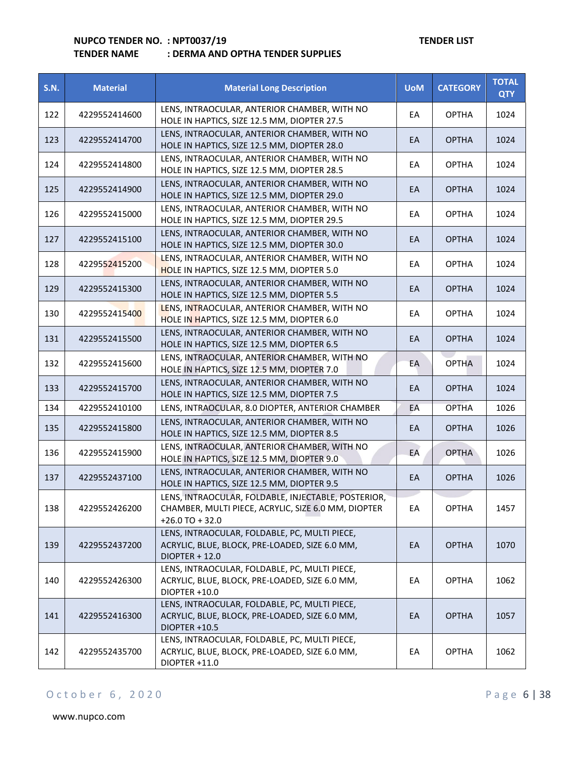**NUPCO TENDER NO. : NPT0037/19** **TENDER LIST**

**TENDER NAME : DERMA AND OPTHA TENDER SUPPLIES**

| S.N. | Material | Material Long Description | UoM | CATEGORY | TOTAL QTY |
|---|---|---|---|---|---|
| 122 | 4229552414600 | LENS, INTRAOCULAR, ANTERIOR CHAMBER, WITH NO HOLE IN HAPTICS, SIZE 12.5 MM, DIOPTER 27.5 | EA | OPTHA | 1024 |
| 123 | 4229552414700 | LENS, INTRAOCULAR, ANTERIOR CHAMBER, WITH NO HOLE IN HAPTICS, SIZE 12.5 MM, DIOPTER 28.0 | EA | OPTHA | 1024 |
| 124 | 4229552414800 | LENS, INTRAOCULAR, ANTERIOR CHAMBER, WITH NO HOLE IN HAPTICS, SIZE 12.5 MM, DIOPTER 28.5 | EA | OPTHA | 1024 |
| 125 | 4229552414900 | LENS, INTRAOCULAR, ANTERIOR CHAMBER, WITH NO HOLE IN HAPTICS, SIZE 12.5 MM, DIOPTER 29.0 | EA | OPTHA | 1024 |
| 126 | 4229552415000 | LENS, INTRAOCULAR, ANTERIOR CHAMBER, WITH NO HOLE IN HAPTICS, SIZE 12.5 MM, DIOPTER 29.5 | EA | OPTHA | 1024 |
| 127 | 4229552415100 | LENS, INTRAOCULAR, ANTERIOR CHAMBER, WITH NO HOLE IN HAPTICS, SIZE 12.5 MM, DIOPTER 30.0 | EA | OPTHA | 1024 |
| 128 | 4229552415200 | LENS, INTRAOCULAR, ANTERIOR CHAMBER, WITH NO HOLE IN HAPTICS, SIZE 12.5 MM, DIOPTER 5.0 | EA | OPTHA | 1024 |
| 129 | 4229552415300 | LENS, INTRAOCULAR, ANTERIOR CHAMBER, WITH NO HOLE IN HAPTICS, SIZE 12.5 MM, DIOPTER 5.5 | EA | OPTHA | 1024 |
| 130 | 4229552415400 | LENS, INTRAOCULAR, ANTERIOR CHAMBER, WITH NO HOLE IN HAPTICS, SIZE 12.5 MM, DIOPTER 6.0 | EA | OPTHA | 1024 |
| 131 | 4229552415500 | LENS, INTRAOCULAR, ANTERIOR CHAMBER, WITH NO HOLE IN HAPTICS, SIZE 12.5 MM, DIOPTER 6.5 | EA | OPTHA | 1024 |
| 132 | 4229552415600 | LENS, INTRAOCULAR, ANTERIOR CHAMBER, WITH NO HOLE IN HAPTICS, SIZE 12.5 MM, DIOPTER 7.0 | EA | OPTHA | 1024 |
| 133 | 4229552415700 | LENS, INTRAOCULAR, ANTERIOR CHAMBER, WITH NO HOLE IN HAPTICS, SIZE 12.5 MM, DIOPTER 7.5 | EA | OPTHA | 1024 |
| 134 | 4229552410100 | LENS, INTRAOCULAR, 8.0 DIOPTER, ANTERIOR CHAMBER | EA | OPTHA | 1026 |
| 135 | 4229552415800 | LENS, INTRAOCULAR, ANTERIOR CHAMBER, WITH NO HOLE IN HAPTICS, SIZE 12.5 MM, DIOPTER 8.5 | EA | OPTHA | 1026 |
| 136 | 4229552415900 | LENS, INTRAOCULAR, ANTERIOR CHAMBER, WITH NO HOLE IN HAPTICS, SIZE 12.5 MM, DIOPTER 9.0 | EA | OPTHA | 1026 |
| 137 | 4229552437100 | LENS, INTRAOCULAR, ANTERIOR CHAMBER, WITH NO HOLE IN HAPTICS, SIZE 12.5 MM, DIOPTER 9.5 | EA | OPTHA | 1026 |
| 138 | 4229552426200 | LENS, INTRAOCULAR, FOLDABLE, INJECTABLE, POSTERIOR, CHAMBER, MULTI PIECE, ACRYLIC, SIZE 6.0 MM, DIOPTER +26.0 TO + 32.0 | EA | OPTHA | 1457 |
| 139 | 4229552437200 | LENS, INTRAOCULAR, FOLDABLE, PC, MULTI PIECE, ACRYLIC, BLUE, BLOCK, PRE-LOADED, SIZE 6.0 MM, DIOPTER + 12.0 | EA | OPTHA | 1070 |
| 140 | 4229552426300 | LENS, INTRAOCULAR, FOLDABLE, PC, MULTI PIECE, ACRYLIC, BLUE, BLOCK, PRE-LOADED, SIZE 6.0 MM, DIOPTER +10.0 | EA | OPTHA | 1062 |
| 141 | 4229552416300 | LENS, INTRAOCULAR, FOLDABLE, PC, MULTI PIECE, ACRYLIC, BLUE, BLOCK, PRE-LOADED, SIZE 6.0 MM, DIOPTER +10.5 | EA | OPTHA | 1057 |
| 142 | 4229552435700 | LENS, INTRAOCULAR, FOLDABLE, PC, MULTI PIECE, ACRYLIC, BLUE, BLOCK, PRE-LOADED, SIZE 6.0 MM, DIOPTER +11.0 | EA | OPTHA | 1062 |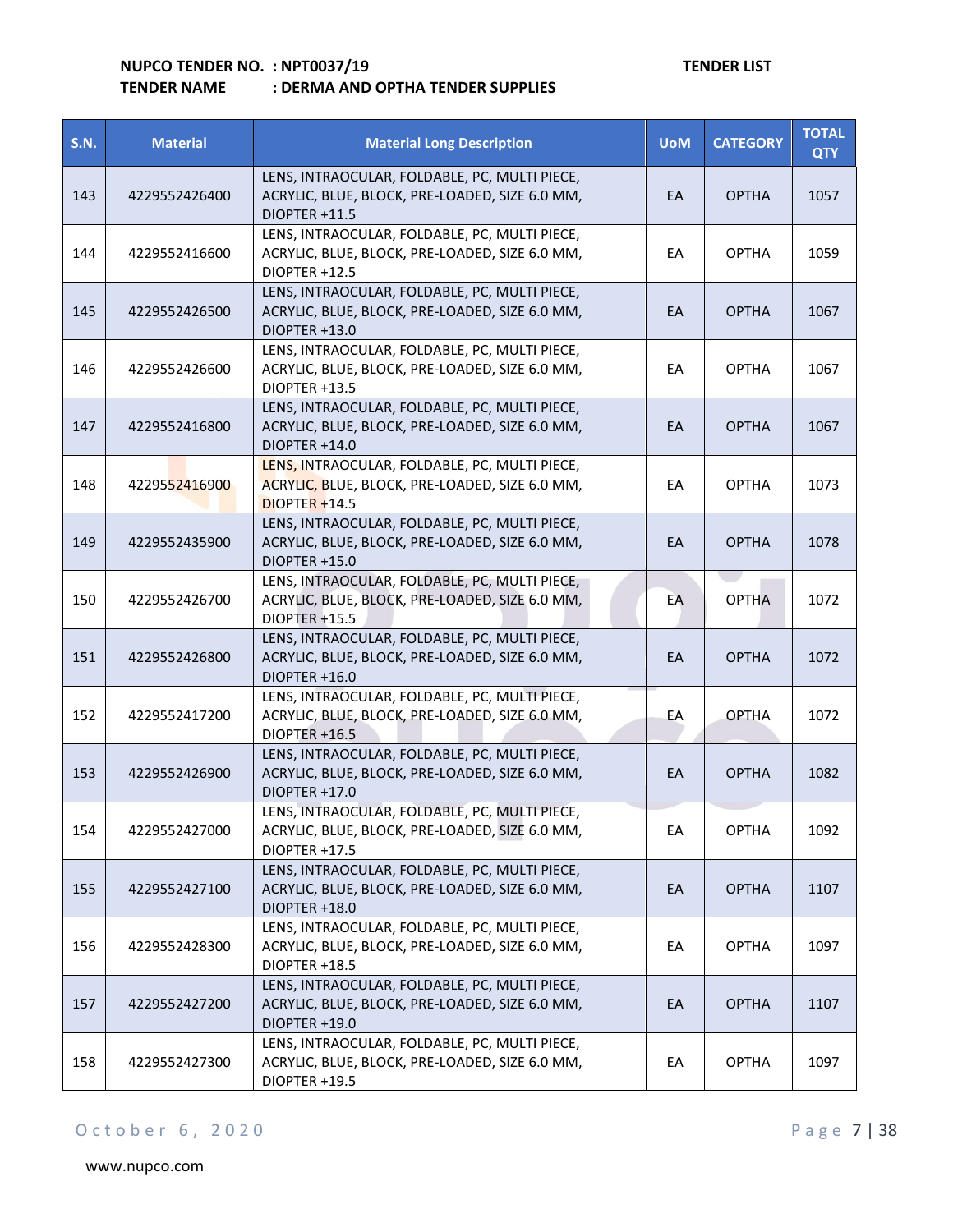**NUPCO TENDER NO. : NPT0037/19** **TENDER LIST**

**TENDER NAME : DERMA AND OPTHA TENDER SUPPLIES**

| S.N. | Material | Material Long Description | UoM | CATEGORY | TOTAL QTY |
|---|---|---|---|---|---|
| 143 | 4229552426400 | LENS, INTRAOCULAR, FOLDABLE, PC, MULTI PIECE, ACRYLIC, BLUE, BLOCK, PRE-LOADED, SIZE 6.0 MM, DIOPTER +11.5 | EA | OPTHA | 1057 |
| 144 | 4229552416600 | LENS, INTRAOCULAR, FOLDABLE, PC, MULTI PIECE, ACRYLIC, BLUE, BLOCK, PRE-LOADED, SIZE 6.0 MM, DIOPTER +12.5 | EA | OPTHA | 1059 |
| 145 | 4229552426500 | LENS, INTRAOCULAR, FOLDABLE, PC, MULTI PIECE, ACRYLIC, BLUE, BLOCK, PRE-LOADED, SIZE 6.0 MM, DIOPTER +13.0 | EA | OPTHA | 1067 |
| 146 | 4229552426600 | LENS, INTRAOCULAR, FOLDABLE, PC, MULTI PIECE, ACRYLIC, BLUE, BLOCK, PRE-LOADED, SIZE 6.0 MM, DIOPTER +13.5 | EA | OPTHA | 1067 |
| 147 | 4229552416800 | LENS, INTRAOCULAR, FOLDABLE, PC, MULTI PIECE, ACRYLIC, BLUE, BLOCK, PRE-LOADED, SIZE 6.0 MM, DIOPTER +14.0 | EA | OPTHA | 1067 |
| 148 | 4229552416900 | LENS, INTRAOCULAR, FOLDABLE, PC, MULTI PIECE, ACRYLIC, BLUE, BLOCK, PRE-LOADED, SIZE 6.0 MM, DIOPTER +14.5 | EA | OPTHA | 1073 |
| 149 | 4229552435900 | LENS, INTRAOCULAR, FOLDABLE, PC, MULTI PIECE, ACRYLIC, BLUE, BLOCK, PRE-LOADED, SIZE 6.0 MM, DIOPTER +15.0 | EA | OPTHA | 1078 |
| 150 | 4229552426700 | LENS, INTRAOCULAR, FOLDABLE, PC, MULTI PIECE, ACRYLIC, BLUE, BLOCK, PRE-LOADED, SIZE 6.0 MM, DIOPTER +15.5 | EA | OPTHA | 1072 |
| 151 | 4229552426800 | LENS, INTRAOCULAR, FOLDABLE, PC, MULTI PIECE, ACRYLIC, BLUE, BLOCK, PRE-LOADED, SIZE 6.0 MM, DIOPTER +16.0 | EA | OPTHA | 1072 |
| 152 | 4229552417200 | LENS, INTRAOCULAR, FOLDABLE, PC, MULTI PIECE, ACRYLIC, BLUE, BLOCK, PRE-LOADED, SIZE 6.0 MM, DIOPTER +16.5 | EA | OPTHA | 1072 |
| 153 | 4229552426900 | LENS, INTRAOCULAR, FOLDABLE, PC, MULTI PIECE, ACRYLIC, BLUE, BLOCK, PRE-LOADED, SIZE 6.0 MM, DIOPTER +17.0 | EA | OPTHA | 1082 |
| 154 | 4229552427000 | LENS, INTRAOCULAR, FOLDABLE, PC, MULTI PIECE, ACRYLIC, BLUE, BLOCK, PRE-LOADED, SIZE 6.0 MM, DIOPTER +17.5 | EA | OPTHA | 1092 |
| 155 | 4229552427100 | LENS, INTRAOCULAR, FOLDABLE, PC, MULTI PIECE, ACRYLIC, BLUE, BLOCK, PRE-LOADED, SIZE 6.0 MM, DIOPTER +18.0 | EA | OPTHA | 1107 |
| 156 | 4229552428300 | LENS, INTRAOCULAR, FOLDABLE, PC, MULTI PIECE, ACRYLIC, BLUE, BLOCK, PRE-LOADED, SIZE 6.0 MM, DIOPTER +18.5 | EA | OPTHA | 1097 |
| 157 | 4229552427200 | LENS, INTRAOCULAR, FOLDABLE, PC, MULTI PIECE, ACRYLIC, BLUE, BLOCK, PRE-LOADED, SIZE 6.0 MM, DIOPTER +19.0 | EA | OPTHA | 1107 |
| 158 | 4229552427300 | LENS, INTRAOCULAR, FOLDABLE, PC, MULTI PIECE, ACRYLIC, BLUE, BLOCK, PRE-LOADED, SIZE 6.0 MM, DIOPTER +19.5 | EA | OPTHA | 1097 |

October 6, 2020

www.nupco.com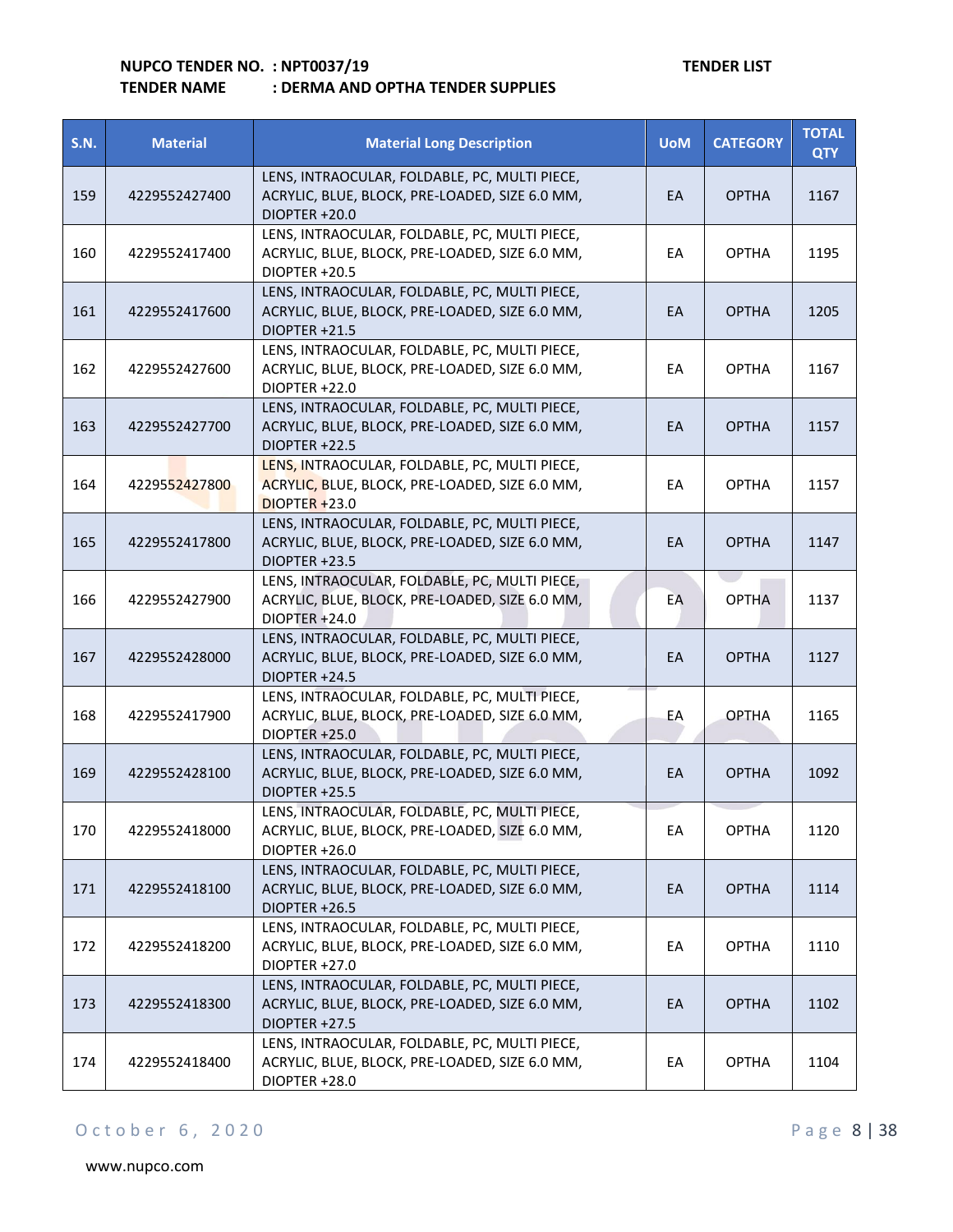**NUPCO TENDER NO. : NPT0037/19** **TENDER LIST**

**TENDER NAME : DERMA AND OPTHA TENDER SUPPLIES**

| S.N. | Material | Material Long Description | UoM | CATEGORY | TOTAL QTY |
|---|---|---|---|---|---|
| 159 | 4229552427400 | LENS, INTRAOCULAR, FOLDABLE, PC, MULTI PIECE, ACRYLIC, BLUE, BLOCK, PRE-LOADED, SIZE 6.0 MM, DIOPTER +20.0 | EA | OPTHA | 1167 |
| 160 | 4229552417400 | LENS, INTRAOCULAR, FOLDABLE, PC, MULTI PIECE, ACRYLIC, BLUE, BLOCK, PRE-LOADED, SIZE 6.0 MM, DIOPTER +20.5 | EA | OPTHA | 1195 |
| 161 | 4229552417600 | LENS, INTRAOCULAR, FOLDABLE, PC, MULTI PIECE, ACRYLIC, BLUE, BLOCK, PRE-LOADED, SIZE 6.0 MM, DIOPTER +21.5 | EA | OPTHA | 1205 |
| 162 | 4229552427600 | LENS, INTRAOCULAR, FOLDABLE, PC, MULTI PIECE, ACRYLIC, BLUE, BLOCK, PRE-LOADED, SIZE 6.0 MM, DIOPTER +22.0 | EA | OPTHA | 1167 |
| 163 | 4229552427700 | LENS, INTRAOCULAR, FOLDABLE, PC, MULTI PIECE, ACRYLIC, BLUE, BLOCK, PRE-LOADED, SIZE 6.0 MM, DIOPTER +22.5 | EA | OPTHA | 1157 |
| 164 | 4229552427800 | LENS, INTRAOCULAR, FOLDABLE, PC, MULTI PIECE, ACRYLIC, BLUE, BLOCK, PRE-LOADED, SIZE 6.0 MM, DIOPTER +23.0 | EA | OPTHA | 1157 |
| 165 | 4229552417800 | LENS, INTRAOCULAR, FOLDABLE, PC, MULTI PIECE, ACRYLIC, BLUE, BLOCK, PRE-LOADED, SIZE 6.0 MM, DIOPTER +23.5 | EA | OPTHA | 1147 |
| 166 | 4229552427900 | LENS, INTRAOCULAR, FOLDABLE, PC, MULTI PIECE, ACRYLIC, BLUE, BLOCK, PRE-LOADED, SIZE 6.0 MM, DIOPTER +24.0 | EA | OPTHA | 1137 |
| 167 | 4229552428000 | LENS, INTRAOCULAR, FOLDABLE, PC, MULTI PIECE, ACRYLIC, BLUE, BLOCK, PRE-LOADED, SIZE 6.0 MM, DIOPTER +24.5 | EA | OPTHA | 1127 |
| 168 | 4229552417900 | LENS, INTRAOCULAR, FOLDABLE, PC, MULTI PIECE, ACRYLIC, BLUE, BLOCK, PRE-LOADED, SIZE 6.0 MM, DIOPTER +25.0 | EA | OPTHA | 1165 |
| 169 | 4229552428100 | LENS, INTRAOCULAR, FOLDABLE, PC, MULTI PIECE, ACRYLIC, BLUE, BLOCK, PRE-LOADED, SIZE 6.0 MM, DIOPTER +25.5 | EA | OPTHA | 1092 |
| 170 | 4229552418000 | LENS, INTRAOCULAR, FOLDABLE, PC, MULTI PIECE, ACRYLIC, BLUE, BLOCK, PRE-LOADED, SIZE 6.0 MM, DIOPTER +26.0 | EA | OPTHA | 1120 |
| 171 | 4229552418100 | LENS, INTRAOCULAR, FOLDABLE, PC, MULTI PIECE, ACRYLIC, BLUE, BLOCK, PRE-LOADED, SIZE 6.0 MM, DIOPTER +26.5 | EA | OPTHA | 1114 |
| 172 | 4229552418200 | LENS, INTRAOCULAR, FOLDABLE, PC, MULTI PIECE, ACRYLIC, BLUE, BLOCK, PRE-LOADED, SIZE 6.0 MM, DIOPTER +27.0 | EA | OPTHA | 1110 |
| 173 | 4229552418300 | LENS, INTRAOCULAR, FOLDABLE, PC, MULTI PIECE, ACRYLIC, BLUE, BLOCK, PRE-LOADED, SIZE 6.0 MM, DIOPTER +27.5 | EA | OPTHA | 1102 |
| 174 | 4229552418400 | LENS, INTRAOCULAR, FOLDABLE, PC, MULTI PIECE, ACRYLIC, BLUE, BLOCK, PRE-LOADED, SIZE 6.0 MM, DIOPTER +28.0 | EA | OPTHA | 1104 |

October 6, 2020

www.nupco.com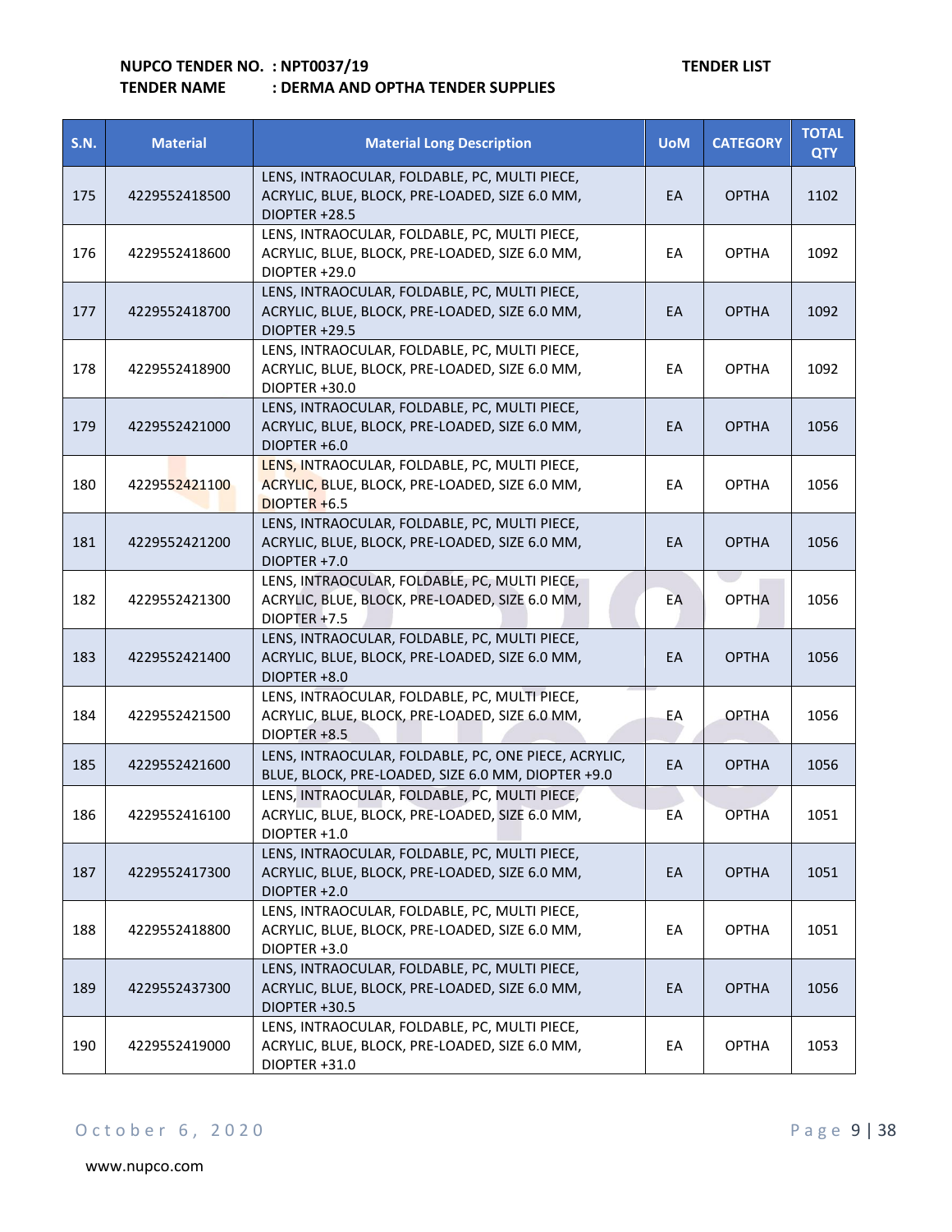**NUPCO TENDER NO. : NPT0037/19** **TENDER LIST**

**TENDER NAME : DERMA AND OPTHA TENDER SUPPLIES**

| S.N. | Material | Material Long Description | UoM | CATEGORY | TOTAL QTY |
|---|---|---|---|---|---|
| 175 | 4229552418500 | LENS, INTRAOCULAR, FOLDABLE, PC, MULTI PIECE, ACRYLIC, BLUE, BLOCK, PRE-LOADED, SIZE 6.0 MM, DIOPTER +28.5 | EA | OPTHA | 1102 |
| 176 | 4229552418600 | LENS, INTRAOCULAR, FOLDABLE, PC, MULTI PIECE, ACRYLIC, BLUE, BLOCK, PRE-LOADED, SIZE 6.0 MM, DIOPTER +29.0 | EA | OPTHA | 1092 |
| 177 | 4229552418700 | LENS, INTRAOCULAR, FOLDABLE, PC, MULTI PIECE, ACRYLIC, BLUE, BLOCK, PRE-LOADED, SIZE 6.0 MM, DIOPTER +29.5 | EA | OPTHA | 1092 |
| 178 | 4229552418900 | LENS, INTRAOCULAR, FOLDABLE, PC, MULTI PIECE, ACRYLIC, BLUE, BLOCK, PRE-LOADED, SIZE 6.0 MM, DIOPTER +30.0 | EA | OPTHA | 1092 |
| 179 | 4229552421000 | LENS, INTRAOCULAR, FOLDABLE, PC, MULTI PIECE, ACRYLIC, BLUE, BLOCK, PRE-LOADED, SIZE 6.0 MM, DIOPTER +6.0 | EA | OPTHA | 1056 |
| 180 | 4229552421100 | LENS, INTRAOCULAR, FOLDABLE, PC, MULTI PIECE, ACRYLIC, BLUE, BLOCK, PRE-LOADED, SIZE 6.0 MM, DIOPTER +6.5 | EA | OPTHA | 1056 |
| 181 | 4229552421200 | LENS, INTRAOCULAR, FOLDABLE, PC, MULTI PIECE, ACRYLIC, BLUE, BLOCK, PRE-LOADED, SIZE 6.0 MM, DIOPTER +7.0 | EA | OPTHA | 1056 |
| 182 | 4229552421300 | LENS, INTRAOCULAR, FOLDABLE, PC, MULTI PIECE, ACRYLIC, BLUE, BLOCK, PRE-LOADED, SIZE 6.0 MM, DIOPTER +7.5 | EA | OPTHA | 1056 |
| 183 | 4229552421400 | LENS, INTRAOCULAR, FOLDABLE, PC, MULTI PIECE, ACRYLIC, BLUE, BLOCK, PRE-LOADED, SIZE 6.0 MM, DIOPTER +8.0 | EA | OPTHA | 1056 |
| 184 | 4229552421500 | LENS, INTRAOCULAR, FOLDABLE, PC, MULTI PIECE, ACRYLIC, BLUE, BLOCK, PRE-LOADED, SIZE 6.0 MM, DIOPTER +8.5 | EA | OPTHA | 1056 |
| 185 | 4229552421600 | LENS, INTRAOCULAR, FOLDABLE, PC, ONE PIECE, ACRYLIC, BLUE, BLOCK, PRE-LOADED, SIZE 6.0 MM, DIOPTER +9.0 | EA | OPTHA | 1056 |
| 186 | 4229552416100 | LENS, INTRAOCULAR, FOLDABLE, PC, MULTI PIECE, ACRYLIC, BLUE, BLOCK, PRE-LOADED, SIZE 6.0 MM, DIOPTER +1.0 | EA | OPTHA | 1051 |
| 187 | 4229552417300 | LENS, INTRAOCULAR, FOLDABLE, PC, MULTI PIECE, ACRYLIC, BLUE, BLOCK, PRE-LOADED, SIZE 6.0 MM, DIOPTER +2.0 | EA | OPTHA | 1051 |
| 188 | 4229552418800 | LENS, INTRAOCULAR, FOLDABLE, PC, MULTI PIECE, ACRYLIC, BLUE, BLOCK, PRE-LOADED, SIZE 6.0 MM, DIOPTER +3.0 | EA | OPTHA | 1051 |
| 189 | 4229552437300 | LENS, INTRAOCULAR, FOLDABLE, PC, MULTI PIECE, ACRYLIC, BLUE, BLOCK, PRE-LOADED, SIZE 6.0 MM, DIOPTER +30.5 | EA | OPTHA | 1056 |
| 190 | 4229552419000 | LENS, INTRAOCULAR, FOLDABLE, PC, MULTI PIECE, ACRYLIC, BLUE, BLOCK, PRE-LOADED, SIZE 6.0 MM, DIOPTER +31.0 | EA | OPTHA | 1053 |

October 6, 2020

www.nupco.com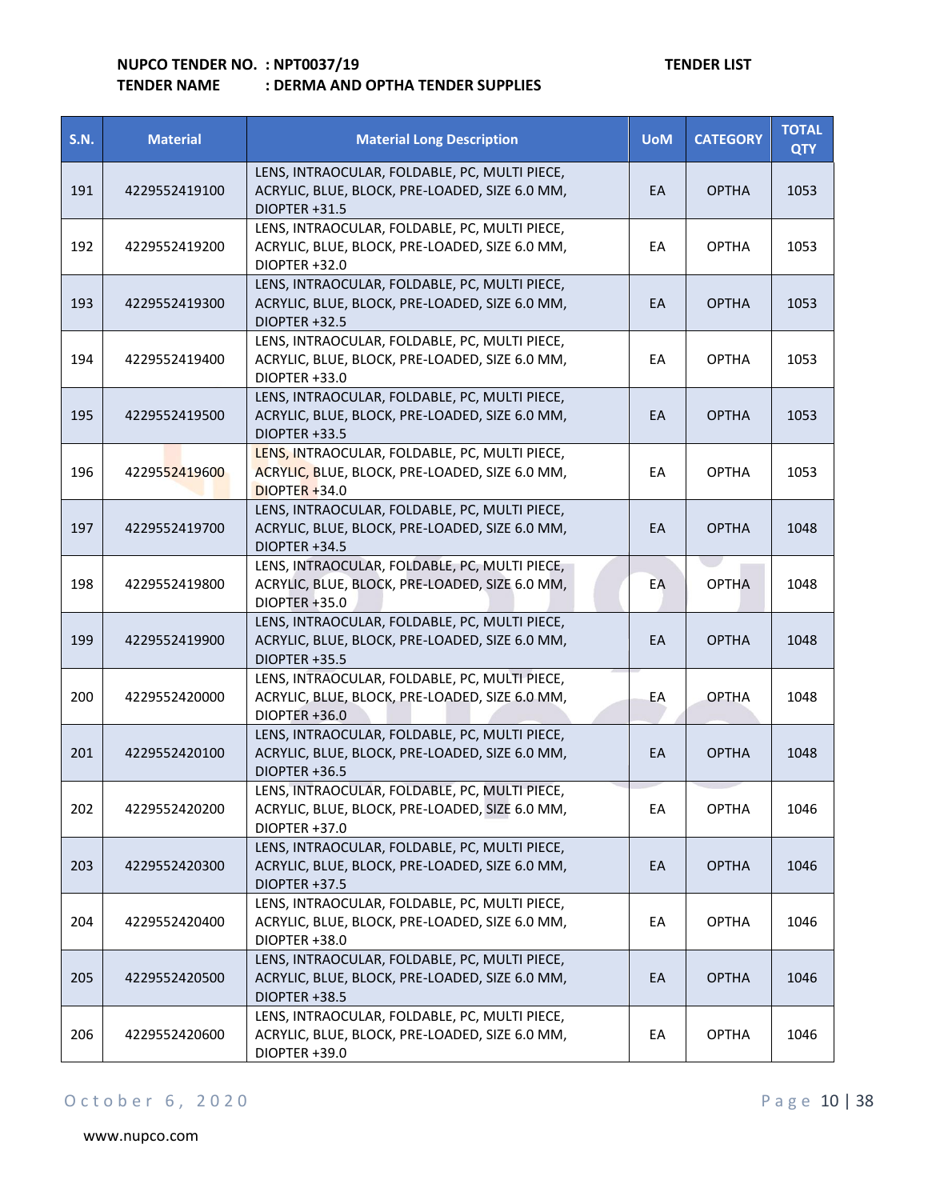**NUPCO TENDER NO. : NPT0037/19** **TENDER LIST**
**TENDER NAME : DERMA AND OPTHA TENDER SUPPLIES**

| S.N. | Material | Material Long Description | UoM | CATEGORY | TOTAL QTY |
|---|---|---|---|---|---|
| 191 | 4229552419100 | LENS, INTRAOCULAR, FOLDABLE, PC, MULTI PIECE, ACRYLIC, BLUE, BLOCK, PRE-LOADED, SIZE 6.0 MM, DIOPTER +31.5 | EA | OPTHA | 1053 |
| 192 | 4229552419200 | LENS, INTRAOCULAR, FOLDABLE, PC, MULTI PIECE, ACRYLIC, BLUE, BLOCK, PRE-LOADED, SIZE 6.0 MM, DIOPTER +32.0 | EA | OPTHA | 1053 |
| 193 | 4229552419300 | LENS, INTRAOCULAR, FOLDABLE, PC, MULTI PIECE, ACRYLIC, BLUE, BLOCK, PRE-LOADED, SIZE 6.0 MM, DIOPTER +32.5 | EA | OPTHA | 1053 |
| 194 | 4229552419400 | LENS, INTRAOCULAR, FOLDABLE, PC, MULTI PIECE, ACRYLIC, BLUE, BLOCK, PRE-LOADED, SIZE 6.0 MM, DIOPTER +33.0 | EA | OPTHA | 1053 |
| 195 | 4229552419500 | LENS, INTRAOCULAR, FOLDABLE, PC, MULTI PIECE, ACRYLIC, BLUE, BLOCK, PRE-LOADED, SIZE 6.0 MM, DIOPTER +33.5 | EA | OPTHA | 1053 |
| 196 | 4229552419600 | LENS, INTRAOCULAR, FOLDABLE, PC, MULTI PIECE, ACRYLIC, BLUE, BLOCK, PRE-LOADED, SIZE 6.0 MM, DIOPTER +34.0 | EA | OPTHA | 1053 |
| 197 | 4229552419700 | LENS, INTRAOCULAR, FOLDABLE, PC, MULTI PIECE, ACRYLIC, BLUE, BLOCK, PRE-LOADED, SIZE 6.0 MM, DIOPTER +34.5 | EA | OPTHA | 1048 |
| 198 | 4229552419800 | LENS, INTRAOCULAR, FOLDABLE, PC, MULTI PIECE, ACRYLIC, BLUE, BLOCK, PRE-LOADED, SIZE 6.0 MM, DIOPTER +35.0 | EA | OPTHA | 1048 |
| 199 | 4229552419900 | LENS, INTRAOCULAR, FOLDABLE, PC, MULTI PIECE, ACRYLIC, BLUE, BLOCK, PRE-LOADED, SIZE 6.0 MM, DIOPTER +35.5 | EA | OPTHA | 1048 |
| 200 | 4229552420000 | LENS, INTRAOCULAR, FOLDABLE, PC, MULTI PIECE, ACRYLIC, BLUE, BLOCK, PRE-LOADED, SIZE 6.0 MM, DIOPTER +36.0 | EA | OPTHA | 1048 |
| 201 | 4229552420100 | LENS, INTRAOCULAR, FOLDABLE, PC, MULTI PIECE, ACRYLIC, BLUE, BLOCK, PRE-LOADED, SIZE 6.0 MM, DIOPTER +36.5 | EA | OPTHA | 1048 |
| 202 | 4229552420200 | LENS, INTRAOCULAR, FOLDABLE, PC, MULTI PIECE, ACRYLIC, BLUE, BLOCK, PRE-LOADED, SIZE 6.0 MM, DIOPTER +37.0 | EA | OPTHA | 1046 |
| 203 | 4229552420300 | LENS, INTRAOCULAR, FOLDABLE, PC, MULTI PIECE, ACRYLIC, BLUE, BLOCK, PRE-LOADED, SIZE 6.0 MM, DIOPTER +37.5 | EA | OPTHA | 1046 |
| 204 | 4229552420400 | LENS, INTRAOCULAR, FOLDABLE, PC, MULTI PIECE, ACRYLIC, BLUE, BLOCK, PRE-LOADED, SIZE 6.0 MM, DIOPTER +38.0 | EA | OPTHA | 1046 |
| 205 | 4229552420500 | LENS, INTRAOCULAR, FOLDABLE, PC, MULTI PIECE, ACRYLIC, BLUE, BLOCK, PRE-LOADED, SIZE 6.0 MM, DIOPTER +38.5 | EA | OPTHA | 1046 |
| 206 | 4229552420600 | LENS, INTRAOCULAR, FOLDABLE, PC, MULTI PIECE, ACRYLIC, BLUE, BLOCK, PRE-LOADED, SIZE 6.0 MM, DIOPTER +39.0 | EA | OPTHA | 1046 |

October 6, 2020

www.nupco.com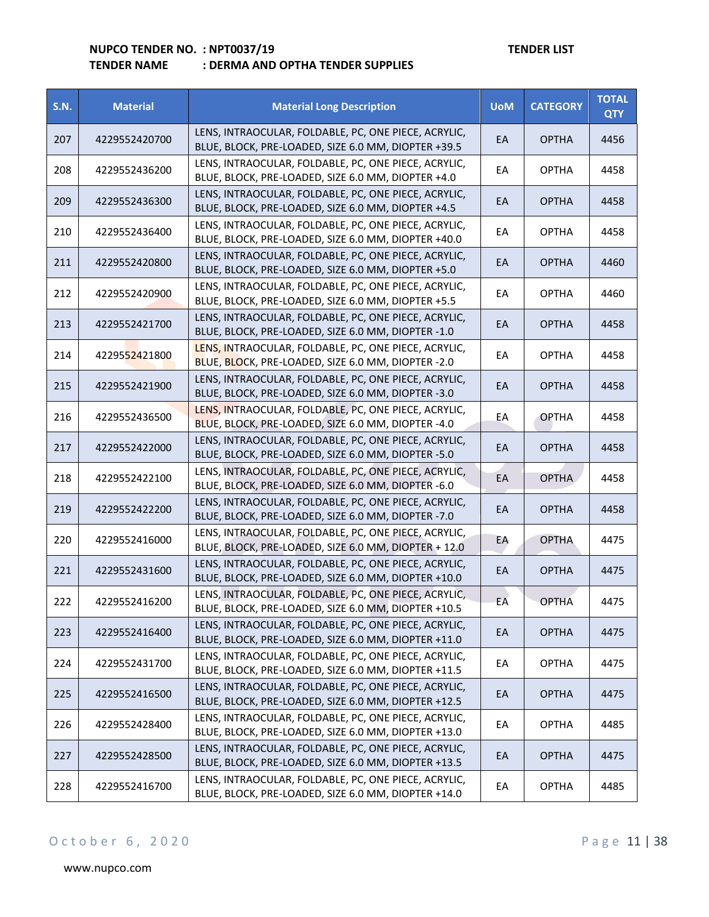**NUPCO TENDER NO. : NPT0037/19** **TENDER LIST**

**TENDER NAME : DERMA AND OPTHA TENDER SUPPLIES**

| S.N. | Material | Material Long Description | UoM | CATEGORY | TOTAL QTY |
|---|---|---|---|---|---|
| 207 | 4229552420700 | LENS, INTRAOCULAR, FOLDABLE, PC, ONE PIECE, ACRYLIC, BLUE, BLOCK, PRE-LOADED, SIZE 6.0 MM, DIOPTER +39.5 | EA | OPTHA | 4456 |
| 208 | 4229552436200 | LENS, INTRAOCULAR, FOLDABLE, PC, ONE PIECE, ACRYLIC, BLUE, BLOCK, PRE-LOADED, SIZE 6.0 MM, DIOPTER +4.0 | EA | OPTHA | 4458 |
| 209 | 4229552436300 | LENS, INTRAOCULAR, FOLDABLE, PC, ONE PIECE, ACRYLIC, BLUE, BLOCK, PRE-LOADED, SIZE 6.0 MM, DIOPTER +4.5 | EA | OPTHA | 4458 |
| 210 | 4229552436400 | LENS, INTRAOCULAR, FOLDABLE, PC, ONE PIECE, ACRYLIC, BLUE, BLOCK, PRE-LOADED, SIZE 6.0 MM, DIOPTER +40.0 | EA | OPTHA | 4458 |
| 211 | 4229552420800 | LENS, INTRAOCULAR, FOLDABLE, PC, ONE PIECE, ACRYLIC, BLUE, BLOCK, PRE-LOADED, SIZE 6.0 MM, DIOPTER +5.0 | EA | OPTHA | 4460 |
| 212 | 4229552420900 | LENS, INTRAOCULAR, FOLDABLE, PC, ONE PIECE, ACRYLIC, BLUE, BLOCK, PRE-LOADED, SIZE 6.0 MM, DIOPTER +5.5 | EA | OPTHA | 4460 |
| 213 | 4229552421700 | LENS, INTRAOCULAR, FOLDABLE, PC, ONE PIECE, ACRYLIC, BLUE, BLOCK, PRE-LOADED, SIZE 6.0 MM, DIOPTER -1.0 | EA | OPTHA | 4458 |
| 214 | 4229552421800 | LENS, INTRAOCULAR, FOLDABLE, PC, ONE PIECE, ACRYLIC, BLUE, BLOCK, PRE-LOADED, SIZE 6.0 MM, DIOPTER -2.0 | EA | OPTHA | 4458 |
| 215 | 4229552421900 | LENS, INTRAOCULAR, FOLDABLE, PC, ONE PIECE, ACRYLIC, BLUE, BLOCK, PRE-LOADED, SIZE 6.0 MM, DIOPTER -3.0 | EA | OPTHA | 4458 |
| 216 | 4229552436500 | LENS, INTRAOCULAR, FOLDABLE, PC, ONE PIECE, ACRYLIC, BLUE, BLOCK, PRE-LOADED, SIZE 6.0 MM, DIOPTER -4.0 | EA | OPTHA | 4458 |
| 217 | 4229552422000 | LENS, INTRAOCULAR, FOLDABLE, PC, ONE PIECE, ACRYLIC, BLUE, BLOCK, PRE-LOADED, SIZE 6.0 MM, DIOPTER -5.0 | EA | OPTHA | 4458 |
| 218 | 4229552422100 | LENS, INTRAOCULAR, FOLDABLE, PC, ONE PIECE, ACRYLIC, BLUE, BLOCK, PRE-LOADED, SIZE 6.0 MM, DIOPTER -6.0 | EA | OPTHA | 4458 |
| 219 | 4229552422200 | LENS, INTRAOCULAR, FOLDABLE, PC, ONE PIECE, ACRYLIC, BLUE, BLOCK, PRE-LOADED, SIZE 6.0 MM, DIOPTER -7.0 | EA | OPTHA | 4458 |
| 220 | 4229552416000 | LENS, INTRAOCULAR, FOLDABLE, PC, ONE PIECE, ACRYLIC, BLUE, BLOCK, PRE-LOADED, SIZE 6.0 MM, DIOPTER + 12.0 | EA | OPTHA | 4475 |
| 221 | 4229552431600 | LENS, INTRAOCULAR, FOLDABLE, PC, ONE PIECE, ACRYLIC, BLUE, BLOCK, PRE-LOADED, SIZE 6.0 MM, DIOPTER +10.0 | EA | OPTHA | 4475 |
| 222 | 4229552416200 | LENS, INTRAOCULAR, FOLDABLE, PC, ONE PIECE, ACRYLIC, BLUE, BLOCK, PRE-LOADED, SIZE 6.0 MM, DIOPTER +10.5 | EA | OPTHA | 4475 |
| 223 | 4229552416400 | LENS, INTRAOCULAR, FOLDABLE, PC, ONE PIECE, ACRYLIC, BLUE, BLOCK, PRE-LOADED, SIZE 6.0 MM, DIOPTER +11.0 | EA | OPTHA | 4475 |
| 224 | 4229552431700 | LENS, INTRAOCULAR, FOLDABLE, PC, ONE PIECE, ACRYLIC, BLUE, BLOCK, PRE-LOADED, SIZE 6.0 MM, DIOPTER +11.5 | EA | OPTHA | 4475 |
| 225 | 4229552416500 | LENS, INTRAOCULAR, FOLDABLE, PC, ONE PIECE, ACRYLIC, BLUE, BLOCK, PRE-LOADED, SIZE 6.0 MM, DIOPTER +12.5 | EA | OPTHA | 4475 |
| 226 | 4229552428400 | LENS, INTRAOCULAR, FOLDABLE, PC, ONE PIECE, ACRYLIC, BLUE, BLOCK, PRE-LOADED, SIZE 6.0 MM, DIOPTER +13.0 | EA | OPTHA | 4485 |
| 227 | 4229552428500 | LENS, INTRAOCULAR, FOLDABLE, PC, ONE PIECE, ACRYLIC, BLUE, BLOCK, PRE-LOADED, SIZE 6.0 MM, DIOPTER +13.5 | EA | OPTHA | 4475 |
| 228 | 4229552416700 | LENS, INTRAOCULAR, FOLDABLE, PC, ONE PIECE, ACRYLIC, BLUE, BLOCK, PRE-LOADED, SIZE 6.0 MM, DIOPTER +14.0 | EA | OPTHA | 4485 |

October 6, 2020

www.nupco.com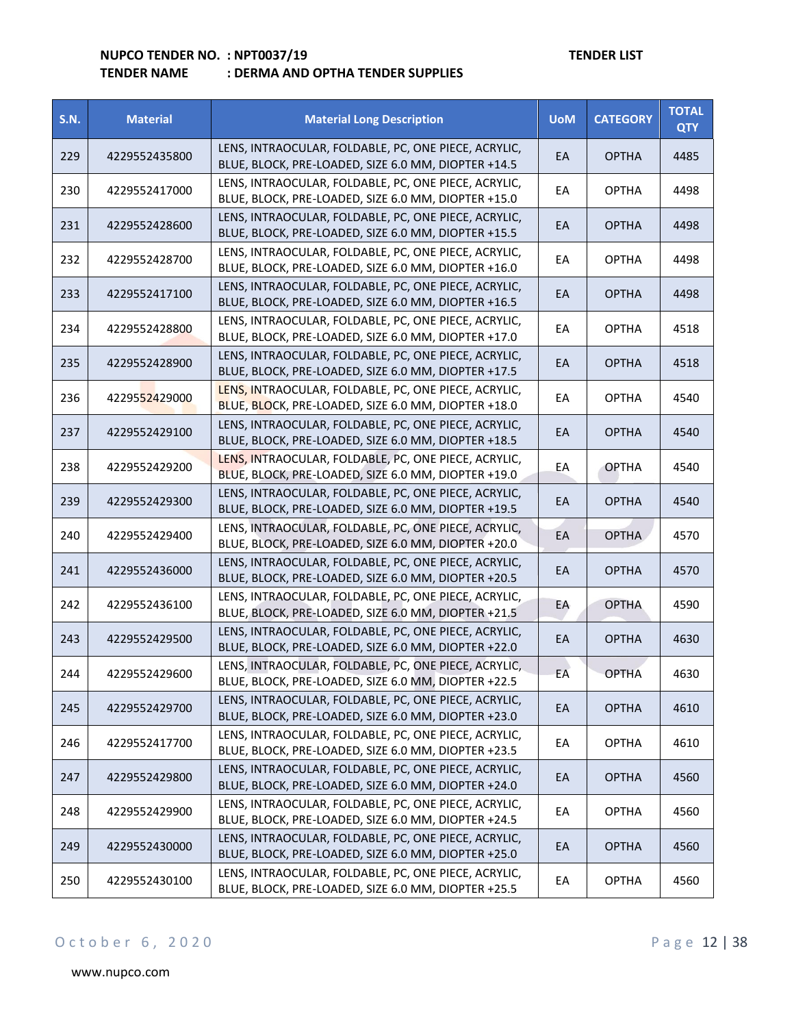**NUPCO TENDER NO. : NPT0037/19** **TENDER LIST**

**TENDER NAME : DERMA AND OPTHA TENDER SUPPLIES**

| S.N. | Material | Material Long Description | UoM | CATEGORY | TOTAL QTY |
|---|---|---|---|---|---|
| 229 | 4229552435800 | LENS, INTRAOCULAR, FOLDABLE, PC, ONE PIECE, ACRYLIC, BLUE, BLOCK, PRE-LOADED, SIZE 6.0 MM, DIOPTER +14.5 | EA | OPTHA | 4485 |
| 230 | 4229552417000 | LENS, INTRAOCULAR, FOLDABLE, PC, ONE PIECE, ACRYLIC, BLUE, BLOCK, PRE-LOADED, SIZE 6.0 MM, DIOPTER +15.0 | EA | OPTHA | 4498 |
| 231 | 4229552428600 | LENS, INTRAOCULAR, FOLDABLE, PC, ONE PIECE, ACRYLIC, BLUE, BLOCK, PRE-LOADED, SIZE 6.0 MM, DIOPTER +15.5 | EA | OPTHA | 4498 |
| 232 | 4229552428700 | LENS, INTRAOCULAR, FOLDABLE, PC, ONE PIECE, ACRYLIC, BLUE, BLOCK, PRE-LOADED, SIZE 6.0 MM, DIOPTER +16.0 | EA | OPTHA | 4498 |
| 233 | 4229552417100 | LENS, INTRAOCULAR, FOLDABLE, PC, ONE PIECE, ACRYLIC, BLUE, BLOCK, PRE-LOADED, SIZE 6.0 MM, DIOPTER +16.5 | EA | OPTHA | 4498 |
| 234 | 4229552428800 | LENS, INTRAOCULAR, FOLDABLE, PC, ONE PIECE, ACRYLIC, BLUE, BLOCK, PRE-LOADED, SIZE 6.0 MM, DIOPTER +17.0 | EA | OPTHA | 4518 |
| 235 | 4229552428900 | LENS, INTRAOCULAR, FOLDABLE, PC, ONE PIECE, ACRYLIC, BLUE, BLOCK, PRE-LOADED, SIZE 6.0 MM, DIOPTER +17.5 | EA | OPTHA | 4518 |
| 236 | 4229552429000 | LENS, INTRAOCULAR, FOLDABLE, PC, ONE PIECE, ACRYLIC, BLUE, BLOCK, PRE-LOADED, SIZE 6.0 MM, DIOPTER +18.0 | EA | OPTHA | 4540 |
| 237 | 4229552429100 | LENS, INTRAOCULAR, FOLDABLE, PC, ONE PIECE, ACRYLIC, BLUE, BLOCK, PRE-LOADED, SIZE 6.0 MM, DIOPTER +18.5 | EA | OPTHA | 4540 |
| 238 | 4229552429200 | LENS, INTRAOCULAR, FOLDABLE, PC, ONE PIECE, ACRYLIC, BLUE, BLOCK, PRE-LOADED, SIZE 6.0 MM, DIOPTER +19.0 | EA | OPTHA | 4540 |
| 239 | 4229552429300 | LENS, INTRAOCULAR, FOLDABLE, PC, ONE PIECE, ACRYLIC, BLUE, BLOCK, PRE-LOADED, SIZE 6.0 MM, DIOPTER +19.5 | EA | OPTHA | 4540 |
| 240 | 4229552429400 | LENS, INTRAOCULAR, FOLDABLE, PC, ONE PIECE, ACRYLIC, BLUE, BLOCK, PRE-LOADED, SIZE 6.0 MM, DIOPTER +20.0 | EA | OPTHA | 4570 |
| 241 | 4229552436000 | LENS, INTRAOCULAR, FOLDABLE, PC, ONE PIECE, ACRYLIC, BLUE, BLOCK, PRE-LOADED, SIZE 6.0 MM, DIOPTER +20.5 | EA | OPTHA | 4570 |
| 242 | 4229552436100 | LENS, INTRAOCULAR, FOLDABLE, PC, ONE PIECE, ACRYLIC, BLUE, BLOCK, PRE-LOADED, SIZE 6.0 MM, DIOPTER +21.5 | EA | OPTHA | 4590 |
| 243 | 4229552429500 | LENS, INTRAOCULAR, FOLDABLE, PC, ONE PIECE, ACRYLIC, BLUE, BLOCK, PRE-LOADED, SIZE 6.0 MM, DIOPTER +22.0 | EA | OPTHA | 4630 |
| 244 | 4229552429600 | LENS, INTRAOCULAR, FOLDABLE, PC, ONE PIECE, ACRYLIC, BLUE, BLOCK, PRE-LOADED, SIZE 6.0 MM, DIOPTER +22.5 | EA | OPTHA | 4630 |
| 245 | 4229552429700 | LENS, INTRAOCULAR, FOLDABLE, PC, ONE PIECE, ACRYLIC, BLUE, BLOCK, PRE-LOADED, SIZE 6.0 MM, DIOPTER +23.0 | EA | OPTHA | 4610 |
| 246 | 4229552417700 | LENS, INTRAOCULAR, FOLDABLE, PC, ONE PIECE, ACRYLIC, BLUE, BLOCK, PRE-LOADED, SIZE 6.0 MM, DIOPTER +23.5 | EA | OPTHA | 4610 |
| 247 | 4229552429800 | LENS, INTRAOCULAR, FOLDABLE, PC, ONE PIECE, ACRYLIC, BLUE, BLOCK, PRE-LOADED, SIZE 6.0 MM, DIOPTER +24.0 | EA | OPTHA | 4560 |
| 248 | 4229552429900 | LENS, INTRAOCULAR, FOLDABLE, PC, ONE PIECE, ACRYLIC, BLUE, BLOCK, PRE-LOADED, SIZE 6.0 MM, DIOPTER +24.5 | EA | OPTHA | 4560 |
| 249 | 4229552430000 | LENS, INTRAOCULAR, FOLDABLE, PC, ONE PIECE, ACRYLIC, BLUE, BLOCK, PRE-LOADED, SIZE 6.0 MM, DIOPTER +25.0 | EA | OPTHA | 4560 |
| 250 | 4229552430100 | LENS, INTRAOCULAR, FOLDABLE, PC, ONE PIECE, ACRYLIC, BLUE, BLOCK, PRE-LOADED, SIZE 6.0 MM, DIOPTER +25.5 | EA | OPTHA | 4560 |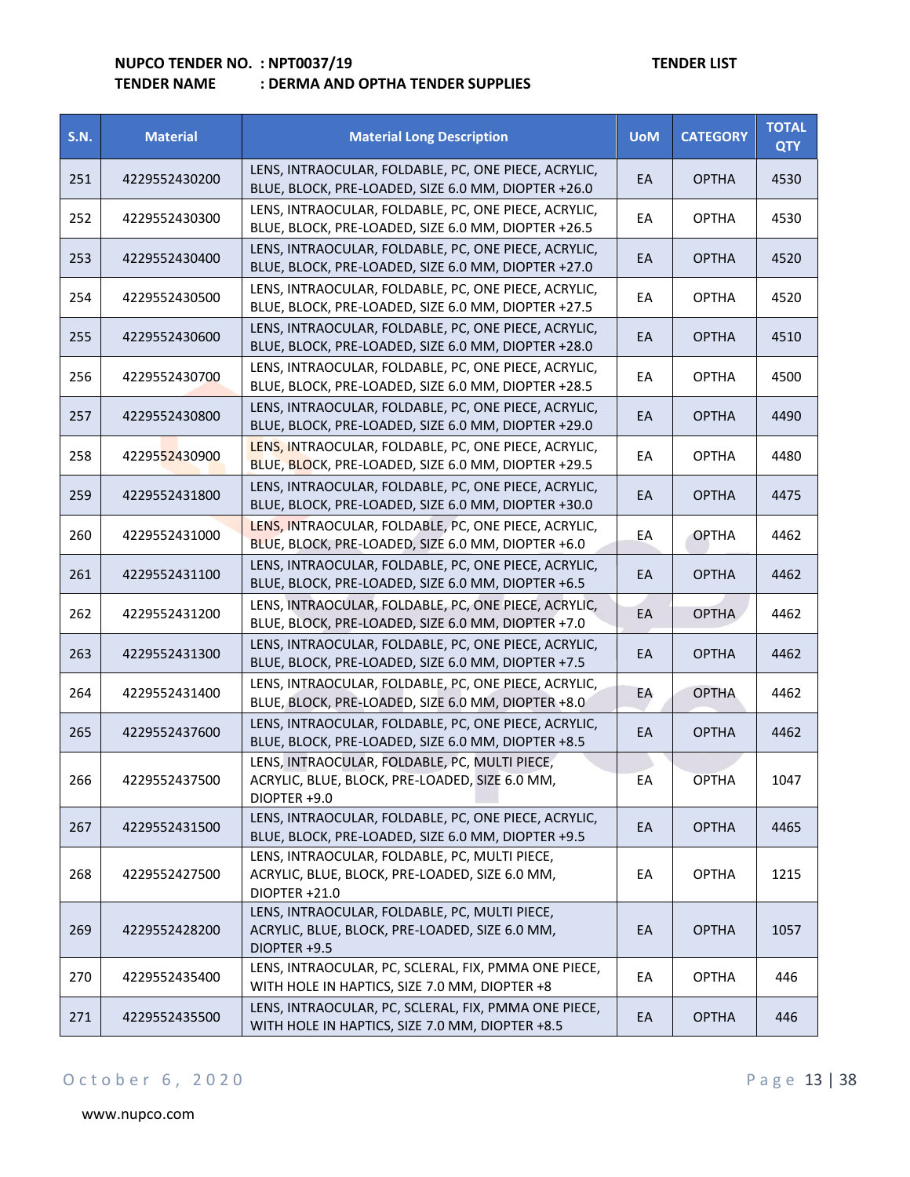**NUPCO TENDER NO. : NPT0037/19** **TENDER LIST**
**TENDER NAME : DERMA AND OPTHA TENDER SUPPLIES**

| S.N. | Material | Material Long Description | UoM | CATEGORY | TOTAL QTY |
|---|---|---|---|---|---|
| 251 | 4229552430200 | LENS, INTRAOCULAR, FOLDABLE, PC, ONE PIECE, ACRYLIC, BLUE, BLOCK, PRE-LOADED, SIZE 6.0 MM, DIOPTER +26.0 | EA | OPTHA | 4530 |
| 252 | 4229552430300 | LENS, INTRAOCULAR, FOLDABLE, PC, ONE PIECE, ACRYLIC, BLUE, BLOCK, PRE-LOADED, SIZE 6.0 MM, DIOPTER +26.5 | EA | OPTHA | 4530 |
| 253 | 4229552430400 | LENS, INTRAOCULAR, FOLDABLE, PC, ONE PIECE, ACRYLIC, BLUE, BLOCK, PRE-LOADED, SIZE 6.0 MM, DIOPTER +27.0 | EA | OPTHA | 4520 |
| 254 | 4229552430500 | LENS, INTRAOCULAR, FOLDABLE, PC, ONE PIECE, ACRYLIC, BLUE, BLOCK, PRE-LOADED, SIZE 6.0 MM, DIOPTER +27.5 | EA | OPTHA | 4520 |
| 255 | 4229552430600 | LENS, INTRAOCULAR, FOLDABLE, PC, ONE PIECE, ACRYLIC, BLUE, BLOCK, PRE-LOADED, SIZE 6.0 MM, DIOPTER +28.0 | EA | OPTHA | 4510 |
| 256 | 4229552430700 | LENS, INTRAOCULAR, FOLDABLE, PC, ONE PIECE, ACRYLIC, BLUE, BLOCK, PRE-LOADED, SIZE 6.0 MM, DIOPTER +28.5 | EA | OPTHA | 4500 |
| 257 | 4229552430800 | LENS, INTRAOCULAR, FOLDABLE, PC, ONE PIECE, ACRYLIC, BLUE, BLOCK, PRE-LOADED, SIZE 6.0 MM, DIOPTER +29.0 | EA | OPTHA | 4490 |
| 258 | 4229552430900 | LENS, INTRAOCULAR, FOLDABLE, PC, ONE PIECE, ACRYLIC, BLUE, BLOCK, PRE-LOADED, SIZE 6.0 MM, DIOPTER +29.5 | EA | OPTHA | 4480 |
| 259 | 4229552431800 | LENS, INTRAOCULAR, FOLDABLE, PC, ONE PIECE, ACRYLIC, BLUE, BLOCK, PRE-LOADED, SIZE 6.0 MM, DIOPTER +30.0 | EA | OPTHA | 4475 |
| 260 | 4229552431000 | LENS, INTRAOCULAR, FOLDABLE, PC, ONE PIECE, ACRYLIC, BLUE, BLOCK, PRE-LOADED, SIZE 6.0 MM, DIOPTER +6.0 | EA | OPTHA | 4462 |
| 261 | 4229552431100 | LENS, INTRAOCULAR, FOLDABLE, PC, ONE PIECE, ACRYLIC, BLUE, BLOCK, PRE-LOADED, SIZE 6.0 MM, DIOPTER +6.5 | EA | OPTHA | 4462 |
| 262 | 4229552431200 | LENS, INTRAOCULAR, FOLDABLE, PC, ONE PIECE, ACRYLIC, BLUE, BLOCK, PRE-LOADED, SIZE 6.0 MM, DIOPTER +7.0 | EA | OPTHA | 4462 |
| 263 | 4229552431300 | LENS, INTRAOCULAR, FOLDABLE, PC, ONE PIECE, ACRYLIC, BLUE, BLOCK, PRE-LOADED, SIZE 6.0 MM, DIOPTER +7.5 | EA | OPTHA | 4462 |
| 264 | 4229552431400 | LENS, INTRAOCULAR, FOLDABLE, PC, ONE PIECE, ACRYLIC, BLUE, BLOCK, PRE-LOADED, SIZE 6.0 MM, DIOPTER +8.0 | EA | OPTHA | 4462 |
| 265 | 4229552437600 | LENS, INTRAOCULAR, FOLDABLE, PC, ONE PIECE, ACRYLIC, BLUE, BLOCK, PRE-LOADED, SIZE 6.0 MM, DIOPTER +8.5 | EA | OPTHA | 4462 |
| 266 | 4229552437500 | LENS, INTRAOCULAR, FOLDABLE, PC, MULTI PIECE, ACRYLIC, BLUE, BLOCK, PRE-LOADED, SIZE 6.0 MM, DIOPTER +9.0 | EA | OPTHA | 1047 |
| 267 | 4229552431500 | LENS, INTRAOCULAR, FOLDABLE, PC, ONE PIECE, ACRYLIC, BLUE, BLOCK, PRE-LOADED, SIZE 6.0 MM, DIOPTER +9.5 | EA | OPTHA | 4465 |
| 268 | 4229552427500 | LENS, INTRAOCULAR, FOLDABLE, PC, MULTI PIECE, ACRYLIC, BLUE, BLOCK, PRE-LOADED, SIZE 6.0 MM, DIOPTER +21.0 | EA | OPTHA | 1215 |
| 269 | 4229552428200 | LENS, INTRAOCULAR, FOLDABLE, PC, MULTI PIECE, ACRYLIC, BLUE, BLOCK, PRE-LOADED, SIZE 6.0 MM, DIOPTER +9.5 | EA | OPTHA | 1057 |
| 270 | 4229552435400 | LENS, INTRAOCULAR, PC, SCLERAL, FIX, PMMA ONE PIECE, WITH HOLE IN HAPTICS, SIZE 7.0 MM, DIOPTER +8 | EA | OPTHA | 446 |
| 271 | 4229552435500 | LENS, INTRAOCULAR, PC, SCLERAL, FIX, PMMA ONE PIECE, WITH HOLE IN HAPTICS, SIZE 7.0 MM, DIOPTER +8.5 | EA | OPTHA | 446 |

October 6, 2020

www.nupco.com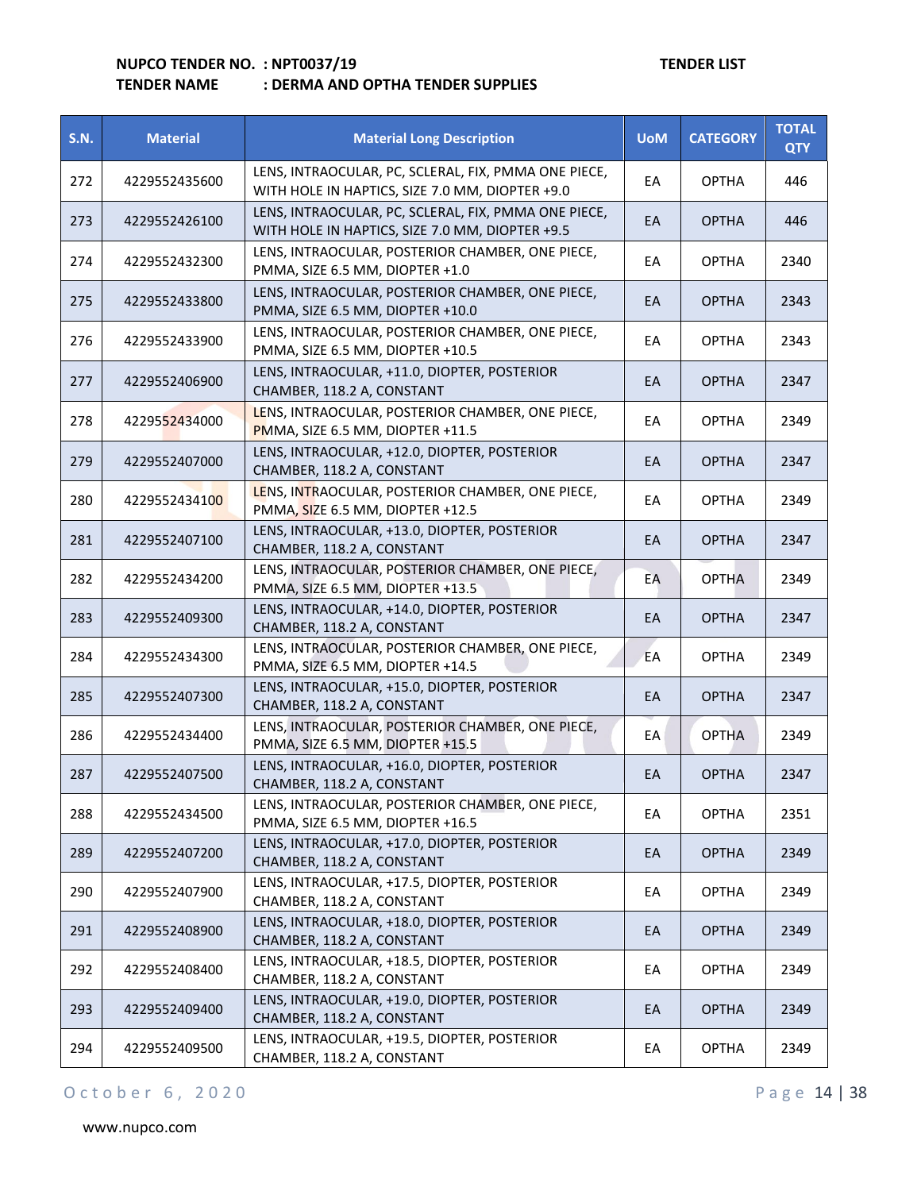**NUPCO TENDER NO. : NPT0037/19** **TENDER LIST**

**TENDER NAME : DERMA AND OPTHA TENDER SUPPLIES**

| S.N. | Material | Material Long Description | UoM | CATEGORY | TOTAL QTY |
|---|---|---|---|---|---|
| 272 | 4229552435600 | LENS, INTRAOCULAR, PC, SCLERAL, FIX, PMMA ONE PIECE, WITH HOLE IN HAPTICS, SIZE 7.0 MM, DIOPTER +9.0 | EA | OPTHA | 446 |
| 273 | 4229552426100 | LENS, INTRAOCULAR, PC, SCLERAL, FIX, PMMA ONE PIECE, WITH HOLE IN HAPTICS, SIZE 7.0 MM, DIOPTER +9.5 | EA | OPTHA | 446 |
| 274 | 4229552432300 | LENS, INTRAOCULAR, POSTERIOR CHAMBER, ONE PIECE, PMMA, SIZE 6.5 MM, DIOPTER +1.0 | EA | OPTHA | 2340 |
| 275 | 4229552433800 | LENS, INTRAOCULAR, POSTERIOR CHAMBER, ONE PIECE, PMMA, SIZE 6.5 MM, DIOPTER +10.0 | EA | OPTHA | 2343 |
| 276 | 4229552433900 | LENS, INTRAOCULAR, POSTERIOR CHAMBER, ONE PIECE, PMMA, SIZE 6.5 MM, DIOPTER +10.5 | EA | OPTHA | 2343 |
| 277 | 4229552406900 | LENS, INTRAOCULAR, +11.0, DIOPTER, POSTERIOR CHAMBER, 118.2 A, CONSTANT | EA | OPTHA | 2347 |
| 278 | 4229552434000 | LENS, INTRAOCULAR, POSTERIOR CHAMBER, ONE PIECE, PMMA, SIZE 6.5 MM, DIOPTER +11.5 | EA | OPTHA | 2349 |
| 279 | 4229552407000 | LENS, INTRAOCULAR, +12.0, DIOPTER, POSTERIOR CHAMBER, 118.2 A, CONSTANT | EA | OPTHA | 2347 |
| 280 | 4229552434100 | LENS, INTRAOCULAR, POSTERIOR CHAMBER, ONE PIECE, PMMA, SIZE 6.5 MM, DIOPTER +12.5 | EA | OPTHA | 2349 |
| 281 | 4229552407100 | LENS, INTRAOCULAR, +13.0, DIOPTER, POSTERIOR CHAMBER, 118.2 A, CONSTANT | EA | OPTHA | 2347 |
| 282 | 4229552434200 | LENS, INTRAOCULAR, POSTERIOR CHAMBER, ONE PIECE, PMMA, SIZE 6.5 MM, DIOPTER +13.5 | EA | OPTHA | 2349 |
| 283 | 4229552409300 | LENS, INTRAOCULAR, +14.0, DIOPTER, POSTERIOR CHAMBER, 118.2 A, CONSTANT | EA | OPTHA | 2347 |
| 284 | 4229552434300 | LENS, INTRAOCULAR, POSTERIOR CHAMBER, ONE PIECE, PMMA, SIZE 6.5 MM, DIOPTER +14.5 | EA | OPTHA | 2349 |
| 285 | 4229552407300 | LENS, INTRAOCULAR, +15.0, DIOPTER, POSTERIOR CHAMBER, 118.2 A, CONSTANT | EA | OPTHA | 2347 |
| 286 | 4229552434400 | LENS, INTRAOCULAR, POSTERIOR CHAMBER, ONE PIECE, PMMA, SIZE 6.5 MM, DIOPTER +15.5 | EA | OPTHA | 2349 |
| 287 | 4229552407500 | LENS, INTRAOCULAR, +16.0, DIOPTER, POSTERIOR CHAMBER, 118.2 A, CONSTANT | EA | OPTHA | 2347 |
| 288 | 4229552434500 | LENS, INTRAOCULAR, POSTERIOR CHAMBER, ONE PIECE, PMMA, SIZE 6.5 MM, DIOPTER +16.5 | EA | OPTHA | 2351 |
| 289 | 4229552407200 | LENS, INTRAOCULAR, +17.0, DIOPTER, POSTERIOR CHAMBER, 118.2 A, CONSTANT | EA | OPTHA | 2349 |
| 290 | 4229552407900 | LENS, INTRAOCULAR, +17.5, DIOPTER, POSTERIOR CHAMBER, 118.2 A, CONSTANT | EA | OPTHA | 2349 |
| 291 | 4229552408900 | LENS, INTRAOCULAR, +18.0, DIOPTER, POSTERIOR CHAMBER, 118.2 A, CONSTANT | EA | OPTHA | 2349 |
| 292 | 4229552408400 | LENS, INTRAOCULAR, +18.5, DIOPTER, POSTERIOR CHAMBER, 118.2 A, CONSTANT | EA | OPTHA | 2349 |
| 293 | 4229552409400 | LENS, INTRAOCULAR, +19.0, DIOPTER, POSTERIOR CHAMBER, 118.2 A, CONSTANT | EA | OPTHA | 2349 |
| 294 | 4229552409500 | LENS, INTRAOCULAR, +19.5, DIOPTER, POSTERIOR CHAMBER, 118.2 A, CONSTANT | EA | OPTHA | 2349 |

October 6, 2020

www.nupco.com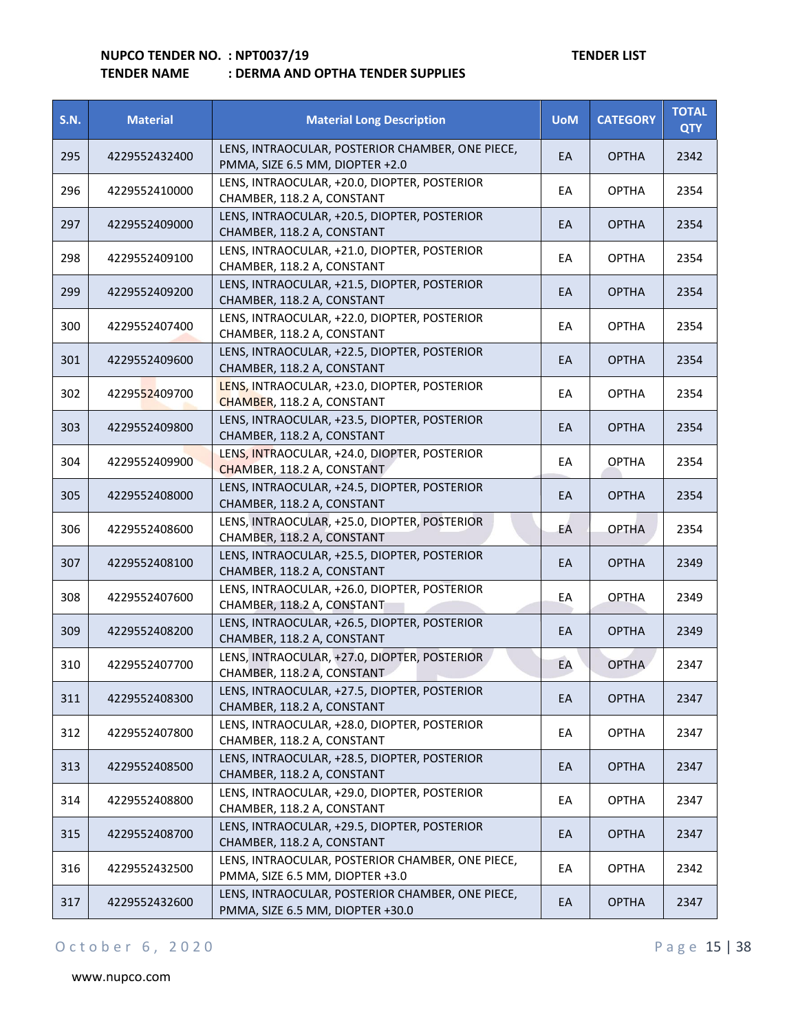**NUPCO TENDER NO. : NPT0037/19** **TENDER LIST**

**TENDER NAME : DERMA AND OPTHA TENDER SUPPLIES**

| S.N. | Material | Material Long Description | UoM | CATEGORY | TOTAL QTY |
|---|---|---|---|---|---|
| 295 | 4229552432400 | LENS, INTRAOCULAR, POSTERIOR CHAMBER, ONE PIECE, PMMA, SIZE 6.5 MM, DIOPTER +2.0 | EA | OPTHA | 2342 |
| 296 | 4229552410000 | LENS, INTRAOCULAR, +20.0, DIOPTER, POSTERIOR CHAMBER, 118.2 A, CONSTANT | EA | OPTHA | 2354 |
| 297 | 4229552409000 | LENS, INTRAOCULAR, +20.5, DIOPTER, POSTERIOR CHAMBER, 118.2 A, CONSTANT | EA | OPTHA | 2354 |
| 298 | 4229552409100 | LENS, INTRAOCULAR, +21.0, DIOPTER, POSTERIOR CHAMBER, 118.2 A, CONSTANT | EA | OPTHA | 2354 |
| 299 | 4229552409200 | LENS, INTRAOCULAR, +21.5, DIOPTER, POSTERIOR CHAMBER, 118.2 A, CONSTANT | EA | OPTHA | 2354 |
| 300 | 4229552407400 | LENS, INTRAOCULAR, +22.0, DIOPTER, POSTERIOR CHAMBER, 118.2 A, CONSTANT | EA | OPTHA | 2354 |
| 301 | 4229552409600 | LENS, INTRAOCULAR, +22.5, DIOPTER, POSTERIOR CHAMBER, 118.2 A, CONSTANT | EA | OPTHA | 2354 |
| 302 | 4229552409700 | LENS, INTRAOCULAR, +23.0, DIOPTER, POSTERIOR CHAMBER, 118.2 A, CONSTANT | EA | OPTHA | 2354 |
| 303 | 4229552409800 | LENS, INTRAOCULAR, +23.5, DIOPTER, POSTERIOR CHAMBER, 118.2 A, CONSTANT | EA | OPTHA | 2354 |
| 304 | 4229552409900 | LENS, INTRAOCULAR, +24.0, DIOPTER, POSTERIOR CHAMBER, 118.2 A, CONSTANT | EA | OPTHA | 2354 |
| 305 | 4229552408000 | LENS, INTRAOCULAR, +24.5, DIOPTER, POSTERIOR CHAMBER, 118.2 A, CONSTANT | EA | OPTHA | 2354 |
| 306 | 4229552408600 | LENS, INTRAOCULAR, +25.0, DIOPTER, POSTERIOR CHAMBER, 118.2 A, CONSTANT | EA | OPTHA | 2354 |
| 307 | 4229552408100 | LENS, INTRAOCULAR, +25.5, DIOPTER, POSTERIOR CHAMBER, 118.2 A, CONSTANT | EA | OPTHA | 2349 |
| 308 | 4229552407600 | LENS, INTRAOCULAR, +26.0, DIOPTER, POSTERIOR CHAMBER, 118.2 A, CONSTANT | EA | OPTHA | 2349 |
| 309 | 4229552408200 | LENS, INTRAOCULAR, +26.5, DIOPTER, POSTERIOR CHAMBER, 118.2 A, CONSTANT | EA | OPTHA | 2349 |
| 310 | 4229552407700 | LENS, INTRAOCULAR, +27.0, DIOPTER, POSTERIOR CHAMBER, 118.2 A, CONSTANT | EA | OPTHA | 2347 |
| 311 | 4229552408300 | LENS, INTRAOCULAR, +27.5, DIOPTER, POSTERIOR CHAMBER, 118.2 A, CONSTANT | EA | OPTHA | 2347 |
| 312 | 4229552407800 | LENS, INTRAOCULAR, +28.0, DIOPTER, POSTERIOR CHAMBER, 118.2 A, CONSTANT | EA | OPTHA | 2347 |
| 313 | 4229552408500 | LENS, INTRAOCULAR, +28.5, DIOPTER, POSTERIOR CHAMBER, 118.2 A, CONSTANT | EA | OPTHA | 2347 |
| 314 | 4229552408800 | LENS, INTRAOCULAR, +29.0, DIOPTER, POSTERIOR CHAMBER, 118.2 A, CONSTANT | EA | OPTHA | 2347 |
| 315 | 4229552408700 | LENS, INTRAOCULAR, +29.5, DIOPTER, POSTERIOR CHAMBER, 118.2 A, CONSTANT | EA | OPTHA | 2347 |
| 316 | 4229552432500 | LENS, INTRAOCULAR, POSTERIOR CHAMBER, ONE PIECE, PMMA, SIZE 6.5 MM, DIOPTER +3.0 | EA | OPTHA | 2342 |
| 317 | 4229552432600 | LENS, INTRAOCULAR, POSTERIOR CHAMBER, ONE PIECE, PMMA, SIZE 6.5 MM, DIOPTER +30.0 | EA | OPTHA | 2347 |

October 6, 2020

www.nupco.com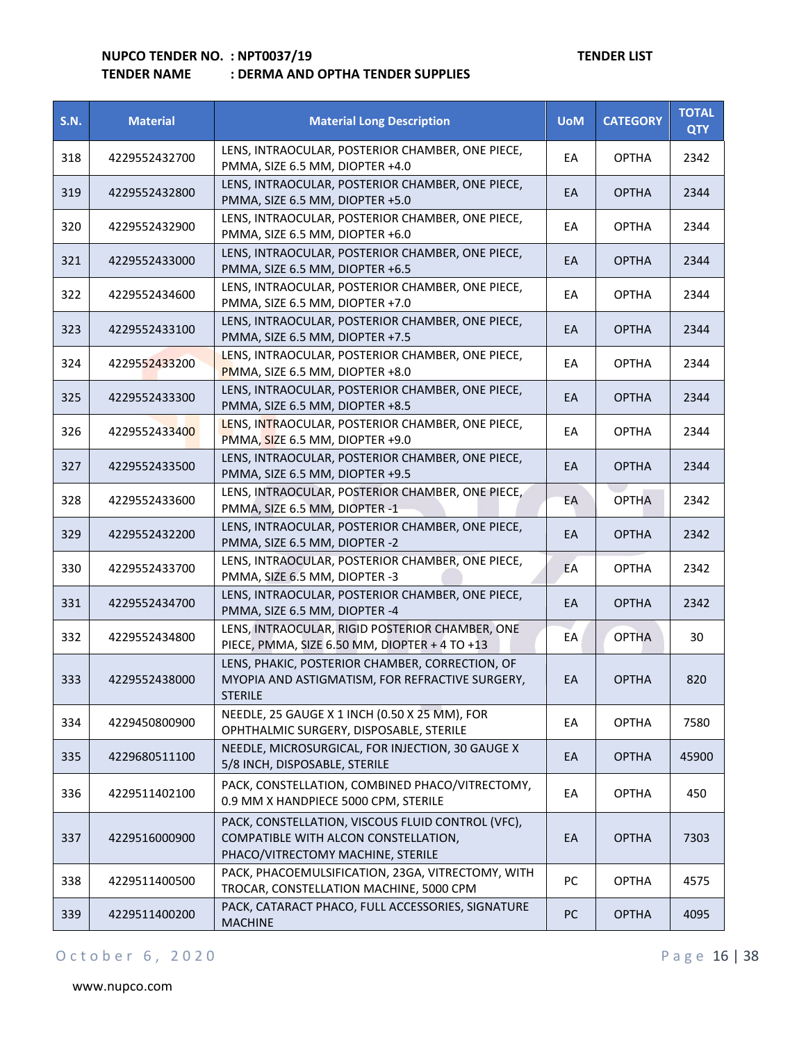**NUPCO TENDER NO. : NPT0037/19** **TENDER LIST**

**TENDER NAME : DERMA AND OPTHA TENDER SUPPLIES**

| S.N. | Material | Material Long Description | UoM | CATEGORY | TOTAL QTY |
|---|---|---|---|---|---|
| 318 | 4229552432700 | LENS, INTRAOCULAR, POSTERIOR CHAMBER, ONE PIECE, PMMA, SIZE 6.5 MM, DIOPTER +4.0 | EA | OPTHA | 2342 |
| 319 | 4229552432800 | LENS, INTRAOCULAR, POSTERIOR CHAMBER, ONE PIECE, PMMA, SIZE 6.5 MM, DIOPTER +5.0 | EA | OPTHA | 2344 |
| 320 | 4229552432900 | LENS, INTRAOCULAR, POSTERIOR CHAMBER, ONE PIECE, PMMA, SIZE 6.5 MM, DIOPTER +6.0 | EA | OPTHA | 2344 |
| 321 | 4229552433000 | LENS, INTRAOCULAR, POSTERIOR CHAMBER, ONE PIECE, PMMA, SIZE 6.5 MM, DIOPTER +6.5 | EA | OPTHA | 2344 |
| 322 | 4229552434600 | LENS, INTRAOCULAR, POSTERIOR CHAMBER, ONE PIECE, PMMA, SIZE 6.5 MM, DIOPTER +7.0 | EA | OPTHA | 2344 |
| 323 | 4229552433100 | LENS, INTRAOCULAR, POSTERIOR CHAMBER, ONE PIECE, PMMA, SIZE 6.5 MM, DIOPTER +7.5 | EA | OPTHA | 2344 |
| 324 | 4229552433200 | LENS, INTRAOCULAR, POSTERIOR CHAMBER, ONE PIECE, PMMA, SIZE 6.5 MM, DIOPTER +8.0 | EA | OPTHA | 2344 |
| 325 | 4229552433300 | LENS, INTRAOCULAR, POSTERIOR CHAMBER, ONE PIECE, PMMA, SIZE 6.5 MM, DIOPTER +8.5 | EA | OPTHA | 2344 |
| 326 | 4229552433400 | LENS, INTRAOCULAR, POSTERIOR CHAMBER, ONE PIECE, PMMA, SIZE 6.5 MM, DIOPTER +9.0 | EA | OPTHA | 2344 |
| 327 | 4229552433500 | LENS, INTRAOCULAR, POSTERIOR CHAMBER, ONE PIECE, PMMA, SIZE 6.5 MM, DIOPTER +9.5 | EA | OPTHA | 2344 |
| 328 | 4229552433600 | LENS, INTRAOCULAR, POSTERIOR CHAMBER, ONE PIECE, PMMA, SIZE 6.5 MM, DIOPTER -1 | EA | OPTHA | 2342 |
| 329 | 4229552432200 | LENS, INTRAOCULAR, POSTERIOR CHAMBER, ONE PIECE, PMMA, SIZE 6.5 MM, DIOPTER -2 | EA | OPTHA | 2342 |
| 330 | 4229552433700 | LENS, INTRAOCULAR, POSTERIOR CHAMBER, ONE PIECE, PMMA, SIZE 6.5 MM, DIOPTER -3 | EA | OPTHA | 2342 |
| 331 | 4229552434700 | LENS, INTRAOCULAR, POSTERIOR CHAMBER, ONE PIECE, PMMA, SIZE 6.5 MM, DIOPTER -4 | EA | OPTHA | 2342 |
| 332 | 4229552434800 | LENS, INTRAOCULAR, RIGID POSTERIOR CHAMBER, ONE PIECE, PMMA, SIZE 6.50 MM, DIOPTER + 4 TO +13 | EA | OPTHA | 30 |
| 333 | 4229552438000 | LENS, PHAKIC, POSTERIOR CHAMBER, CORRECTION, OF MYOPIA AND ASTIGMATISM, FOR REFRACTIVE SURGERY, STERILE | EA | OPTHA | 820 |
| 334 | 4229450800900 | NEEDLE, 25 GAUGE X 1 INCH (0.50 X 25 MM), FOR OPHTHALMIC SURGERY, DISPOSABLE, STERILE | EA | OPTHA | 7580 |
| 335 | 4229680511100 | NEEDLE, MICROSURGICAL, FOR INJECTION, 30 GAUGE X 5/8 INCH, DISPOSABLE, STERILE | EA | OPTHA | 45900 |
| 336 | 4229511402100 | PACK, CONSTELLATION, COMBINED PHACO/VITRECTOMY, 0.9 MM X HANDPIECE 5000 CPM, STERILE | EA | OPTHA | 450 |
| 337 | 4229516000900 | PACK, CONSTELLATION, VISCOUS FLUID CONTROL (VFC), COMPATIBLE WITH ALCON CONSTELLATION, PHACO/VITRECTOMY MACHINE, STERILE | EA | OPTHA | 7303 |
| 338 | 4229511400500 | PACK, PHACOEMULSIFICATION, 23GA, VITRECTOMY, WITH TROCAR, CONSTELLATION MACHINE, 5000 CPM | PC | OPTHA | 4575 |
| 339 | 4229511400200 | PACK, CATARACT PHACO, FULL ACCESSORIES, SIGNATURE MACHINE | PC | OPTHA | 4095 |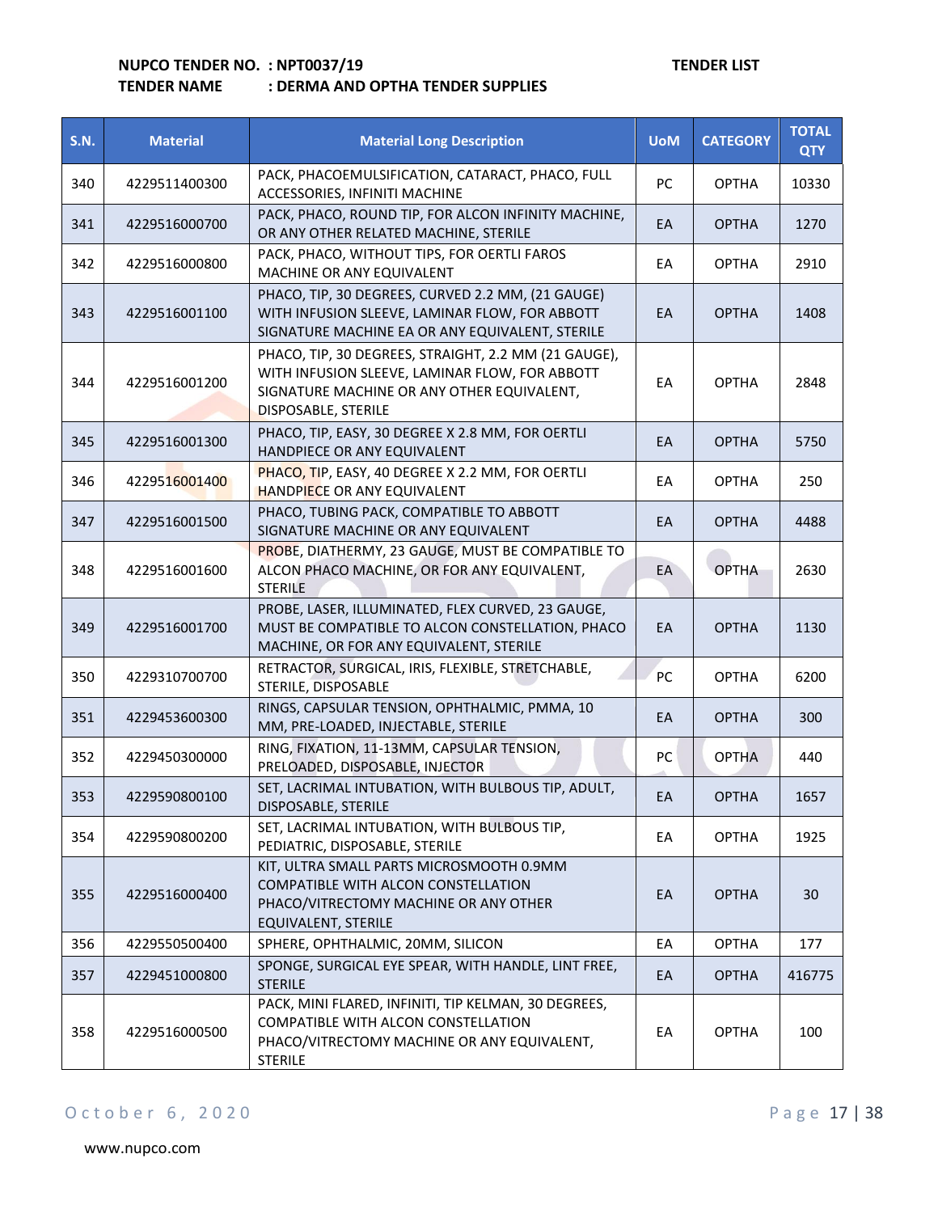**NUPCO TENDER NO. : NPT0037/19** **TENDER LIST**

**TENDER NAME : DERMA AND OPTHA TENDER SUPPLIES**

| S.N. | Material | Material Long Description | UoM | CATEGORY | TOTAL QTY |
|---|---|---|---|---|---|
| 340 | 4229511400300 | PACK, PHACOEMULSIFICATION, CATARACT, PHACO, FULL ACCESSORIES, INFINITI MACHINE | PC | OPTHA | 10330 |
| 341 | 4229516000700 | PACK, PHACO, ROUND TIP, FOR ALCON INFINITY MACHINE, OR ANY OTHER RELATED MACHINE, STERILE | EA | OPTHA | 1270 |
| 342 | 4229516000800 | PACK, PHACO, WITHOUT TIPS, FOR OERTLI FAROS MACHINE OR ANY EQUIVALENT | EA | OPTHA | 2910 |
| 343 | 4229516001100 | PHACO, TIP, 30 DEGREES, CURVED 2.2 MM, (21 GAUGE) WITH INFUSION SLEEVE, LAMINAR FLOW, FOR ABBOTT SIGNATURE MACHINE EA OR ANY EQUIVALENT, STERILE | EA | OPTHA | 1408 |
| 344 | 4229516001200 | PHACO, TIP, 30 DEGREES, STRAIGHT, 2.2 MM (21 GAUGE), WITH INFUSION SLEEVE, LAMINAR FLOW, FOR ABBOTT SIGNATURE MACHINE OR ANY OTHER EQUIVALENT, DISPOSABLE, STERILE | EA | OPTHA | 2848 |
| 345 | 4229516001300 | PHACO, TIP, EASY, 30 DEGREE X 2.8 MM, FOR OERTLI HANDPIECE OR ANY EQUIVALENT | EA | OPTHA | 5750 |
| 346 | 4229516001400 | PHACO, TIP, EASY, 40 DEGREE X 2.2 MM, FOR OERTLI HANDPIECE OR ANY EQUIVALENT | EA | OPTHA | 250 |
| 347 | 4229516001500 | PHACO, TUBING PACK, COMPATIBLE TO ABBOTT SIGNATURE MACHINE OR ANY EQUIVALENT | EA | OPTHA | 4488 |
| 348 | 4229516001600 | PROBE, DIATHERMY, 23 GAUGE, MUST BE COMPATIBLE TO ALCON PHACO MACHINE, OR FOR ANY EQUIVALENT, STERILE | EA | OPTHA | 2630 |
| 349 | 4229516001700 | PROBE, LASER, ILLUMINATED, FLEX CURVED, 23 GAUGE, MUST BE COMPATIBLE TO ALCON CONSTELLATION, PHACO MACHINE, OR FOR ANY EQUIVALENT, STERILE | EA | OPTHA | 1130 |
| 350 | 4229310700700 | RETRACTOR, SURGICAL, IRIS, FLEXIBLE, STRETCHABLE, STERILE, DISPOSABLE | PC | OPTHA | 6200 |
| 351 | 4229453600300 | RINGS, CAPSULAR TENSION, OPHTHALMIC, PMMA, 10 MM, PRE-LOADED, INJECTABLE, STERILE | EA | OPTHA | 300 |
| 352 | 4229450300000 | RING, FIXATION, 11-13MM, CAPSULAR TENSION, PRELOADED, DISPOSABLE, INJECTOR | PC | OPTHA | 440 |
| 353 | 4229590800100 | SET, LACRIMAL INTUBATION, WITH BULBOUS TIP, ADULT, DISPOSABLE, STERILE | EA | OPTHA | 1657 |
| 354 | 4229590800200 | SET, LACRIMAL INTUBATION, WITH BULBOUS TIP, PEDIATRIC, DISPOSABLE, STERILE | EA | OPTHA | 1925 |
| 355 | 4229516000400 | KIT, ULTRA SMALL PARTS MICROSMOOTH 0.9MM COMPATIBLE WITH ALCON CONSTELLATION PHACO/VITRECTOMY MACHINE OR ANY OTHER EQUIVALENT, STERILE | EA | OPTHA | 30 |
| 356 | 4229550500400 | SPHERE, OPHTHALMIC, 20MM, SILICON | EA | OPTHA | 177 |
| 357 | 4229451000800 | SPONGE, SURGICAL EYE SPEAR, WITH HANDLE, LINT FREE, STERILE | EA | OPTHA | 416775 |
| 358 | 4229516000500 | PACK, MINI FLARED, INFINITI, TIP KELMAN, 30 DEGREES, COMPATIBLE WITH ALCON CONSTELLATION PHACO/VITRECTOMY MACHINE OR ANY EQUIVALENT, STERILE | EA | OPTHA | 100 |

October 6, 2020

www.nupco.com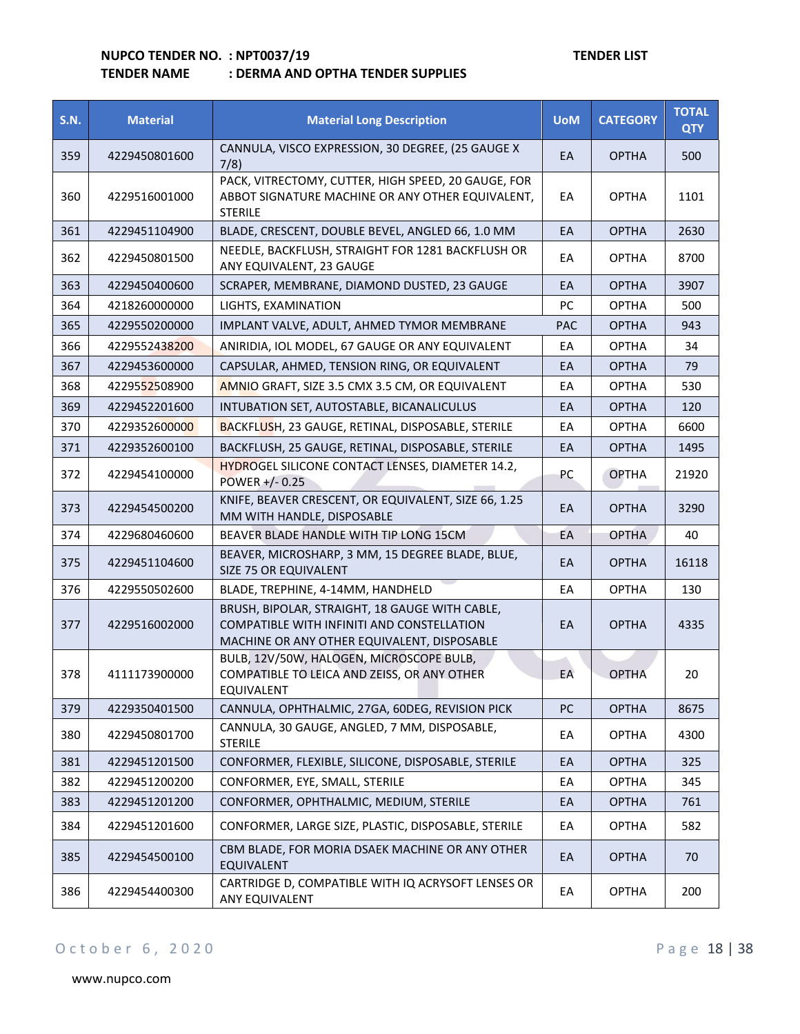**NUPCO TENDER NO. : NPT0037/19** **TENDER LIST**

**TENDER NAME : DERMA AND OPTHA TENDER SUPPLIES**

| S.N. | Material | Material Long Description | UoM | CATEGORY | TOTAL QTY |
|---|---|---|---|---|---|
| 359 | 4229450801600 | CANNULA, VISCO EXPRESSION, 30 DEGREE, (25 GAUGE X 7/8) | EA | OPTHA | 500 |
| 360 | 4229516001000 | PACK, VITRECTOMY, CUTTER, HIGH SPEED, 20 GAUGE, FOR ABBOT SIGNATURE MACHINE OR ANY OTHER EQUIVALENT, STERILE | EA | OPTHA | 1101 |
| 361 | 4229451104900 | BLADE, CRESCENT, DOUBLE BEVEL, ANGLED 66, 1.0 MM | EA | OPTHA | 2630 |
| 362 | 4229450801500 | NEEDLE, BACKFLUSH, STRAIGHT FOR 1281 BACKFLUSH OR ANY EQUIVALENT, 23 GAUGE | EA | OPTHA | 8700 |
| 363 | 4229450400600 | SCRAPER, MEMBRANE, DIAMOND DUSTED, 23 GAUGE | EA | OPTHA | 3907 |
| 364 | 4218260000000 | LIGHTS, EXAMINATION | PC | OPTHA | 500 |
| 365 | 4229550200000 | IMPLANT VALVE, ADULT, AHMED TYMOR MEMBRANE | PAC | OPTHA | 943 |
| 366 | 4229552438200 | ANIRIDIA, IOL MODEL, 67 GAUGE OR ANY EQUIVALENT | EA | OPTHA | 34 |
| 367 | 4229453600000 | CAPSULAR, AHMED, TENSION RING, OR EQUIVALENT | EA | OPTHA | 79 |
| 368 | 4229552508900 | AMNIO GRAFT, SIZE 3.5 CMX 3.5 CM, OR EQUIVALENT | EA | OPTHA | 530 |
| 369 | 4229452201600 | INTUBATION SET, AUTOSTABLE, BICANALICULUS | EA | OPTHA | 120 |
| 370 | 4229352600000 | BACKFLUSH, 23 GAUGE, RETINAL, DISPOSABLE, STERILE | EA | OPTHA | 6600 |
| 371 | 4229352600100 | BACKFLUSH, 25 GAUGE, RETINAL, DISPOSABLE, STERILE | EA | OPTHA | 1495 |
| 372 | 4229454100000 | HYDROGEL SILICONE CONTACT LENSES, DIAMETER 14.2, POWER +/- 0.25 | PC | OPTHA | 21920 |
| 373 | 4229454500200 | KNIFE, BEAVER CRESCENT, OR EQUIVALENT, SIZE 66, 1.25 MM WITH HANDLE, DISPOSABLE | EA | OPTHA | 3290 |
| 374 | 4229680460600 | BEAVER BLADE HANDLE WITH TIP LONG 15CM | EA | OPTHA | 40 |
| 375 | 4229451104600 | BEAVER, MICROSHARP, 3 MM, 15 DEGREE BLADE, BLUE, SIZE 75 OR EQUIVALENT | EA | OPTHA | 16118 |
| 376 | 4229550502600 | BLADE, TREPHINE, 4-14MM, HANDHELD | EA | OPTHA | 130 |
| 377 | 4229516002000 | BRUSH, BIPOLAR, STRAIGHT, 18 GAUGE WITH CABLE, COMPATIBLE WITH INFINITI AND CONSTELLATION MACHINE OR ANY OTHER EQUIVALENT, DISPOSABLE | EA | OPTHA | 4335 |
| 378 | 4111173900000 | BULB, 12V/50W, HALOGEN, MICROSCOPE BULB, COMPATIBLE TO LEICA AND ZEISS, OR ANY OTHER EQUIVALENT | EA | OPTHA | 20 |
| 379 | 4229350401500 | CANNULA, OPHTHALMIC, 27GA, 60DEG, REVISION PICK | PC | OPTHA | 8675 |
| 380 | 4229450801700 | CANNULA, 30 GAUGE, ANGLED, 7 MM, DISPOSABLE, STERILE | EA | OPTHA | 4300 |
| 381 | 4229451201500 | CONFORMER, FLEXIBLE, SILICONE, DISPOSABLE, STERILE | EA | OPTHA | 325 |
| 382 | 4229451200200 | CONFORMER, EYE, SMALL, STERILE | EA | OPTHA | 345 |
| 383 | 4229451201200 | CONFORMER, OPHTHALMIC, MEDIUM, STERILE | EA | OPTHA | 761 |
| 384 | 4229451201600 | CONFORMER, LARGE SIZE, PLASTIC, DISPOSABLE, STERILE | EA | OPTHA | 582 |
| 385 | 4229454500100 | CBM BLADE, FOR MORIA DSAEK MACHINE OR ANY OTHER EQUIVALENT | EA | OPTHA | 70 |
| 386 | 4229454400300 | CARTRIDGE D, COMPATIBLE WITH IQ ACRYSOFT LENSES OR ANY EQUIVALENT | EA | OPTHA | 200 |

October 6, 2020

www.nupco.com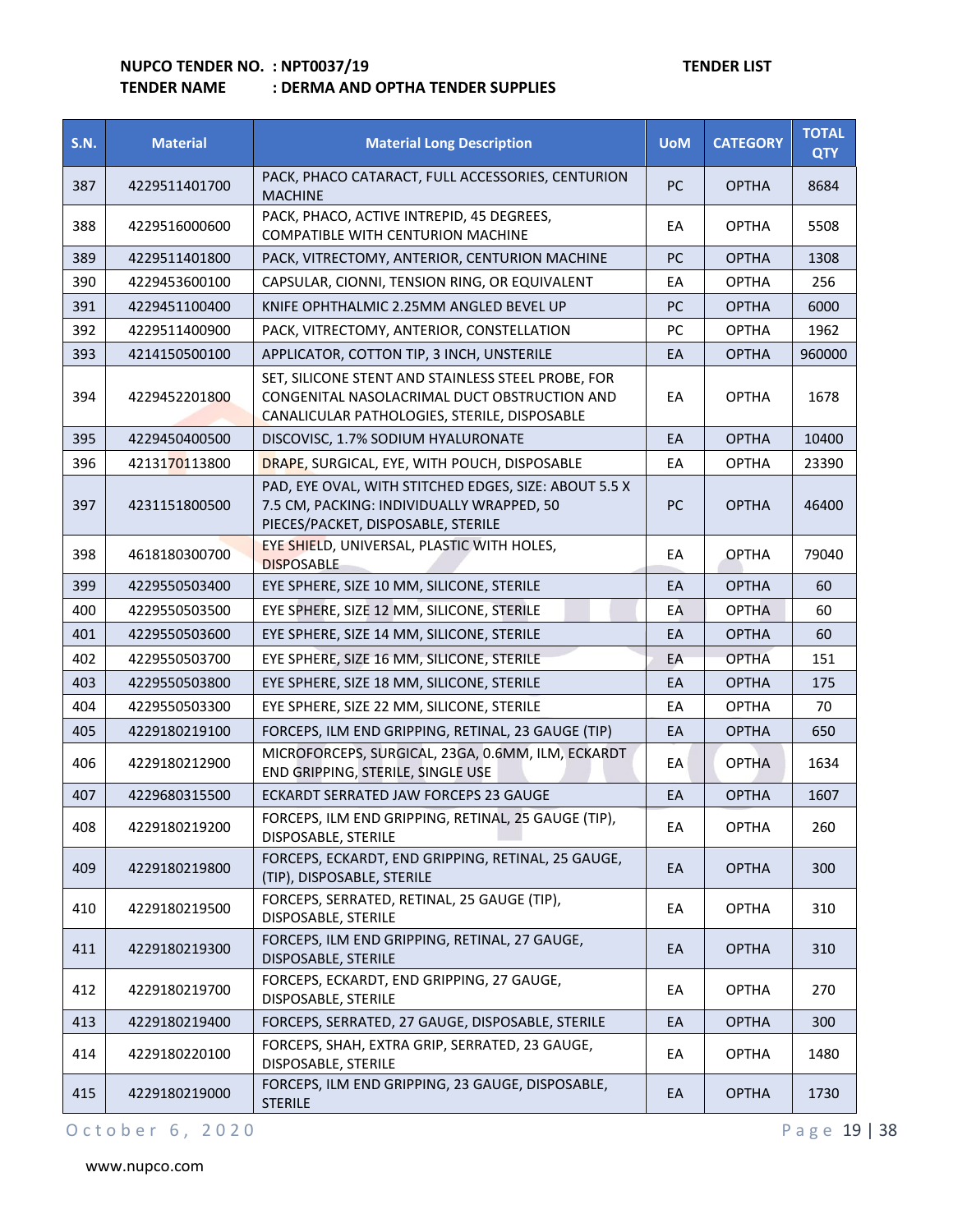**NUPCO TENDER NO. : NPT0037/19** **TENDER LIST**

**TENDER NAME : DERMA AND OPTHA TENDER SUPPLIES**

| S.N. | Material | Material Long Description | UoM | CATEGORY | TOTAL QTY |
|---|---|---|---|---|---|
| 387 | 4229511401700 | PACK, PHACO CATARACT, FULL ACCESSORIES, CENTURION MACHINE | PC | OPTHA | 8684 |
| 388 | 4229516000600 | PACK, PHACO, ACTIVE INTREPID, 45 DEGREES, COMPATIBLE WITH CENTURION MACHINE | EA | OPTHA | 5508 |
| 389 | 4229511401800 | PACK, VITRECTOMY, ANTERIOR, CENTURION MACHINE | PC | OPTHA | 1308 |
| 390 | 4229453600100 | CAPSULAR, CIONNI, TENSION RING, OR EQUIVALENT | EA | OPTHA | 256 |
| 391 | 4229451100400 | KNIFE OPHTHALMIC 2.25MM ANGLED BEVEL UP | PC | OPTHA | 6000 |
| 392 | 4229511400900 | PACK, VITRECTOMY, ANTERIOR, CONSTELLATION | PC | OPTHA | 1962 |
| 393 | 4214150500100 | APPLICATOR, COTTON TIP, 3 INCH, UNSTERILE | EA | OPTHA | 960000 |
| 394 | 4229452201800 | SET, SILICONE STENT AND STAINLESS STEEL PROBE, FOR CONGENITAL NASOLACRIMAL DUCT OBSTRUCTION AND CANALICULAR PATHOLOGIES, STERILE, DISPOSABLE | EA | OPTHA | 1678 |
| 395 | 4229450400500 | DISCOVISC, 1.7% SODIUM HYALURONATE | EA | OPTHA | 10400 |
| 396 | 4213170113800 | DRAPE, SURGICAL, EYE, WITH POUCH, DISPOSABLE | EA | OPTHA | 23390 |
| 397 | 4231151800500 | PAD, EYE OVAL, WITH STITCHED EDGES, SIZE: ABOUT 5.5 X 7.5 CM, PACKING: INDIVIDUALLY WRAPPED, 50 PIECES/PACKET, DISPOSABLE, STERILE | PC | OPTHA | 46400 |
| 398 | 4618180300700 | EYE SHIELD, UNIVERSAL, PLASTIC WITH HOLES, DISPOSABLE | EA | OPTHA | 79040 |
| 399 | 4229550503400 | EYE SPHERE, SIZE 10 MM, SILICONE, STERILE | EA | OPTHA | 60 |
| 400 | 4229550503500 | EYE SPHERE, SIZE 12 MM, SILICONE, STERILE | EA | OPTHA | 60 |
| 401 | 4229550503600 | EYE SPHERE, SIZE 14 MM, SILICONE, STERILE | EA | OPTHA | 60 |
| 402 | 4229550503700 | EYE SPHERE, SIZE 16 MM, SILICONE, STERILE | EA | OPTHA | 151 |
| 403 | 4229550503800 | EYE SPHERE, SIZE 18 MM, SILICONE, STERILE | EA | OPTHA | 175 |
| 404 | 4229550503300 | EYE SPHERE, SIZE 22 MM, SILICONE, STERILE | EA | OPTHA | 70 |
| 405 | 4229180219100 | FORCEPS, ILM END GRIPPING, RETINAL, 23 GAUGE (TIP) | EA | OPTHA | 650 |
| 406 | 4229180212900 | MICROFORCEPS, SURGICAL, 23GA, 0.6MM, ILM, ECKARDT END GRIPPING, STERILE, SINGLE USE | EA | OPTHA | 1634 |
| 407 | 4229680315500 | ECKARDT SERRATED JAW FORCEPS 23 GAUGE | EA | OPTHA | 1607 |
| 408 | 4229180219200 | FORCEPS, ILM END GRIPPING, RETINAL, 25 GAUGE (TIP), DISPOSABLE, STERILE | EA | OPTHA | 260 |
| 409 | 4229180219800 | FORCEPS, ECKARDT, END GRIPPING, RETINAL, 25 GAUGE, (TIP), DISPOSABLE, STERILE | EA | OPTHA | 300 |
| 410 | 4229180219500 | FORCEPS, SERRATED, RETINAL, 25 GAUGE (TIP), DISPOSABLE, STERILE | EA | OPTHA | 310 |
| 411 | 4229180219300 | FORCEPS, ILM END GRIPPING, RETINAL, 27 GAUGE, DISPOSABLE, STERILE | EA | OPTHA | 310 |
| 412 | 4229180219700 | FORCEPS, ECKARDT, END GRIPPING, 27 GAUGE, DISPOSABLE, STERILE | EA | OPTHA | 270 |
| 413 | 4229180219400 | FORCEPS, SERRATED, 27 GAUGE, DISPOSABLE, STERILE | EA | OPTHA | 300 |
| 414 | 4229180220100 | FORCEPS, SHAH, EXTRA GRIP, SERRATED, 23 GAUGE, DISPOSABLE, STERILE | EA | OPTHA | 1480 |
| 415 | 4229180219000 | FORCEPS, ILM END GRIPPING, 23 GAUGE, DISPOSABLE, STERILE | EA | OPTHA | 1730 |

October 6, 2020

www.nupco.com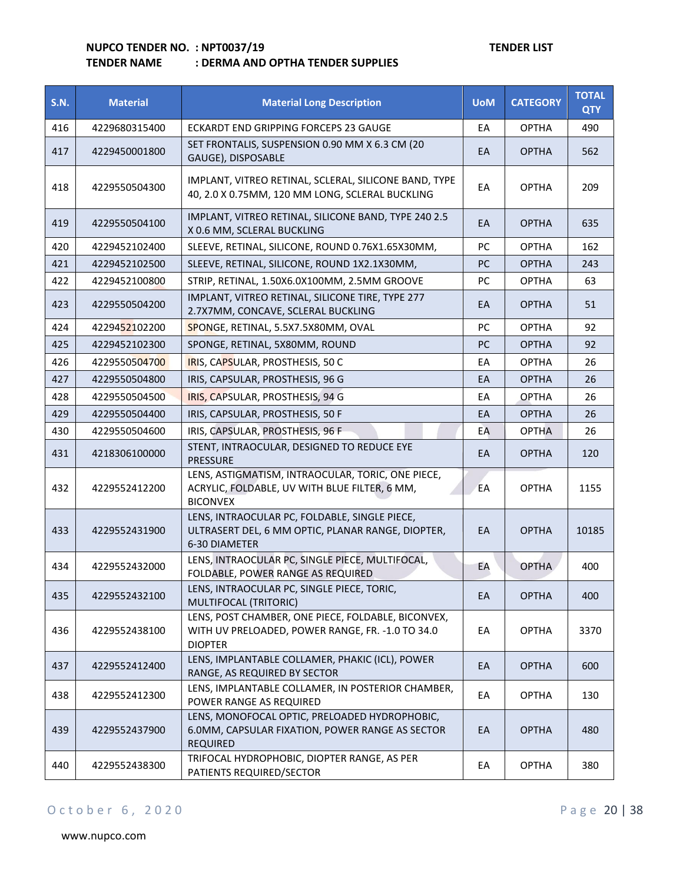**NUPCO TENDER NO. : NPT0037/19** **TENDER LIST**

**TENDER NAME : DERMA AND OPTHA TENDER SUPPLIES**

| S.N. | Material | Material Long Description | UoM | CATEGORY | TOTAL QTY |
|---|---|---|---|---|---|
| 416 | 4229680315400 | ECKARDT END GRIPPING FORCEPS 23 GAUGE | EA | OPTHA | 490 |
| 417 | 4229450001800 | SET FRONTALIS, SUSPENSION 0.90 MM X 6.3 CM (20 GAUGE), DISPOSABLE | EA | OPTHA | 562 |
| 418 | 4229550504300 | IMPLANT, VITREO RETINAL, SCLERAL, SILICONE BAND, TYPE 40, 2.0 X 0.75MM, 120 MM LONG, SCLERAL BUCKLING | EA | OPTHA | 209 |
| 419 | 4229550504100 | IMPLANT, VITREO RETINAL, SILICONE BAND, TYPE 240 2.5 X 0.6 MM, SCLERAL BUCKLING | EA | OPTHA | 635 |
| 420 | 4229452102400 | SLEEVE, RETINAL, SILICONE, ROUND 0.76X1.65X30MM, | PC | OPTHA | 162 |
| 421 | 4229452102500 | SLEEVE, RETINAL, SILICONE, ROUND 1X2.1X30MM, | PC | OPTHA | 243 |
| 422 | 4229452100800 | STRIP, RETINAL, 1.50X6.0X100MM, 2.5MM GROOVE | PC | OPTHA | 63 |
| 423 | 4229550504200 | IMPLANT, VITREO RETINAL, SILICONE TIRE, TYPE 277 2.7X7MM, CONCAVE, SCLERAL BUCKLING | EA | OPTHA | 51 |
| 424 | 4229452102200 | SPONGE, RETINAL, 5.5X7.5X80MM, OVAL | PC | OPTHA | 92 |
| 425 | 4229452102300 | SPONGE, RETINAL, 5X80MM, ROUND | PC | OPTHA | 92 |
| 426 | 4229550504700 | IRIS, CAPSULAR, PROSTHESIS, 50 C | EA | OPTHA | 26 |
| 427 | 4229550504800 | IRIS, CAPSULAR, PROSTHESIS, 96 G | EA | OPTHA | 26 |
| 428 | 4229550504500 | IRIS, CAPSULAR, PROSTHESIS, 94 G | EA | OPTHA | 26 |
| 429 | 4229550504400 | IRIS, CAPSULAR, PROSTHESIS, 50 F | EA | OPTHA | 26 |
| 430 | 4229550504600 | IRIS, CAPSULAR, PROSTHESIS, 96 F | EA | OPTHA | 26 |
| 431 | 4218306100000 | STENT, INTRAOCULAR, DESIGNED TO REDUCE EYE PRESSURE | EA | OPTHA | 120 |
| 432 | 4229552412200 | LENS, ASTIGMATISM, INTRAOCULAR, TORIC, ONE PIECE, ACRYLIC, FOLDABLE, UV WITH BLUE FILTER, 6 MM, BICONVEX | EA | OPTHA | 1155 |
| 433 | 4229552431900 | LENS, INTRAOCULAR PC, FOLDABLE, SINGLE PIECE, ULTRASERT DEL, 6 MM OPTIC, PLANAR RANGE, DIOPTER, 6-30 DIAMETER | EA | OPTHA | 10185 |
| 434 | 4229552432000 | LENS, INTRAOCULAR PC, SINGLE PIECE, MULTIFOCAL, FOLDABLE, POWER RANGE AS REQUIRED | EA | OPTHA | 400 |
| 435 | 4229552432100 | LENS, INTRAOCULAR PC, SINGLE PIECE, TORIC, MULTIFOCAL (TRITORIC) | EA | OPTHA | 400 |
| 436 | 4229552438100 | LENS, POST CHAMBER, ONE PIECE, FOLDABLE, BICONVEX, WITH UV PRELOADED, POWER RANGE, FR. -1.0 TO 34.0 DIOPTER | EA | OPTHA | 3370 |
| 437 | 4229552412400 | LENS, IMPLANTABLE COLLAMER, PHAKIC (ICL), POWER RANGE, AS REQUIRED BY SECTOR | EA | OPTHA | 600 |
| 438 | 4229552412300 | LENS, IMPLANTABLE COLLAMER, IN POSTERIOR CHAMBER, POWER RANGE AS REQUIRED | EA | OPTHA | 130 |
| 439 | 4229552437900 | LENS, MONOFOCAL OPTIC, PRELOADED HYDROPHOBIC, 6.0MM, CAPSULAR FIXATION, POWER RANGE AS SECTOR REQUIRED | EA | OPTHA | 480 |
| 440 | 4229552438300 | TRIFOCAL HYDROPHOBIC, DIOPTER RANGE, AS PER PATIENTS REQUIRED/SECTOR | EA | OPTHA | 380 |

October 6, 2020

www.nupco.com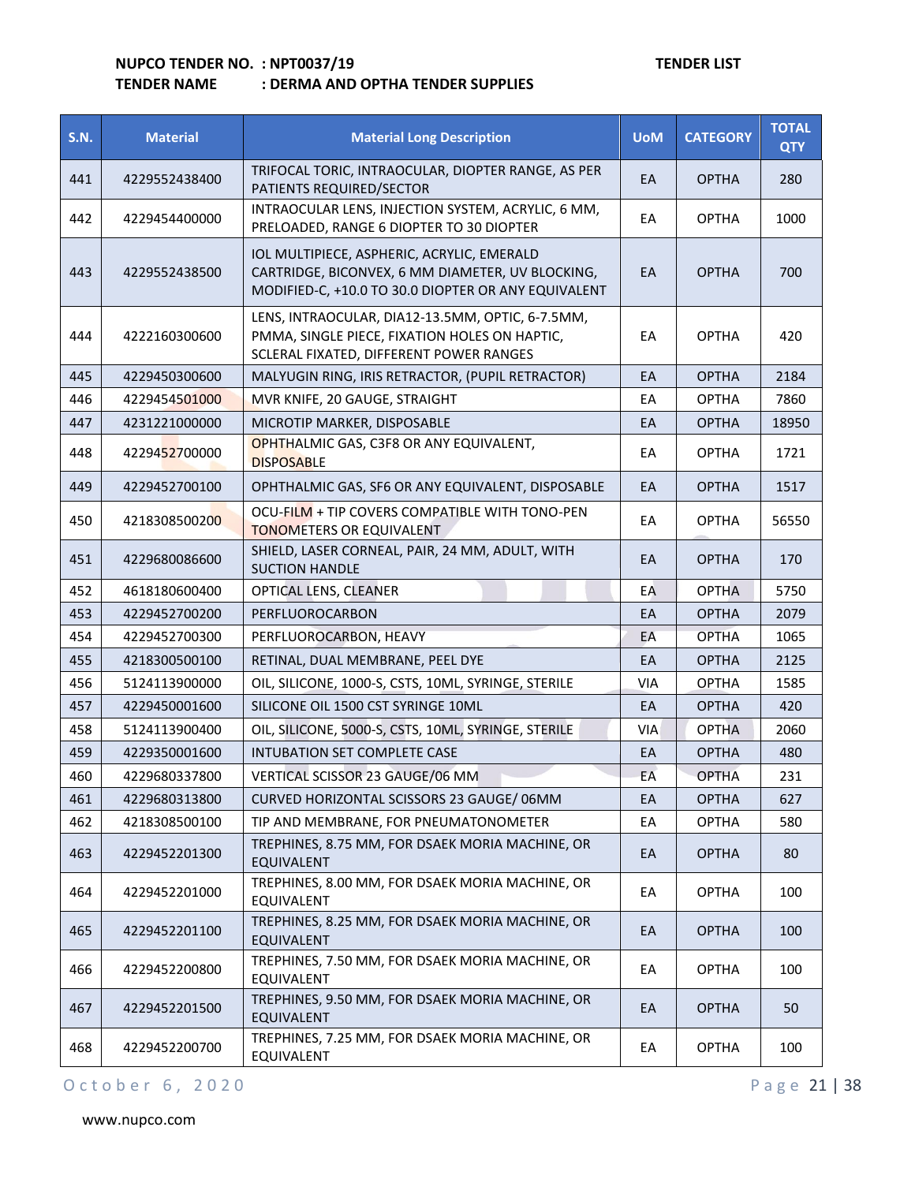**NUPCO TENDER NO. : NPT0037/19** **TENDER LIST**

**TENDER NAME : DERMA AND OPTHA TENDER SUPPLIES**

| S.N. | Material | Material Long Description | UoM | CATEGORY | TOTAL QTY |
|---|---|---|---|---|---|
| 441 | 4229552438400 | TRIFOCAL TORIC, INTRAOCULAR, DIOPTER RANGE, AS PER PATIENTS REQUIRED/SECTOR | EA | OPTHA | 280 |
| 442 | 4229454400000 | INTRAOCULAR LENS, INJECTION SYSTEM, ACRYLIC, 6 MM, PRELOADED, RANGE 6 DIOPTER TO 30 DIOPTER | EA | OPTHA | 1000 |
| 443 | 4229552438500 | IOL MULTIPIECE, ASPHERIC, ACRYLIC, EMERALD CARTRIDGE, BICONVEX, 6 MM DIAMETER, UV BLOCKING, MODIFIED-C, +10.0 TO 30.0 DIOPTER OR ANY EQUIVALENT | EA | OPTHA | 700 |
| 444 | 4222160300600 | LENS, INTRAOCULAR, DIA12-13.5MM, OPTIC, 6-7.5MM, PMMA, SINGLE PIECE, FIXATION HOLES ON HAPTIC, SCLERAL FIXATED, DIFFERENT POWER RANGES | EA | OPTHA | 420 |
| 445 | 4229450300600 | MALYUGIN RING, IRIS RETRACTOR, (PUPIL RETRACTOR) | EA | OPTHA | 2184 |
| 446 | 4229454501000 | MVR KNIFE, 20 GAUGE, STRAIGHT | EA | OPTHA | 7860 |
| 447 | 4231221000000 | MICROTIP MARKER, DISPOSABLE | EA | OPTHA | 18950 |
| 448 | 4229452700000 | OPHTHALMIC GAS, C3F8 OR ANY EQUIVALENT, DISPOSABLE | EA | OPTHA | 1721 |
| 449 | 4229452700100 | OPHTHALMIC GAS, SF6 OR ANY EQUIVALENT, DISPOSABLE | EA | OPTHA | 1517 |
| 450 | 4218308500200 | OCU-FILM + TIP COVERS COMPATIBLE WITH TONO-PEN TONOMETERS OR EQUIVALENT | EA | OPTHA | 56550 |
| 451 | 4229680086600 | SHIELD, LASER CORNEAL, PAIR, 24 MM, ADULT, WITH SUCTION HANDLE | EA | OPTHA | 170 |
| 452 | 4618180600400 | OPTICAL LENS, CLEANER | EA | OPTHA | 5750 |
| 453 | 4229452700200 | PERFLUOROCARBON | EA | OPTHA | 2079 |
| 454 | 4229452700300 | PERFLUOROCARBON, HEAVY | EA | OPTHA | 1065 |
| 455 | 4218300500100 | RETINAL, DUAL MEMBRANE, PEEL DYE | EA | OPTHA | 2125 |
| 456 | 5124113900000 | OIL, SILICONE, 1000-S, CSTS, 10ML, SYRINGE, STERILE | VIA | OPTHA | 1585 |
| 457 | 4229450001600 | SILICONE OIL 1500 CST SYRINGE 10ML | EA | OPTHA | 420 |
| 458 | 5124113900400 | OIL, SILICONE, 5000-S, CSTS, 10ML, SYRINGE, STERILE | VIA | OPTHA | 2060 |
| 459 | 4229350001600 | INTUBATION SET COMPLETE CASE | EA | OPTHA | 480 |
| 460 | 4229680337800 | VERTICAL SCISSOR 23 GAUGE/06 MM | EA | OPTHA | 231 |
| 461 | 4229680313800 | CURVED HORIZONTAL SCISSORS 23 GAUGE/ 06MM | EA | OPTHA | 627 |
| 462 | 4218308500100 | TIP AND MEMBRANE, FOR PNEUMATONOMETER | EA | OPTHA | 580 |
| 463 | 4229452201300 | TREPHINES, 8.75 MM, FOR DSAEK MORIA MACHINE, OR EQUIVALENT | EA | OPTHA | 80 |
| 464 | 4229452201000 | TREPHINES, 8.00 MM, FOR DSAEK MORIA MACHINE, OR EQUIVALENT | EA | OPTHA | 100 |
| 465 | 4229452201100 | TREPHINES, 8.25 MM, FOR DSAEK MORIA MACHINE, OR EQUIVALENT | EA | OPTHA | 100 |
| 466 | 4229452200800 | TREPHINES, 7.50 MM, FOR DSAEK MORIA MACHINE, OR EQUIVALENT | EA | OPTHA | 100 |
| 467 | 4229452201500 | TREPHINES, 9.50 MM, FOR DSAEK MORIA MACHINE, OR EQUIVALENT | EA | OPTHA | 50 |
| 468 | 4229452200700 | TREPHINES, 7.25 MM, FOR DSAEK MORIA MACHINE, OR EQUIVALENT | EA | OPTHA | 100 |

October 6, 2020

www.nupco.com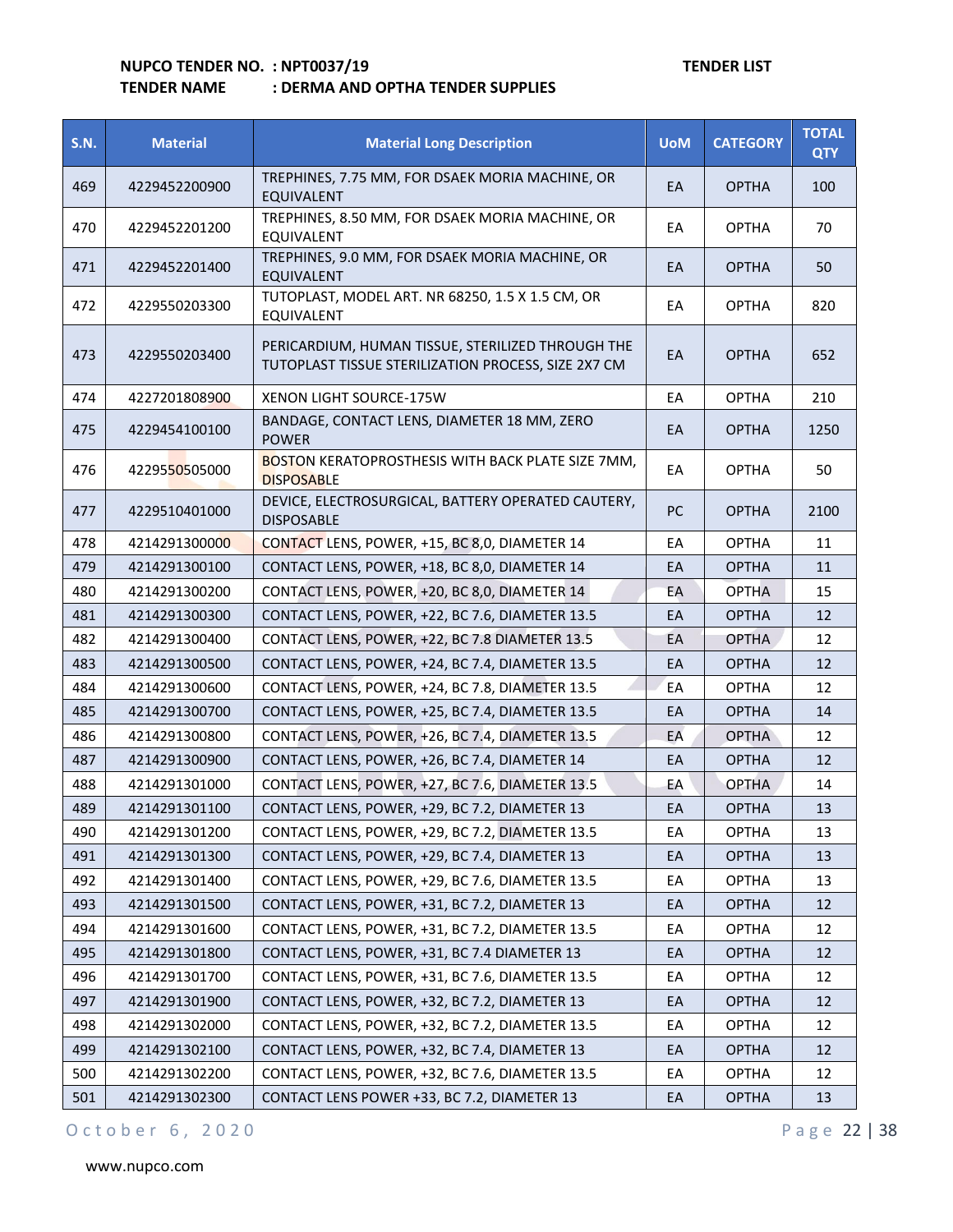**NUPCO TENDER NO. : NPT0037/19** **TENDER LIST**

**TENDER NAME : DERMA AND OPTHA TENDER SUPPLIES**

| S.N. | Material | Material Long Description | UoM | CATEGORY | TOTAL QTY |
|---|---|---|---|---|---|
| 469 | 4229452200900 | TREPHINES, 7.75 MM, FOR DSAEK MORIA MACHINE, OR EQUIVALENT | EA | OPTHA | 100 |
| 470 | 4229452201200 | TREPHINES, 8.50 MM, FOR DSAEK MORIA MACHINE, OR EQUIVALENT | EA | OPTHA | 70 |
| 471 | 4229452201400 | TREPHINES, 9.0 MM, FOR DSAEK MORIA MACHINE, OR EQUIVALENT | EA | OPTHA | 50 |
| 472 | 4229550203300 | TUTOPLAST, MODEL ART. NR 68250, 1.5 X 1.5 CM, OR EQUIVALENT | EA | OPTHA | 820 |
| 473 | 4229550203400 | PERICARDIUM, HUMAN TISSUE, STERILIZED THROUGH THE TUTOPLAST TISSUE STERILIZATION PROCESS, SIZE 2X7 CM | EA | OPTHA | 652 |
| 474 | 4227201808900 | XENON LIGHT SOURCE-175W | EA | OPTHA | 210 |
| 475 | 4229454100100 | BANDAGE, CONTACT LENS, DIAMETER 18 MM, ZERO POWER | EA | OPTHA | 1250 |
| 476 | 4229550505000 | BOSTON KERATOPROSTHESIS WITH BACK PLATE SIZE 7MM, DISPOSABLE | EA | OPTHA | 50 |
| 477 | 4229510401000 | DEVICE, ELECTROSURGICAL, BATTERY OPERATED CAUTERY, DISPOSABLE | PC | OPTHA | 2100 |
| 478 | 4214291300000 | CONTACT LENS, POWER, +15, BC 8,0, DIAMETER 14 | EA | OPTHA | 11 |
| 479 | 4214291300100 | CONTACT LENS, POWER, +18, BC 8,0, DIAMETER 14 | EA | OPTHA | 11 |
| 480 | 4214291300200 | CONTACT LENS, POWER, +20, BC 8,0, DIAMETER 14 | EA | OPTHA | 15 |
| 481 | 4214291300300 | CONTACT LENS, POWER, +22, BC 7.6, DIAMETER 13.5 | EA | OPTHA | 12 |
| 482 | 4214291300400 | CONTACT LENS, POWER, +22, BC 7.8 DIAMETER 13.5 | EA | OPTHA | 12 |
| 483 | 4214291300500 | CONTACT LENS, POWER, +24, BC 7.4, DIAMETER 13.5 | EA | OPTHA | 12 |
| 484 | 4214291300600 | CONTACT LENS, POWER, +24, BC 7.8, DIAMETER 13.5 | EA | OPTHA | 12 |
| 485 | 4214291300700 | CONTACT LENS, POWER, +25, BC 7.4, DIAMETER 13.5 | EA | OPTHA | 14 |
| 486 | 4214291300800 | CONTACT LENS, POWER, +26, BC 7.4, DIAMETER 13.5 | EA | OPTHA | 12 |
| 487 | 4214291300900 | CONTACT LENS, POWER, +26, BC 7.4, DIAMETER 14 | EA | OPTHA | 12 |
| 488 | 4214291301000 | CONTACT LENS, POWER, +27, BC 7.6, DIAMETER 13.5 | EA | OPTHA | 14 |
| 489 | 4214291301100 | CONTACT LENS, POWER, +29, BC 7.2, DIAMETER 13 | EA | OPTHA | 13 |
| 490 | 4214291301200 | CONTACT LENS, POWER, +29, BC 7.2, DIAMETER 13.5 | EA | OPTHA | 13 |
| 491 | 4214291301300 | CONTACT LENS, POWER, +29, BC 7.4, DIAMETER 13 | EA | OPTHA | 13 |
| 492 | 4214291301400 | CONTACT LENS, POWER, +29, BC 7.6, DIAMETER 13.5 | EA | OPTHA | 13 |
| 493 | 4214291301500 | CONTACT LENS, POWER, +31, BC 7.2, DIAMETER 13 | EA | OPTHA | 12 |
| 494 | 4214291301600 | CONTACT LENS, POWER, +31, BC 7.2, DIAMETER 13.5 | EA | OPTHA | 12 |
| 495 | 4214291301800 | CONTACT LENS, POWER, +31, BC 7.4 DIAMETER 13 | EA | OPTHA | 12 |
| 496 | 4214291301700 | CONTACT LENS, POWER, +31, BC 7.6, DIAMETER 13.5 | EA | OPTHA | 12 |
| 497 | 4214291301900 | CONTACT LENS, POWER, +32, BC 7.2, DIAMETER 13 | EA | OPTHA | 12 |
| 498 | 4214291302000 | CONTACT LENS, POWER, +32, BC 7.2, DIAMETER 13.5 | EA | OPTHA | 12 |
| 499 | 4214291302100 | CONTACT LENS, POWER, +32, BC 7.4, DIAMETER 13 | EA | OPTHA | 12 |
| 500 | 4214291302200 | CONTACT LENS, POWER, +32, BC 7.6, DIAMETER 13.5 | EA | OPTHA | 12 |
| 501 | 4214291302300 | CONTACT LENS POWER +33, BC 7.2, DIAMETER 13 | EA | OPTHA | 13 |

October 6, 2020

www.nupco.com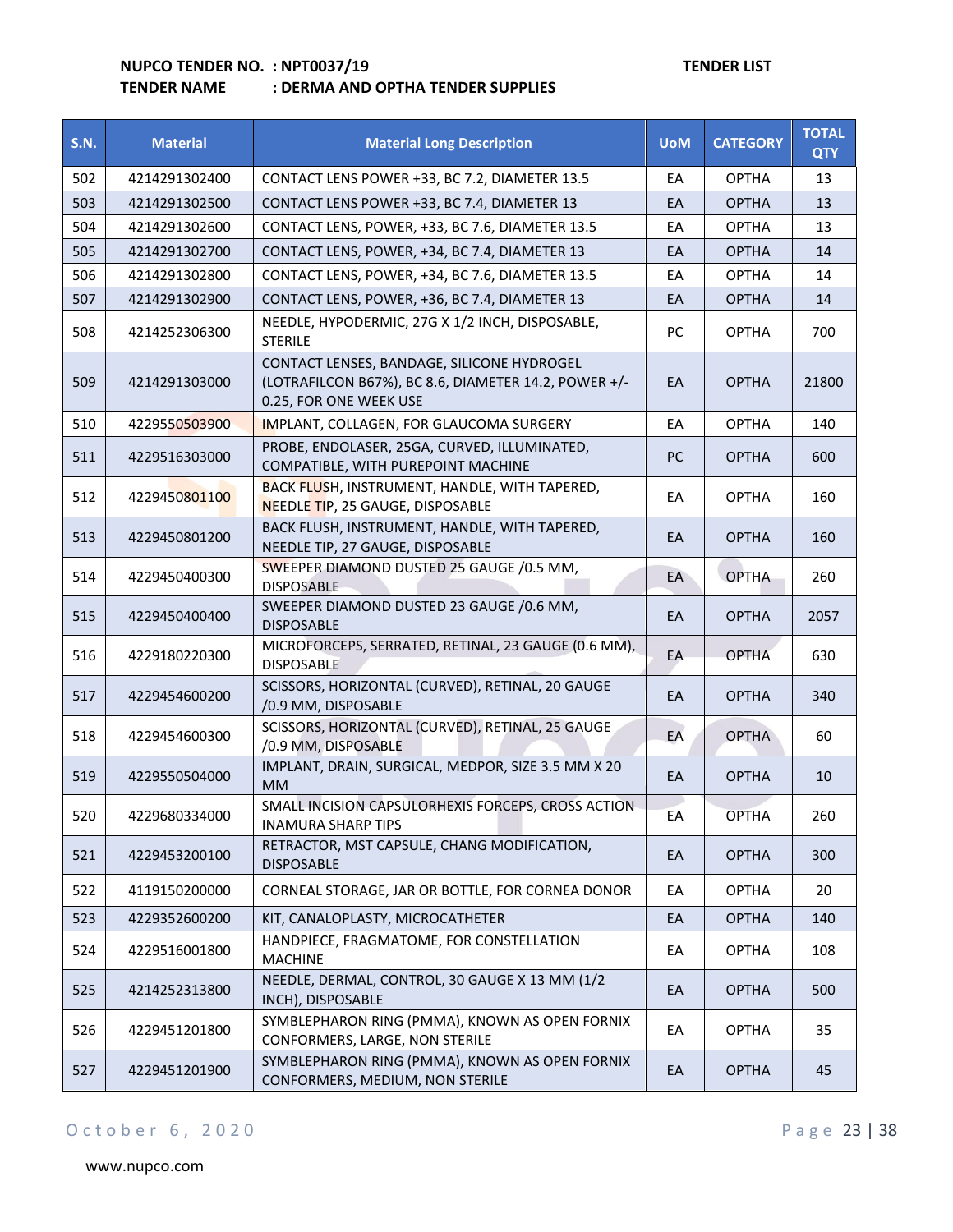**NUPCO TENDER NO. : NPT0037/19** **TENDER LIST**

**TENDER NAME : DERMA AND OPTHA TENDER SUPPLIES**

| S.N. | Material | Material Long Description | UoM | CATEGORY | TOTAL QTY |
|---|---|---|---|---|---|
| 502 | 4214291302400 | CONTACT LENS POWER +33, BC 7.2, DIAMETER 13.5 | EA | OPTHA | 13 |
| 503 | 4214291302500 | CONTACT LENS POWER +33, BC 7.4, DIAMETER 13 | EA | OPTHA | 13 |
| 504 | 4214291302600 | CONTACT LENS, POWER, +33, BC 7.6, DIAMETER 13.5 | EA | OPTHA | 13 |
| 505 | 4214291302700 | CONTACT LENS, POWER, +34, BC 7.4, DIAMETER 13 | EA | OPTHA | 14 |
| 506 | 4214291302800 | CONTACT LENS, POWER, +34, BC 7.6, DIAMETER 13.5 | EA | OPTHA | 14 |
| 507 | 4214291302900 | CONTACT LENS, POWER, +36, BC 7.4, DIAMETER 13 | EA | OPTHA | 14 |
| 508 | 4214252306300 | NEEDLE, HYPODERMIC, 27G X 1/2 INCH, DISPOSABLE, STERILE | PC | OPTHA | 700 |
| 509 | 4214291303000 | CONTACT LENSES, BANDAGE, SILICONE HYDROGEL (LOTRAFILCON B67%), BC 8.6, DIAMETER 14.2, POWER +/- 0.25, FOR ONE WEEK USE | EA | OPTHA | 21800 |
| 510 | 4229550503900 | IMPLANT, COLLAGEN, FOR GLAUCOMA SURGERY | EA | OPTHA | 140 |
| 511 | 4229516303000 | PROBE, ENDOLASER, 25GA, CURVED, ILLUMINATED, COMPATIBLE, WITH PUREPOINT MACHINE | PC | OPTHA | 600 |
| 512 | 4229450801100 | BACK FLUSH, INSTRUMENT, HANDLE, WITH TAPERED, NEEDLE TIP, 25 GAUGE, DISPOSABLE | EA | OPTHA | 160 |
| 513 | 4229450801200 | BACK FLUSH, INSTRUMENT, HANDLE, WITH TAPERED, NEEDLE TIP, 27 GAUGE, DISPOSABLE | EA | OPTHA | 160 |
| 514 | 4229450400300 | SWEEPER DIAMOND DUSTED 25 GAUGE /0.5 MM, DISPOSABLE | EA | OPTHA | 260 |
| 515 | 4229450400400 | SWEEPER DIAMOND DUSTED 23 GAUGE /0.6 MM, DISPOSABLE | EA | OPTHA | 2057 |
| 516 | 4229180220300 | MICROFORCEPS, SERRATED, RETINAL, 23 GAUGE (0.6 MM), DISPOSABLE | EA | OPTHA | 630 |
| 517 | 4229454600200 | SCISSORS, HORIZONTAL (CURVED), RETINAL, 20 GAUGE /0.9 MM, DISPOSABLE | EA | OPTHA | 340 |
| 518 | 4229454600300 | SCISSORS, HORIZONTAL (CURVED), RETINAL, 25 GAUGE /0.9 MM, DISPOSABLE | EA | OPTHA | 60 |
| 519 | 4229550504000 | IMPLANT, DRAIN, SURGICAL, MEDPOR, SIZE 3.5 MM X 20 MM | EA | OPTHA | 10 |
| 520 | 4229680334000 | SMALL INCISION CAPSULORHEXIS FORCEPS, CROSS ACTION INAMURA SHARP TIPS | EA | OPTHA | 260 |
| 521 | 4229453200100 | RETRACTOR, MST CAPSULE, CHANG MODIFICATION, DISPOSABLE | EA | OPTHA | 300 |
| 522 | 4119150200000 | CORNEAL STORAGE, JAR OR BOTTLE, FOR CORNEA DONOR | EA | OPTHA | 20 |
| 523 | 4229352600200 | KIT, CANALOPLASTY, MICROCATHETER | EA | OPTHA | 140 |
| 524 | 4229516001800 | HANDPIECE, FRAGMATOME, FOR CONSTELLATION MACHINE | EA | OPTHA | 108 |
| 525 | 4214252313800 | NEEDLE, DERMAL, CONTROL, 30 GAUGE X 13 MM (1/2 INCH), DISPOSABLE | EA | OPTHA | 500 |
| 526 | 4229451201800 | SYMBLEPHARON RING (PMMA), KNOWN AS OPEN FORNIX CONFORMERS, LARGE, NON STERILE | EA | OPTHA | 35 |
| 527 | 4229451201900 | SYMBLEPHARON RING (PMMA), KNOWN AS OPEN FORNIX CONFORMERS, MEDIUM, NON STERILE | EA | OPTHA | 45 |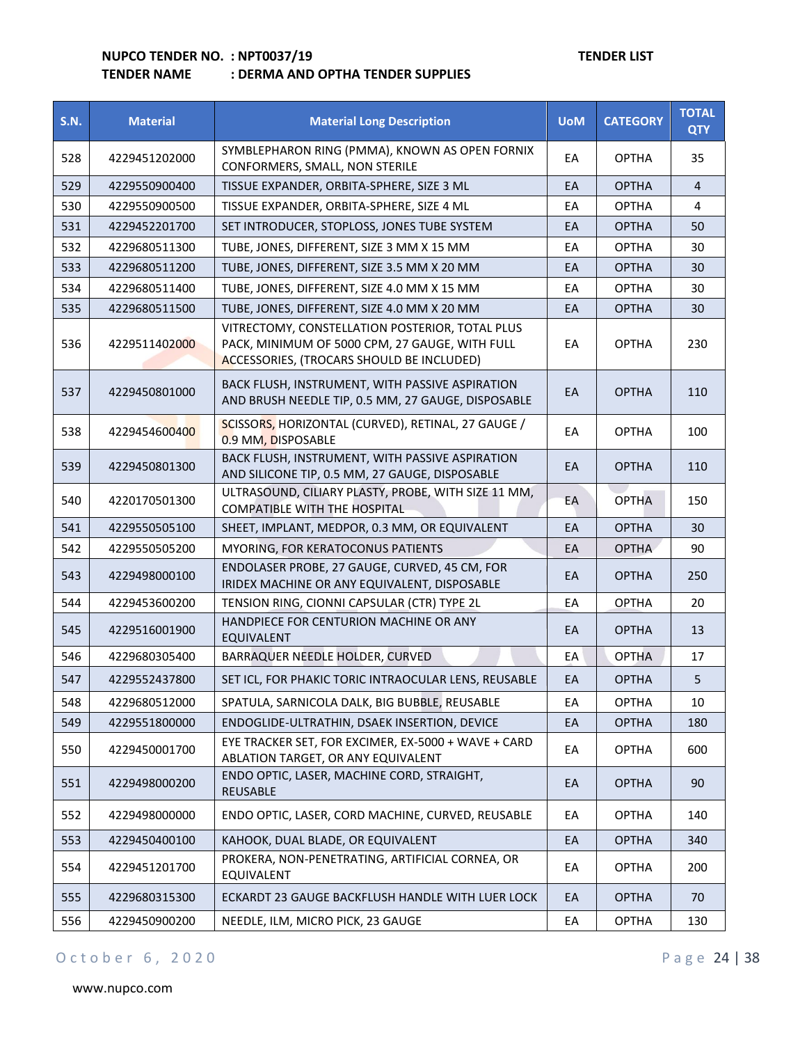**NUPCO TENDER NO. : NPT0037/19** **TENDER LIST**

**TENDER NAME : DERMA AND OPTHA TENDER SUPPLIES**

| S.N. | Material | Material Long Description | UoM | CATEGORY | TOTAL QTY |
|---|---|---|---|---|---|
| 528 | 4229451202000 | SYMBLEPHARON RING (PMMA), KNOWN AS OPEN FORNIX CONFORMERS, SMALL, NON STERILE | EA | OPTHA | 35 |
| 529 | 4229550900400 | TISSUE EXPANDER, ORBITA-SPHERE, SIZE 3 ML | EA | OPTHA | 4 |
| 530 | 4229550900500 | TISSUE EXPANDER, ORBITA-SPHERE, SIZE 4 ML | EA | OPTHA | 4 |
| 531 | 4229452201700 | SET INTRODUCER, STOPLOSS, JONES TUBE SYSTEM | EA | OPTHA | 50 |
| 532 | 4229680511300 | TUBE, JONES, DIFFERENT, SIZE 3 MM X 15 MM | EA | OPTHA | 30 |
| 533 | 4229680511200 | TUBE, JONES, DIFFERENT, SIZE 3.5 MM X 20 MM | EA | OPTHA | 30 |
| 534 | 4229680511400 | TUBE, JONES, DIFFERENT, SIZE 4.0 MM X 15 MM | EA | OPTHA | 30 |
| 535 | 4229680511500 | TUBE, JONES, DIFFERENT, SIZE 4.0 MM X 20 MM | EA | OPTHA | 30 |
| 536 | 4229511402000 | VITRECTOMY, CONSTELLATION POSTERIOR, TOTAL PLUS PACK, MINIMUM OF 5000 CPM, 27 GAUGE, WITH FULL ACCESSORIES, (TROCARS SHOULD BE INCLUDED) | EA | OPTHA | 230 |
| 537 | 4229450801000 | BACK FLUSH, INSTRUMENT, WITH PASSIVE ASPIRATION AND BRUSH NEEDLE TIP, 0.5 MM, 27 GAUGE, DISPOSABLE | EA | OPTHA | 110 |
| 538 | 4229454600400 | SCISSORS, HORIZONTAL (CURVED), RETINAL, 27 GAUGE / 0.9 MM, DISPOSABLE | EA | OPTHA | 100 |
| 539 | 4229450801300 | BACK FLUSH, INSTRUMENT, WITH PASSIVE ASPIRATION AND SILICONE TIP, 0.5 MM, 27 GAUGE, DISPOSABLE | EA | OPTHA | 110 |
| 540 | 4220170501300 | ULTRASOUND, CILIARY PLASTY, PROBE, WITH SIZE 11 MM, COMPATIBLE WITH THE HOSPITAL | EA | OPTHA | 150 |
| 541 | 4229550505100 | SHEET, IMPLANT, MEDPOR, 0.3 MM, OR EQUIVALENT | EA | OPTHA | 30 |
| 542 | 4229550505200 | MYORING, FOR KERATOCONUS PATIENTS | EA | OPTHA | 90 |
| 543 | 4229498000100 | ENDOLASER PROBE, 27 GAUGE, CURVED, 45 CM, FOR IRIDEX MACHINE OR ANY EQUIVALENT, DISPOSABLE | EA | OPTHA | 250 |
| 544 | 4229453600200 | TENSION RING, CIONNI CAPSULAR (CTR) TYPE 2L | EA | OPTHA | 20 |
| 545 | 4229516001900 | HANDPIECE FOR CENTURION MACHINE OR ANY EQUIVALENT | EA | OPTHA | 13 |
| 546 | 4229680305400 | BARRAQUER NEEDLE HOLDER, CURVED | EA | OPTHA | 17 |
| 547 | 4229552437800 | SET ICL, FOR PHAKIC TORIC INTRAOCULAR LENS, REUSABLE | EA | OPTHA | 5 |
| 548 | 4229680512000 | SPATULA, SARNICOLA DALK, BIG BUBBLE, REUSABLE | EA | OPTHA | 10 |
| 549 | 4229551800000 | ENDOGLIDE-ULTRATHIN, DSAEK INSERTION, DEVICE | EA | OPTHA | 180 |
| 550 | 4229450001700 | EYE TRACKER SET, FOR EXCIMER, EX-5000 + WAVE + CARD ABLATION TARGET, OR ANY EQUIVALENT | EA | OPTHA | 600 |
| 551 | 4229498000200 | ENDO OPTIC, LASER, MACHINE CORD, STRAIGHT, REUSABLE | EA | OPTHA | 90 |
| 552 | 4229498000000 | ENDO OPTIC, LASER, CORD MACHINE, CURVED, REUSABLE | EA | OPTHA | 140 |
| 553 | 4229450400100 | KAHOOK, DUAL BLADE, OR EQUIVALENT | EA | OPTHA | 340 |
| 554 | 4229451201700 | PROKERA, NON-PENETRATING, ARTIFICIAL CORNEA, OR EQUIVALENT | EA | OPTHA | 200 |
| 555 | 4229680315300 | ECKARDT 23 GAUGE BACKFLUSH HANDLE WITH LUER LOCK | EA | OPTHA | 70 |
| 556 | 4229450900200 | NEEDLE, ILM, MICRO PICK, 23 GAUGE | EA | OPTHA | 130 |

October 6, 2020

www.nupco.com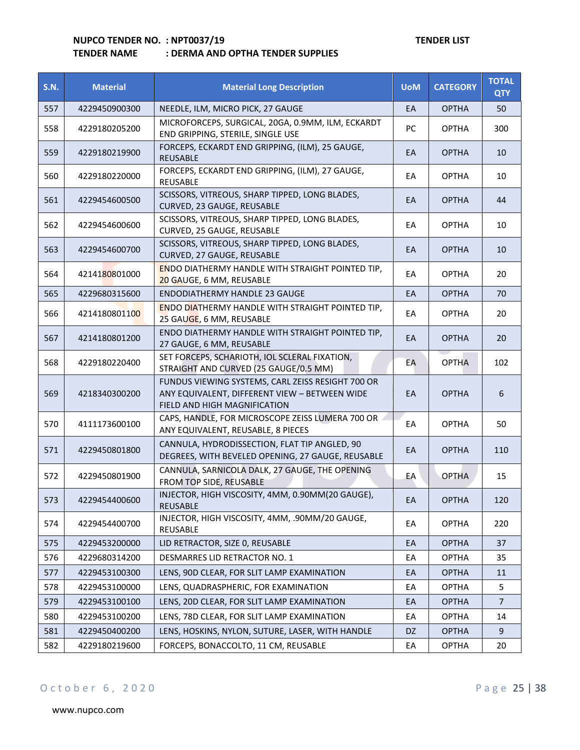**NUPCO TENDER NO. : NPT0037/19** **TENDER LIST**

**TENDER NAME : DERMA AND OPTHA TENDER SUPPLIES**

| S.N. | Material | Material Long Description | UoM | CATEGORY | TOTAL QTY |
|---|---|---|---|---|---|
| 557 | 4229450900300 | NEEDLE, ILM, MICRO PICK, 27 GAUGE | EA | OPTHA | 50 |
| 558 | 4229180205200 | MICROFORCEPS, SURGICAL, 20GA, 0.9MM, ILM, ECKARDT END GRIPPING, STERILE, SINGLE USE | PC | OPTHA | 300 |
| 559 | 4229180219900 | FORCEPS, ECKARDT END GRIPPING, (ILM), 25 GAUGE, REUSABLE | EA | OPTHA | 10 |
| 560 | 4229180220000 | FORCEPS, ECKARDT END GRIPPING, (ILM), 27 GAUGE, REUSABLE | EA | OPTHA | 10 |
| 561 | 4229454600500 | SCISSORS, VITREOUS, SHARP TIPPED, LONG BLADES, CURVED, 23 GAUGE, REUSABLE | EA | OPTHA | 44 |
| 562 | 4229454600600 | SCISSORS, VITREOUS, SHARP TIPPED, LONG BLADES, CURVED, 25 GAUGE, REUSABLE | EA | OPTHA | 10 |
| 563 | 4229454600700 | SCISSORS, VITREOUS, SHARP TIPPED, LONG BLADES, CURVED, 27 GAUGE, REUSABLE | EA | OPTHA | 10 |
| 564 | 4214180801000 | ENDO DIATHERMY HANDLE WITH STRAIGHT POINTED TIP, 20 GAUGE, 6 MM, REUSABLE | EA | OPTHA | 20 |
| 565 | 4229680315600 | ENDODIATHERMY HANDLE 23 GAUGE | EA | OPTHA | 70 |
| 566 | 4214180801100 | ENDO DIATHERMY HANDLE WITH STRAIGHT POINTED TIP, 25 GAUGE, 6 MM, REUSABLE | EA | OPTHA | 20 |
| 567 | 4214180801200 | ENDO DIATHERMY HANDLE WITH STRAIGHT POINTED TIP, 27 GAUGE, 6 MM, REUSABLE | EA | OPTHA | 20 |
| 568 | 4229180220400 | SET FORCEPS, SCHARIOTH, IOL SCLERAL FIXATION, STRAIGHT AND CURVED (25 GAUGE/0.5 MM) | EA | OPTHA | 102 |
| 569 | 4218340300200 | FUNDUS VIEWING SYSTEMS, CARL ZEISS RESIGHT 700 OR ANY EQUIVALENT, DIFFERENT VIEW – BETWEEN WIDE FIELD AND HIGH MAGNIFICATION | EA | OPTHA | 6 |
| 570 | 4111173600100 | CAPS, HANDLE, FOR MICROSCOPE ZEISS LUMERA 700 OR ANY EQUIVALENT, REUSABLE, 8 PIECES | EA | OPTHA | 50 |
| 571 | 4229450801800 | CANNULA, HYDRODISSECTION, FLAT TIP ANGLED, 90 DEGREES, WITH BEVELED OPENING, 27 GAUGE, REUSABLE | EA | OPTHA | 110 |
| 572 | 4229450801900 | CANNULA, SARNICOLA DALK, 27 GAUGE, THE OPENING FROM TOP SIDE, REUSABLE | EA | OPTHA | 15 |
| 573 | 4229454400600 | INJECTOR, HIGH VISCOSITY, 4MM, 0.90MM(20 GAUGE), REUSABLE | EA | OPTHA | 120 |
| 574 | 4229454400700 | INJECTOR, HIGH VISCOSITY, 4MM, .90MM/20 GAUGE, REUSABLE | EA | OPTHA | 220 |
| 575 | 4229453200000 | LID RETRACTOR, SIZE 0, REUSABLE | EA | OPTHA | 37 |
| 576 | 4229680314200 | DESMARRES LID RETRACTOR NO. 1 | EA | OPTHA | 35 |
| 577 | 4229453100300 | LENS, 90D CLEAR, FOR SLIT LAMP EXAMINATION | EA | OPTHA | 11 |
| 578 | 4229453100000 | LENS, QUADRASPHERIC, FOR EXAMINATION | EA | OPTHA | 5 |
| 579 | 4229453100100 | LENS, 20D CLEAR, FOR SLIT LAMP EXAMINATION | EA | OPTHA | 7 |
| 580 | 4229453100200 | LENS, 78D CLEAR, FOR SLIT LAMP EXAMINATION | EA | OPTHA | 14 |
| 581 | 4229450400200 | LENS, HOSKINS, NYLON, SUTURE, LASER, WITH HANDLE | DZ | OPTHA | 9 |
| 582 | 4229180219600 | FORCEPS, BONACCOLTO, 11 CM, REUSABLE | EA | OPTHA | 20 |

October 6, 2020

www.nupco.com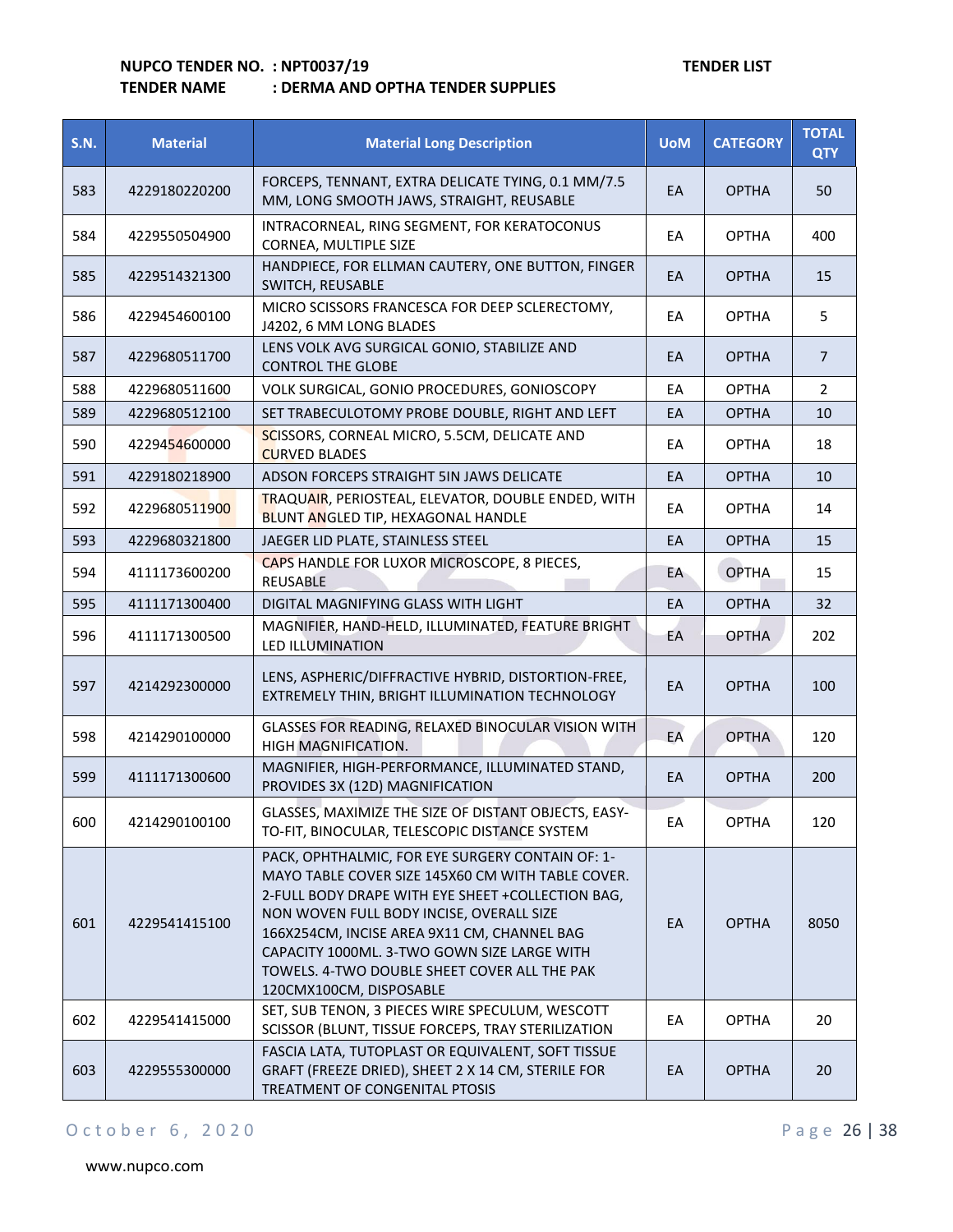**NUPCO TENDER NO. : NPT0037/19** **TENDER LIST**
**TENDER NAME : DERMA AND OPTHA TENDER SUPPLIES**

| S.N. | Material | Material Long Description | UoM | CATEGORY | TOTAL QTY |
|---|---|---|---|---|---|
| 583 | 4229180220200 | FORCEPS, TENNANT, EXTRA DELICATE TYING, 0.1 MM/7.5 MM, LONG SMOOTH JAWS, STRAIGHT, REUSABLE | EA | OPTHA | 50 |
| 584 | 4229550504900 | INTRACORNEAL, RING SEGMENT, FOR KERATOCONUS CORNEA, MULTIPLE SIZE | EA | OPTHA | 400 |
| 585 | 4229514321300 | HANDPIECE, FOR ELLMAN CAUTERY, ONE BUTTON, FINGER SWITCH, REUSABLE | EA | OPTHA | 15 |
| 586 | 4229454600100 | MICRO SCISSORS FRANCESCA FOR DEEP SCLERECTOMY, J4202, 6 MM LONG BLADES | EA | OPTHA | 5 |
| 587 | 4229680511700 | LENS VOLK AVG SURGICAL GONIO, STABILIZE AND CONTROL THE GLOBE | EA | OPTHA | 7 |
| 588 | 4229680511600 | VOLK SURGICAL, GONIO PROCEDURES, GONIOSCOPY | EA | OPTHA | 2 |
| 589 | 4229680512100 | SET TRABECULOTOMY PROBE DOUBLE, RIGHT AND LEFT | EA | OPTHA | 10 |
| 590 | 4229454600000 | SCISSORS, CORNEAL MICRO, 5.5CM, DELICATE AND CURVED BLADES | EA | OPTHA | 18 |
| 591 | 4229180218900 | ADSON FORCEPS STRAIGHT 5IN JAWS DELICATE | EA | OPTHA | 10 |
| 592 | 4229680511900 | TRAQUAIR, PERIOSTEAL, ELEVATOR, DOUBLE ENDED, WITH BLUNT ANGLED TIP, HEXAGONAL HANDLE | EA | OPTHA | 14 |
| 593 | 4229680321800 | JAEGER LID PLATE, STAINLESS STEEL | EA | OPTHA | 15 |
| 594 | 4111173600200 | CAPS HANDLE FOR LUXOR MICROSCOPE, 8 PIECES, REUSABLE | EA | OPTHA | 15 |
| 595 | 4111171300400 | DIGITAL MAGNIFYING GLASS WITH LIGHT | EA | OPTHA | 32 |
| 596 | 4111171300500 | MAGNIFIER, HAND-HELD, ILLUMINATED, FEATURE BRIGHT LED ILLUMINATION | EA | OPTHA | 202 |
| 597 | 4214292300000 | LENS, ASPHERIC/DIFFRACTIVE HYBRID, DISTORTION-FREE, EXTREMELY THIN, BRIGHT ILLUMINATION TECHNOLOGY | EA | OPTHA | 100 |
| 598 | 4214290100000 | GLASSES FOR READING, RELAXED BINOCULAR VISION WITH HIGH MAGNIFICATION. | EA | OPTHA | 120 |
| 599 | 4111171300600 | MAGNIFIER, HIGH-PERFORMANCE, ILLUMINATED STAND, PROVIDES 3X (12D) MAGNIFICATION | EA | OPTHA | 200 |
| 600 | 4214290100100 | GLASSES, MAXIMIZE THE SIZE OF DISTANT OBJECTS, EASY-TO-FIT, BINOCULAR, TELESCOPIC DISTANCE SYSTEM | EA | OPTHA | 120 |
| 601 | 4229541415100 | PACK, OPHTHALMIC, FOR EYE SURGERY CONTAIN OF: 1-MAYO TABLE COVER SIZE 145X60 CM WITH TABLE COVER. 2-FULL BODY DRAPE WITH EYE SHEET +COLLECTION BAG, NON WOVEN FULL BODY INCISE, OVERALL SIZE 166X254CM, INCISE AREA 9X11 CM, CHANNEL BAG CAPACITY 1000ML. 3-TWO GOWN SIZE LARGE WITH TOWELS. 4-TWO DOUBLE SHEET COVER ALL THE PAK 120CMX100CM, DISPOSABLE | EA | OPTHA | 8050 |
| 602 | 4229541415000 | SET, SUB TENON, 3 PIECES WIRE SPECULUM, WESCOTT SCISSOR (BLUNT, TISSUE FORCEPS, TRAY STERILIZATION | EA | OPTHA | 20 |
| 603 | 4229555300000 | FASCIA LATA, TUTOPLAST OR EQUIVALENT, SOFT TISSUE GRAFT (FREEZE DRIED), SHEET 2 X 14 CM, STERILE FOR TREATMENT OF CONGENITAL PTOSIS | EA | OPTHA | 20 |

October 6, 2020

www.nupco.com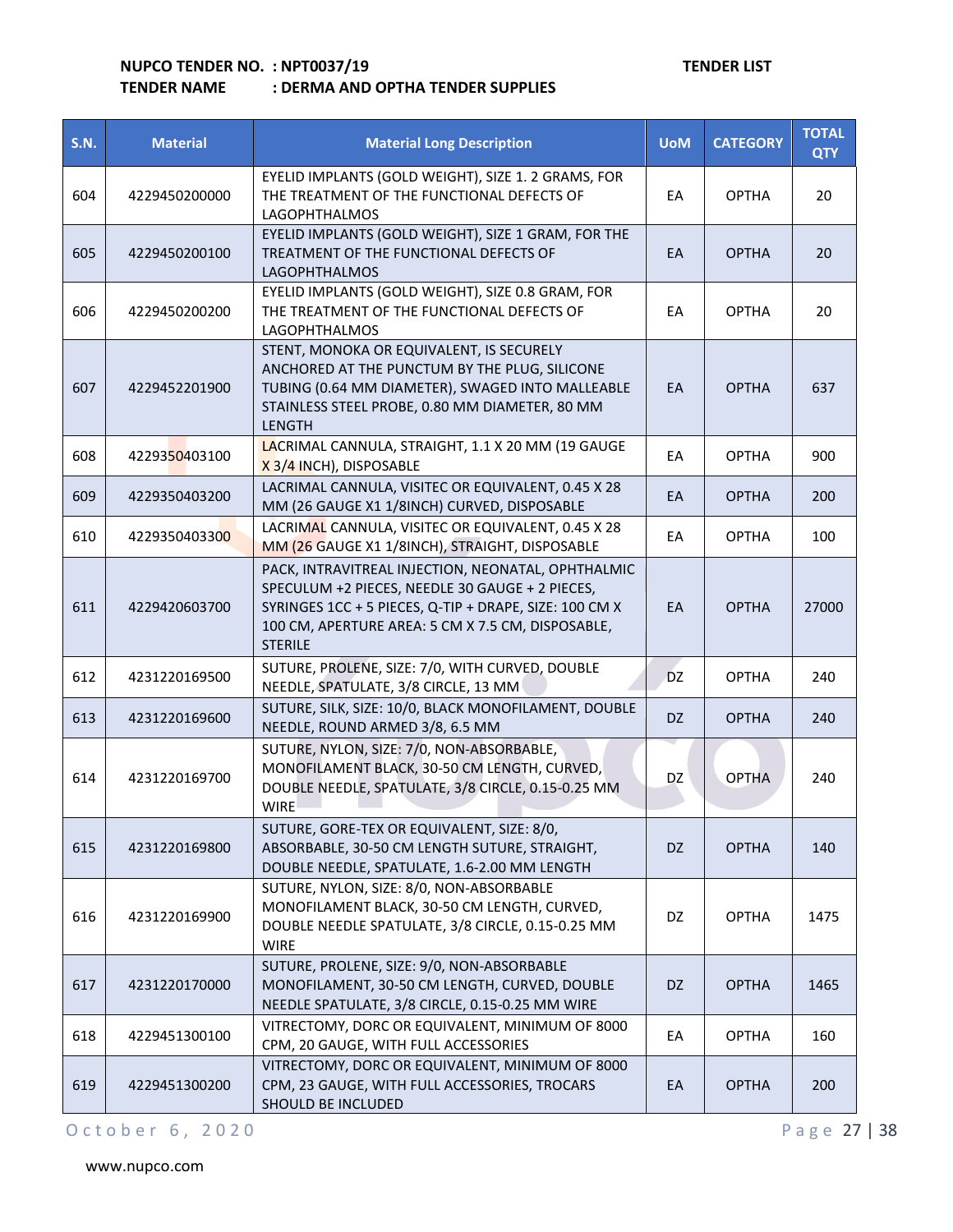**NUPCO TENDER NO. : NPT0037/19** **TENDER LIST**

**TENDER NAME : DERMA AND OPTHA TENDER SUPPLIES**

| S.N. | Material | Material Long Description | UoM | CATEGORY | TOTAL QTY |
|---|---|---|---|---|---|
| 604 | 4229450200000 | EYELID IMPLANTS (GOLD WEIGHT), SIZE 1. 2 GRAMS, FOR THE TREATMENT OF THE FUNCTIONAL DEFECTS OF LAGOPHTHALMOS | EA | OPTHA | 20 |
| 605 | 4229450200100 | EYELID IMPLANTS (GOLD WEIGHT), SIZE 1 GRAM, FOR THE TREATMENT OF THE FUNCTIONAL DEFECTS OF LAGOPHTHALMOS | EA | OPTHA | 20 |
| 606 | 4229450200200 | EYELID IMPLANTS (GOLD WEIGHT), SIZE 0.8 GRAM, FOR THE TREATMENT OF THE FUNCTIONAL DEFECTS OF LAGOPHTHALMOS | EA | OPTHA | 20 |
| 607 | 4229452201900 | STENT, MONOKA OR EQUIVALENT, IS SECURELY ANCHORED AT THE PUNCTUM BY THE PLUG, SILICONE TUBING (0.64 MM DIAMETER), SWAGED INTO MALLEABLE STAINLESS STEEL PROBE, 0.80 MM DIAMETER, 80 MM LENGTH | EA | OPTHA | 637 |
| 608 | 4229350403100 | LACRIMAL CANNULA, STRAIGHT, 1.1 X 20 MM (19 GAUGE X 3/4 INCH), DISPOSABLE | EA | OPTHA | 900 |
| 609 | 4229350403200 | LACRIMAL CANNULA, VISITEC OR EQUIVALENT, 0.45 X 28 MM (26 GAUGE X1 1/8INCH) CURVED, DISPOSABLE | EA | OPTHA | 200 |
| 610 | 4229350403300 | LACRIMAL CANNULA, VISITEC OR EQUIVALENT, 0.45 X 28 MM (26 GAUGE X1 1/8INCH), STRAIGHT, DISPOSABLE | EA | OPTHA | 100 |
| 611 | 4229420603700 | PACK, INTRAVITREAL INJECTION, NEONATAL, OPHTHALMIC SPECULUM +2 PIECES, NEEDLE 30 GAUGE + 2 PIECES, SYRINGES 1CC + 5 PIECES, Q-TIP + DRAPE, SIZE: 100 CM X 100 CM, APERTURE AREA: 5 CM X 7.5 CM, DISPOSABLE, STERILE | EA | OPTHA | 27000 |
| 612 | 4231220169500 | SUTURE, PROLENE, SIZE: 7/0, WITH CURVED, DOUBLE NEEDLE, SPATULATE, 3/8 CIRCLE, 13 MM | DZ | OPTHA | 240 |
| 613 | 4231220169600 | SUTURE, SILK, SIZE: 10/0, BLACK MONOFILAMENT, DOUBLE NEEDLE, ROUND ARMED 3/8, 6.5 MM | DZ | OPTHA | 240 |
| 614 | 4231220169700 | SUTURE, NYLON, SIZE: 7/0, NON-ABSORBABLE, MONOFILAMENT BLACK, 30-50 CM LENGTH, CURVED, DOUBLE NEEDLE, SPATULATE, 3/8 CIRCLE, 0.15-0.25 MM WIRE | DZ | OPTHA | 240 |
| 615 | 4231220169800 | SUTURE, GORE-TEX OR EQUIVALENT, SIZE: 8/0, ABSORBABLE, 30-50 CM LENGTH SUTURE, STRAIGHT, DOUBLE NEEDLE, SPATULATE, 1.6-2.00 MM LENGTH | DZ | OPTHA | 140 |
| 616 | 4231220169900 | SUTURE, NYLON, SIZE: 8/0, NON-ABSORBABLE MONOFILAMENT BLACK, 30-50 CM LENGTH, CURVED, DOUBLE NEEDLE SPATULATE, 3/8 CIRCLE, 0.15-0.25 MM WIRE | DZ | OPTHA | 1475 |
| 617 | 4231220170000 | SUTURE, PROLENE, SIZE: 9/0, NON-ABSORBABLE MONOFILAMENT, 30-50 CM LENGTH, CURVED, DOUBLE NEEDLE SPATULATE, 3/8 CIRCLE, 0.15-0.25 MM WIRE | DZ | OPTHA | 1465 |
| 618 | 4229451300100 | VITRECTOMY, DORC OR EQUIVALENT, MINIMUM OF 8000 CPM, 20 GAUGE, WITH FULL ACCESSORIES | EA | OPTHA | 160 |
| 619 | 4229451300200 | VITRECTOMY, DORC OR EQUIVALENT, MINIMUM OF 8000 CPM, 23 GAUGE, WITH FULL ACCESSORIES, TROCARS SHOULD BE INCLUDED | EA | OPTHA | 200 |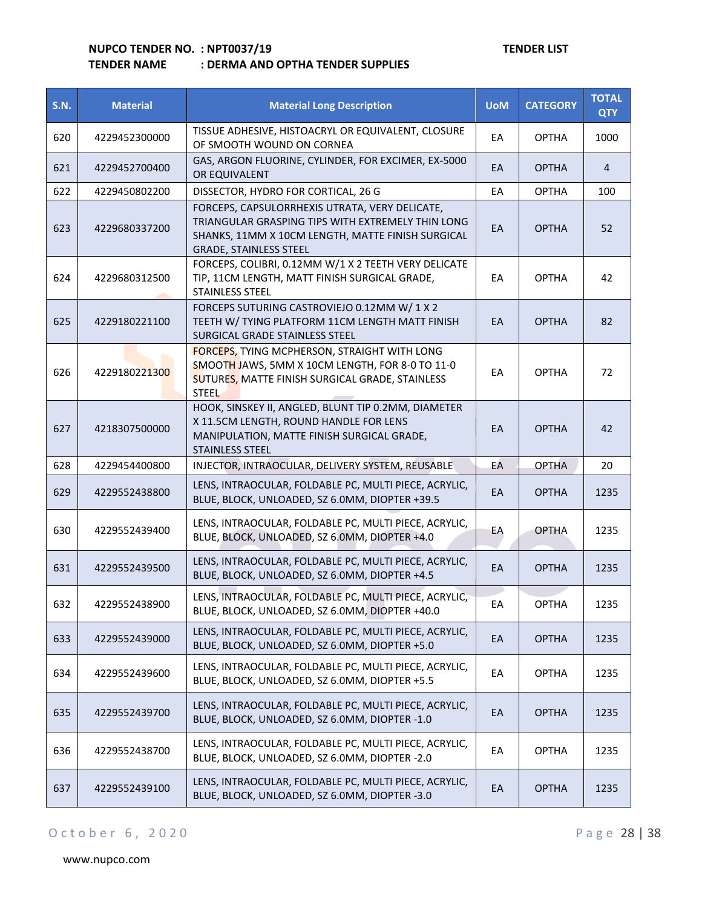**NUPCO TENDER NO. : NPT0037/19** **TENDER LIST**

**TENDER NAME : DERMA AND OPTHA TENDER SUPPLIES**

| S.N. | Material | Material Long Description | UoM | CATEGORY | TOTAL QTY |
|---|---|---|---|---|---|
| 620 | 4229452300000 | TISSUE ADHESIVE, HISTOACRYL OR EQUIVALENT, CLOSURE OF SMOOTH WOUND ON CORNEA | EA | OPTHA | 1000 |
| 621 | 4229452700400 | GAS, ARGON FLUORINE, CYLINDER, FOR EXCIMER, EX-5000 OR EQUIVALENT | EA | OPTHA | 4 |
| 622 | 4229450802200 | DISSECTOR, HYDRO FOR CORTICAL, 26 G | EA | OPTHA | 100 |
| 623 | 4229680337200 | FORCEPS, CAPSULORRHEXIS UTRATA, VERY DELICATE, TRIANGULAR GRASPING TIPS WITH EXTREMELY THIN LONG SHANKS, 11MM X 10CM LENGTH, MATTE FINISH SURGICAL GRADE, STAINLESS STEEL | EA | OPTHA | 52 |
| 624 | 4229680312500 | FORCEPS, COLIBRI, 0.12MM W/1 X 2 TEETH VERY DELICATE TIP, 11CM LENGTH, MATT FINISH SURGICAL GRADE, STAINLESS STEEL | EA | OPTHA | 42 |
| 625 | 4229180221100 | FORCEPS SUTURING CASTROVIEJO 0.12MM W/ 1 X 2 TEETH W/ TYING PLATFORM 11CM LENGTH MATT FINISH SURGICAL GRADE STAINLESS STEEL | EA | OPTHA | 82 |
| 626 | 4229180221300 | FORCEPS, TYING MCPHERSON, STRAIGHT WITH LONG SMOOTH JAWS, 5MM X 10CM LENGTH, FOR 8-0 TO 11-0 SUTURES, MATTE FINISH SURGICAL GRADE, STAINLESS STEEL | EA | OPTHA | 72 |
| 627 | 4218307500000 | HOOK, SINSKEY II, ANGLED, BLUNT TIP 0.2MM, DIAMETER X 11.5CM LENGTH, ROUND HANDLE FOR LENS MANIPULATION, MATTE FINISH SURGICAL GRADE, STAINLESS STEEL | EA | OPTHA | 42 |
| 628 | 4229454400800 | INJECTOR, INTRAOCULAR, DELIVERY SYSTEM, REUSABLE | EA | OPTHA | 20 |
| 629 | 4229552438800 | LENS, INTRAOCULAR, FOLDABLE PC, MULTI PIECE, ACRYLIC, BLUE, BLOCK, UNLOADED, SZ 6.0MM, DIOPTER +39.5 | EA | OPTHA | 1235 |
| 630 | 4229552439400 | LENS, INTRAOCULAR, FOLDABLE PC, MULTI PIECE, ACRYLIC, BLUE, BLOCK, UNLOADED, SZ 6.0MM, DIOPTER +4.0 | EA | OPTHA | 1235 |
| 631 | 4229552439500 | LENS, INTRAOCULAR, FOLDABLE PC, MULTI PIECE, ACRYLIC, BLUE, BLOCK, UNLOADED, SZ 6.0MM, DIOPTER +4.5 | EA | OPTHA | 1235 |
| 632 | 4229552438900 | LENS, INTRAOCULAR, FOLDABLE PC, MULTI PIECE, ACRYLIC, BLUE, BLOCK, UNLOADED, SZ 6.0MM, DIOPTER +40.0 | EA | OPTHA | 1235 |
| 633 | 4229552439000 | LENS, INTRAOCULAR, FOLDABLE PC, MULTI PIECE, ACRYLIC, BLUE, BLOCK, UNLOADED, SZ 6.0MM, DIOPTER +5.0 | EA | OPTHA | 1235 |
| 634 | 4229552439600 | LENS, INTRAOCULAR, FOLDABLE PC, MULTI PIECE, ACRYLIC, BLUE, BLOCK, UNLOADED, SZ 6.0MM, DIOPTER +5.5 | EA | OPTHA | 1235 |
| 635 | 4229552439700 | LENS, INTRAOCULAR, FOLDABLE PC, MULTI PIECE, ACRYLIC, BLUE, BLOCK, UNLOADED, SZ 6.0MM, DIOPTER -1.0 | EA | OPTHA | 1235 |
| 636 | 4229552438700 | LENS, INTRAOCULAR, FOLDABLE PC, MULTI PIECE, ACRYLIC, BLUE, BLOCK, UNLOADED, SZ 6.0MM, DIOPTER -2.0 | EA | OPTHA | 1235 |
| 637 | 4229552439100 | LENS, INTRAOCULAR, FOLDABLE PC, MULTI PIECE, ACRYLIC, BLUE, BLOCK, UNLOADED, SZ 6.0MM, DIOPTER -3.0 | EA | OPTHA | 1235 |

October 6, 2020

www.nupco.com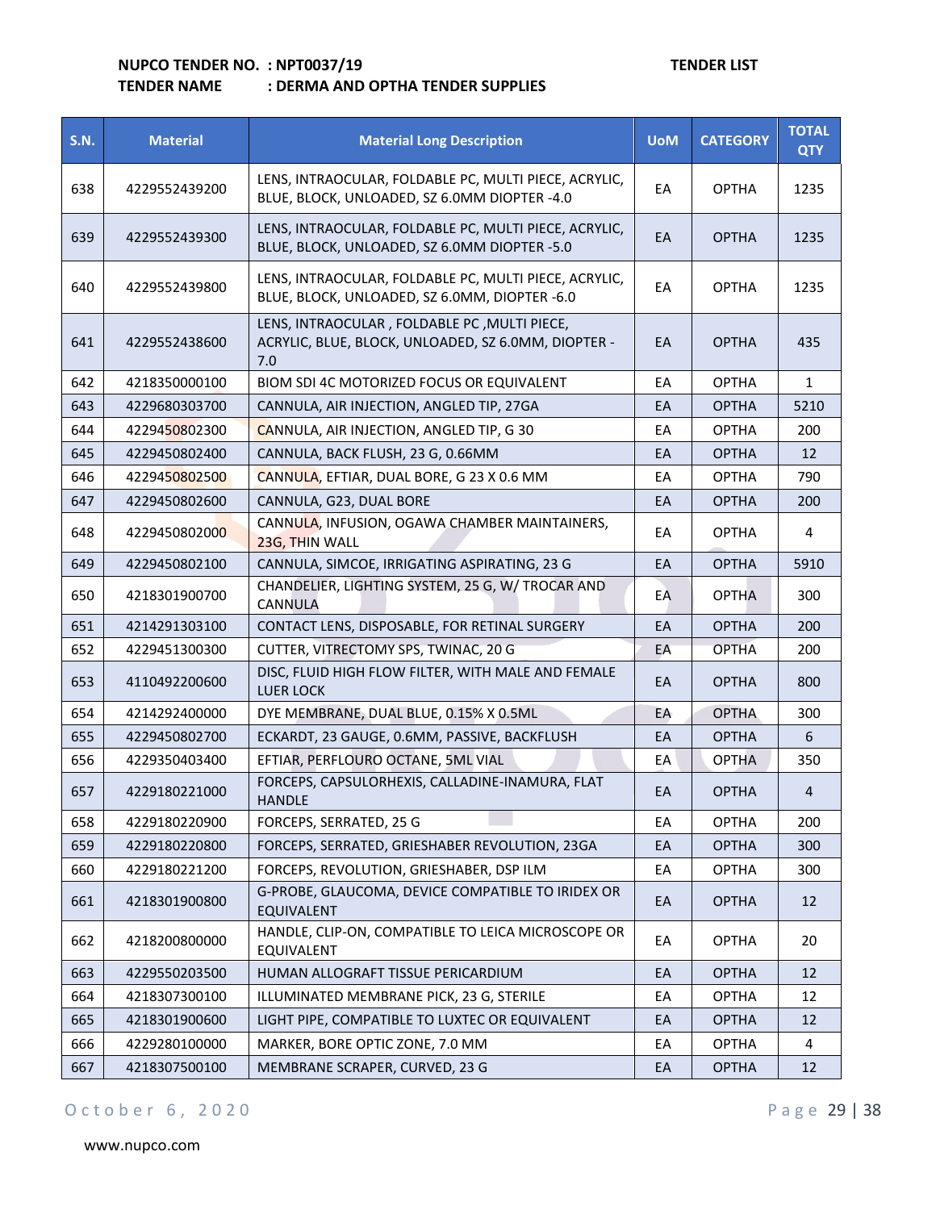**NUPCO TENDER NO. : NPT0037/19** **TENDER LIST**

**TENDER NAME : DERMA AND OPTHA TENDER SUPPLIES**

| S.N. | Material | Material Long Description | UoM | CATEGORY | TOTAL QTY |
|---|---|---|---|---|---|
| 638 | 4229552439200 | LENS, INTRAOCULAR, FOLDABLE PC, MULTI PIECE, ACRYLIC, BLUE, BLOCK, UNLOADED, SZ 6.0MM DIOPTER -4.0 | EA | OPTHA | 1235 |
| 639 | 4229552439300 | LENS, INTRAOCULAR, FOLDABLE PC, MULTI PIECE, ACRYLIC, BLUE, BLOCK, UNLOADED, SZ 6.0MM DIOPTER -5.0 | EA | OPTHA | 1235 |
| 640 | 4229552439800 | LENS, INTRAOCULAR, FOLDABLE PC, MULTI PIECE, ACRYLIC, BLUE, BLOCK, UNLOADED, SZ 6.0MM, DIOPTER -6.0 | EA | OPTHA | 1235 |
| 641 | 4229552438600 | LENS, INTRAOCULAR , FOLDABLE PC ,MULTI PIECE, ACRYLIC, BLUE, BLOCK, UNLOADED, SZ 6.0MM, DIOPTER -7.0 | EA | OPTHA | 435 |
| 642 | 4218350000100 | BIOM SDI 4C MOTORIZED FOCUS OR EQUIVALENT | EA | OPTHA | 1 |
| 643 | 4229680303700 | CANNULA, AIR INJECTION, ANGLED TIP, 27GA | EA | OPTHA | 5210 |
| 644 | 4229450802300 | CANNULA, AIR INJECTION, ANGLED TIP, G 30 | EA | OPTHA | 200 |
| 645 | 4229450802400 | CANNULA, BACK FLUSH, 23 G, 0.66MM | EA | OPTHA | 12 |
| 646 | 4229450802500 | CANNULA, EFTIAR, DUAL BORE, G 23 X 0.6 MM | EA | OPTHA | 790 |
| 647 | 4229450802600 | CANNULA, G23, DUAL BORE | EA | OPTHA | 200 |
| 648 | 4229450802000 | CANNULA, INFUSION, OGAWA CHAMBER MAINTAINERS, 23G, THIN WALL | EA | OPTHA | 4 |
| 649 | 4229450802100 | CANNULA, SIMCOE, IRRIGATING ASPIRATING, 23 G | EA | OPTHA | 5910 |
| 650 | 4218301900700 | CHANDELIER, LIGHTING SYSTEM, 25 G, W/ TROCAR AND CANNULA | EA | OPTHA | 300 |
| 651 | 4214291303100 | CONTACT LENS, DISPOSABLE, FOR RETINAL SURGERY | EA | OPTHA | 200 |
| 652 | 4229451300300 | CUTTER, VITRECTOMY SPS, TWINAC, 20 G | EA | OPTHA | 200 |
| 653 | 4110492200600 | DISC, FLUID HIGH FLOW FILTER, WITH MALE AND FEMALE LUER LOCK | EA | OPTHA | 800 |
| 654 | 4214292400000 | DYE MEMBRANE, DUAL BLUE, 0.15% X 0.5ML | EA | OPTHA | 300 |
| 655 | 4229450802700 | ECKARDT, 23 GAUGE, 0.6MM, PASSIVE, BACKFLUSH | EA | OPTHA | 6 |
| 656 | 4229350403400 | EFTIAR, PERFLOURO OCTANE, 5ML VIAL | EA | OPTHA | 350 |
| 657 | 4229180221000 | FORCEPS, CAPSULORHEXIS, CALLADINE-INAMURA, FLAT HANDLE | EA | OPTHA | 4 |
| 658 | 4229180220900 | FORCEPS, SERRATED, 25 G | EA | OPTHA | 200 |
| 659 | 4229180220800 | FORCEPS, SERRATED, GRIESHABER REVOLUTION, 23GA | EA | OPTHA | 300 |
| 660 | 4229180221200 | FORCEPS, REVOLUTION, GRIESHABER, DSP ILM | EA | OPTHA | 300 |
| 661 | 4218301900800 | G-PROBE, GLAUCOMA, DEVICE COMPATIBLE TO IRIDEX OR EQUIVALENT | EA | OPTHA | 12 |
| 662 | 4218200800000 | HANDLE, CLIP-ON, COMPATIBLE TO LEICA MICROSCOPE OR EQUIVALENT | EA | OPTHA | 20 |
| 663 | 4229550203500 | HUMAN ALLOGRAFT TISSUE PERICARDIUM | EA | OPTHA | 12 |
| 664 | 4218307300100 | ILLUMINATED MEMBRANE PICK, 23 G, STERILE | EA | OPTHA | 12 |
| 665 | 4218301900600 | LIGHT PIPE, COMPATIBLE TO LUXTEC OR EQUIVALENT | EA | OPTHA | 12 |
| 666 | 4229280100000 | MARKER, BORE OPTIC ZONE, 7.0 MM | EA | OPTHA | 4 |
| 667 | 4218307500100 | MEMBRANE SCRAPER, CURVED, 23 G | EA | OPTHA | 12 |

October 6, 2020

www.nupco.com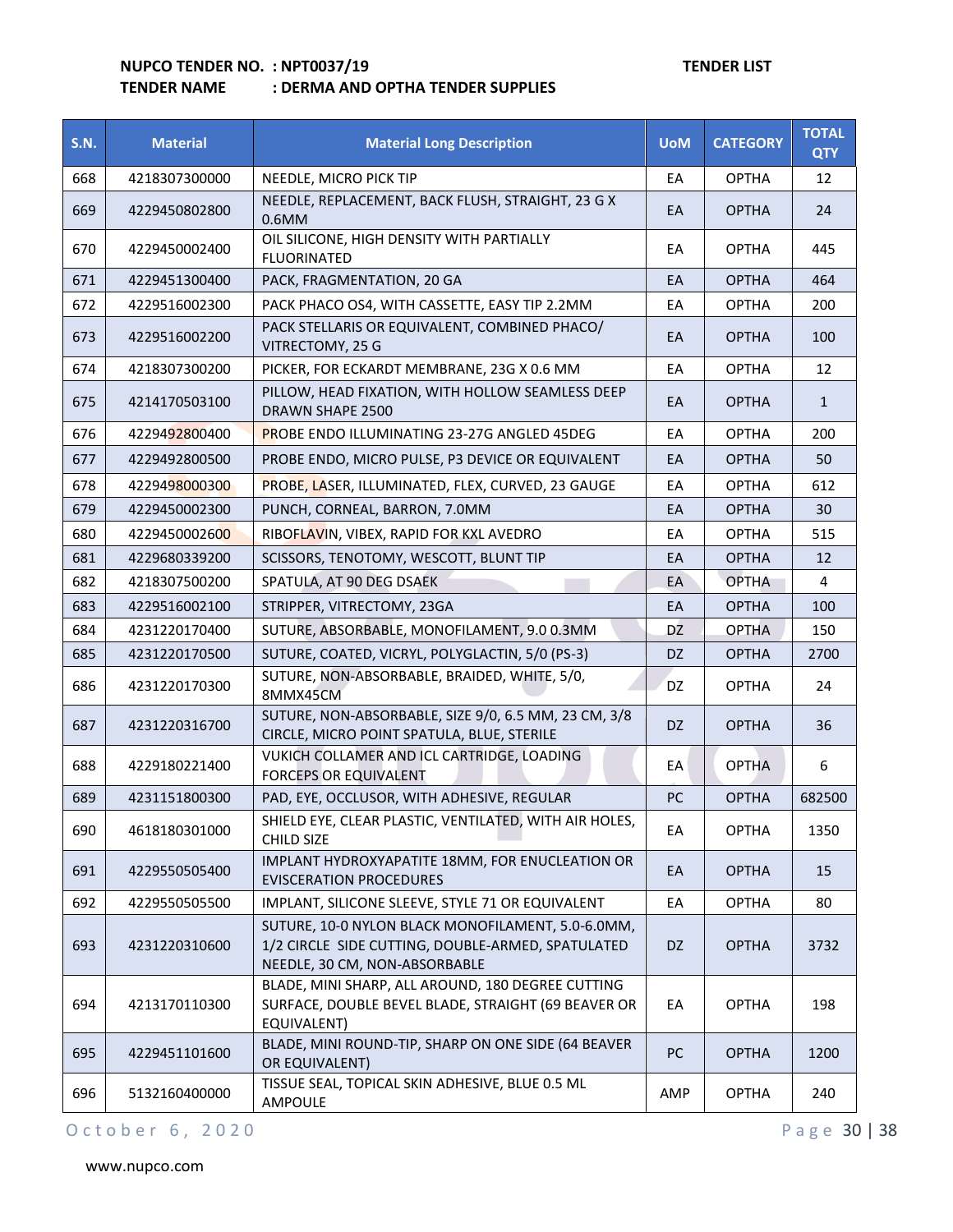**NUPCO TENDER NO. : NPT0037/19** **TENDER LIST**

**TENDER NAME : DERMA AND OPTHA TENDER SUPPLIES**

| S.N. | Material | Material Long Description | UoM | CATEGORY | TOTAL QTY |
|---|---|---|---|---|---|
| 668 | 4218307300000 | NEEDLE, MICRO PICK TIP | EA | OPTHA | 12 |
| 669 | 4229450802800 | NEEDLE, REPLACEMENT, BACK FLUSH, STRAIGHT, 23 G X 0.6MM | EA | OPTHA | 24 |
| 670 | 4229450002400 | OIL SILICONE, HIGH DENSITY WITH PARTIALLY FLUORINATED | EA | OPTHA | 445 |
| 671 | 4229451300400 | PACK, FRAGMENTATION, 20 GA | EA | OPTHA | 464 |
| 672 | 4229516002300 | PACK PHACO OS4, WITH CASSETTE, EASY TIP 2.2MM | EA | OPTHA | 200 |
| 673 | 4229516002200 | PACK STELLARIS OR EQUIVALENT, COMBINED PHACO/ VITRECTOMY, 25 G | EA | OPTHA | 100 |
| 674 | 4218307300200 | PICKER, FOR ECKARDT MEMBRANE, 23G X 0.6 MM | EA | OPTHA | 12 |
| 675 | 4214170503100 | PILLOW, HEAD FIXATION, WITH HOLLOW SEAMLESS DEEP DRAWN SHAPE 2500 | EA | OPTHA | 1 |
| 676 | 4229492800400 | PROBE ENDO ILLUMINATING 23-27G ANGLED 45DEG | EA | OPTHA | 200 |
| 677 | 4229492800500 | PROBE ENDO, MICRO PULSE, P3 DEVICE OR EQUIVALENT | EA | OPTHA | 50 |
| 678 | 4229498000300 | PROBE, LASER, ILLUMINATED, FLEX, CURVED, 23 GAUGE | EA | OPTHA | 612 |
| 679 | 4229450002300 | PUNCH, CORNEAL, BARRON, 7.0MM | EA | OPTHA | 30 |
| 680 | 4229450002600 | RIBOFLAVIN, VIBEX, RAPID FOR KXL AVEDRO | EA | OPTHA | 515 |
| 681 | 4229680339200 | SCISSORS, TENOTOMY, WESCOTT, BLUNT TIP | EA | OPTHA | 12 |
| 682 | 4218307500200 | SPATULA, AT 90 DEG DSAEK | EA | OPTHA | 4 |
| 683 | 4229516002100 | STRIPPER, VITRECTOMY, 23GA | EA | OPTHA | 100 |
| 684 | 4231220170400 | SUTURE, ABSORBABLE, MONOFILAMENT, 9.0 0.3MM | DZ | OPTHA | 150 |
| 685 | 4231220170500 | SUTURE, COATED, VICRYL, POLYGLACTIN, 5/0 (PS-3) | DZ | OPTHA | 2700 |
| 686 | 4231220170300 | SUTURE, NON-ABSORBABLE, BRAIDED, WHITE, 5/0, 8MMX45CM | DZ | OPTHA | 24 |
| 687 | 4231220316700 | SUTURE, NON-ABSORBABLE, SIZE 9/0, 6.5 MM, 23 CM, 3/8 CIRCLE, MICRO POINT SPATULA, BLUE, STERILE | DZ | OPTHA | 36 |
| 688 | 4229180221400 | VUKICH COLLAMER AND ICL CARTRIDGE, LOADING FORCEPS OR EQUIVALENT | EA | OPTHA | 6 |
| 689 | 4231151800300 | PAD, EYE, OCCLUSOR, WITH ADHESIVE, REGULAR | PC | OPTHA | 682500 |
| 690 | 4618180301000 | SHIELD EYE, CLEAR PLASTIC, VENTILATED, WITH AIR HOLES, CHILD SIZE | EA | OPTHA | 1350 |
| 691 | 4229550505400 | IMPLANT HYDROXYAPATITE 18MM, FOR ENUCLEATION OR EVISCERATION PROCEDURES | EA | OPTHA | 15 |
| 692 | 4229550505500 | IMPLANT, SILICONE SLEEVE, STYLE 71 OR EQUIVALENT | EA | OPTHA | 80 |
| 693 | 4231220310600 | SUTURE, 10-0 NYLON BLACK MONOFILAMENT, 5.0-6.0MM, 1/2 CIRCLE SIDE CUTTING, DOUBLE-ARMED, SPATULATED NEEDLE, 30 CM, NON-ABSORBABLE | DZ | OPTHA | 3732 |
| 694 | 4213170110300 | BLADE, MINI SHARP, ALL AROUND, 180 DEGREE CUTTING SURFACE, DOUBLE BEVEL BLADE, STRAIGHT (69 BEAVER OR EQUIVALENT) | EA | OPTHA | 198 |
| 695 | 4229451101600 | BLADE, MINI ROUND-TIP, SHARP ON ONE SIDE (64 BEAVER OR EQUIVALENT) | PC | OPTHA | 1200 |
| 696 | 5132160400000 | TISSUE SEAL, TOPICAL SKIN ADHESIVE, BLUE 0.5 ML AMPOULE | AMP | OPTHA | 240 |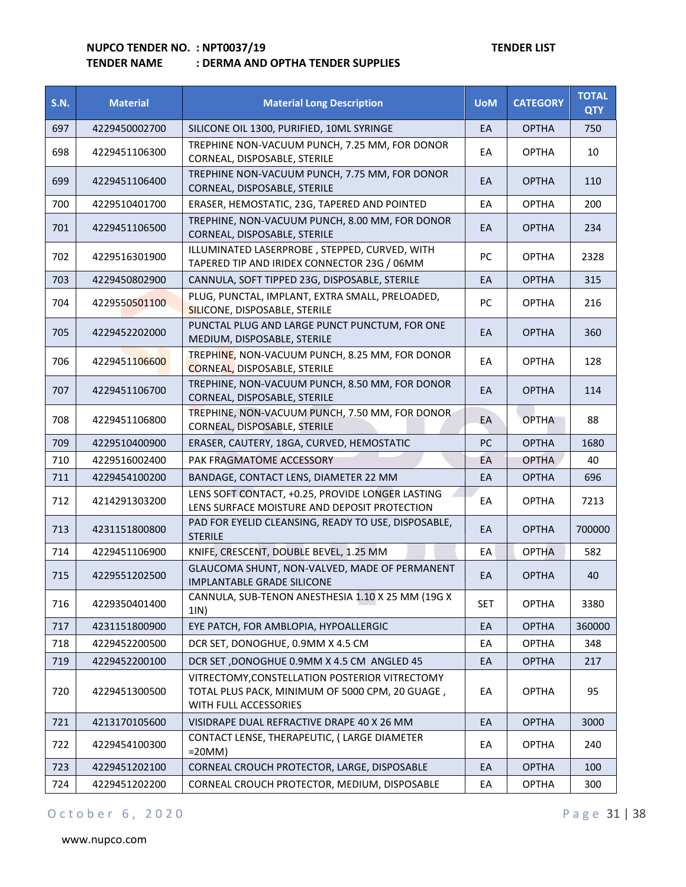**NUPCO TENDER NO. : NPT0037/19** **TENDER LIST**

**TENDER NAME : DERMA AND OPTHA TENDER SUPPLIES**

| S.N. | Material | Material Long Description | UoM | CATEGORY | TOTAL QTY |
|---|---|---|---|---|---|
| 697 | 4229450002700 | SILICONE OIL 1300, PURIFIED, 10ML SYRINGE | EA | OPTHA | 750 |
| 698 | 4229451106300 | TREPHINE NON-VACUUM PUNCH, 7.25 MM, FOR DONOR CORNEAL, DISPOSABLE, STERILE | EA | OPTHA | 10 |
| 699 | 4229451106400 | TREPHINE NON-VACUUM PUNCH, 7.75 MM, FOR DONOR CORNEAL, DISPOSABLE, STERILE | EA | OPTHA | 110 |
| 700 | 4229510401700 | ERASER, HEMOSTATIC, 23G, TAPERED AND POINTED | EA | OPTHA | 200 |
| 701 | 4229451106500 | TREPHINE, NON-VACUUM PUNCH, 8.00 MM, FOR DONOR CORNEAL, DISPOSABLE, STERILE | EA | OPTHA | 234 |
| 702 | 4229516301900 | ILLUMINATED LASERPROBE , STEPPED, CURVED, WITH TAPERED TIP AND IRIDEX CONNECTOR 23G / 06MM | PC | OPTHA | 2328 |
| 703 | 4229450802900 | CANNULA, SOFT TIPPED 23G, DISPOSABLE, STERILE | EA | OPTHA | 315 |
| 704 | 4229550501100 | PLUG, PUNCTAL, IMPLANT, EXTRA SMALL, PRELOADED, SILICONE, DISPOSABLE, STERILE | PC | OPTHA | 216 |
| 705 | 4229452202000 | PUNCTAL PLUG AND LARGE PUNCT PUNCTUM, FOR ONE MEDIUM, DISPOSABLE, STERILE | EA | OPTHA | 360 |
| 706 | 4229451106600 | TREPHINE, NON-VACUUM PUNCH, 8.25 MM, FOR DONOR CORNEAL, DISPOSABLE, STERILE | EA | OPTHA | 128 |
| 707 | 4229451106700 | TREPHINE, NON-VACUUM PUNCH, 8.50 MM, FOR DONOR CORNEAL, DISPOSABLE, STERILE | EA | OPTHA | 114 |
| 708 | 4229451106800 | TREPHINE, NON-VACUUM PUNCH, 7.50 MM, FOR DONOR CORNEAL, DISPOSABLE, STERILE | EA | OPTHA | 88 |
| 709 | 4229510400900 | ERASER, CAUTERY, 18GA, CURVED, HEMOSTATIC | PC | OPTHA | 1680 |
| 710 | 4229516002400 | PAK FRAGMATOME ACCESSORY | EA | OPTHA | 40 |
| 711 | 4229454100200 | BANDAGE, CONTACT LENS, DIAMETER 22 MM | EA | OPTHA | 696 |
| 712 | 4214291303200 | LENS SOFT CONTACT, +0.25, PROVIDE LONGER LASTING LENS SURFACE MOISTURE AND DEPOSIT PROTECTION | EA | OPTHA | 7213 |
| 713 | 4231151800800 | PAD FOR EYELID CLEANSING, READY TO USE, DISPOSABLE, STERILE | EA | OPTHA | 700000 |
| 714 | 4229451106900 | KNIFE, CRESCENT, DOUBLE BEVEL, 1.25 MM | EA | OPTHA | 582 |
| 715 | 4229551202500 | GLAUCOMA SHUNT, NON-VALVED, MADE OF PERMANENT IMPLANTABLE GRADE SILICONE | EA | OPTHA | 40 |
| 716 | 4229350401400 | CANNULA, SUB-TENON ANESTHESIA 1.10 X 25 MM (19G X 1IN) | SET | OPTHA | 3380 |
| 717 | 4231151800900 | EYE PATCH, FOR AMBLOPIA, HYPOALLERGIC | EA | OPTHA | 360000 |
| 718 | 4229452200500 | DCR SET, DONOGHUE, 0.9MM X 4.5 CM | EA | OPTHA | 348 |
| 719 | 4229452200100 | DCR SET ,DONOGHUE 0.9MM X 4.5 CM ANGLED 45 | EA | OPTHA | 217 |
| 720 | 4229451300500 | VITRECTOMY,CONSTELLATION POSTERIOR VITRECTOMY TOTAL PLUS PACK, MINIMUM OF 5000 CPM, 20 GUAGE , WITH FULL ACCESSORIES | EA | OPTHA | 95 |
| 721 | 4213170105600 | VISIDRAPE DUAL REFRACTIVE DRAPE 40 X 26 MM | EA | OPTHA | 3000 |
| 722 | 4229454100300 | CONTACT LENSE, THERAPEUTIC, ( LARGE DIAMETER =20MM) | EA | OPTHA | 240 |
| 723 | 4229451202100 | CORNEAL CROUCH PROTECTOR, LARGE, DISPOSABLE | EA | OPTHA | 100 |
| 724 | 4229451202200 | CORNEAL CROUCH PROTECTOR, MEDIUM, DISPOSABLE | EA | OPTHA | 300 |

October 6, 2020

www.nupco.com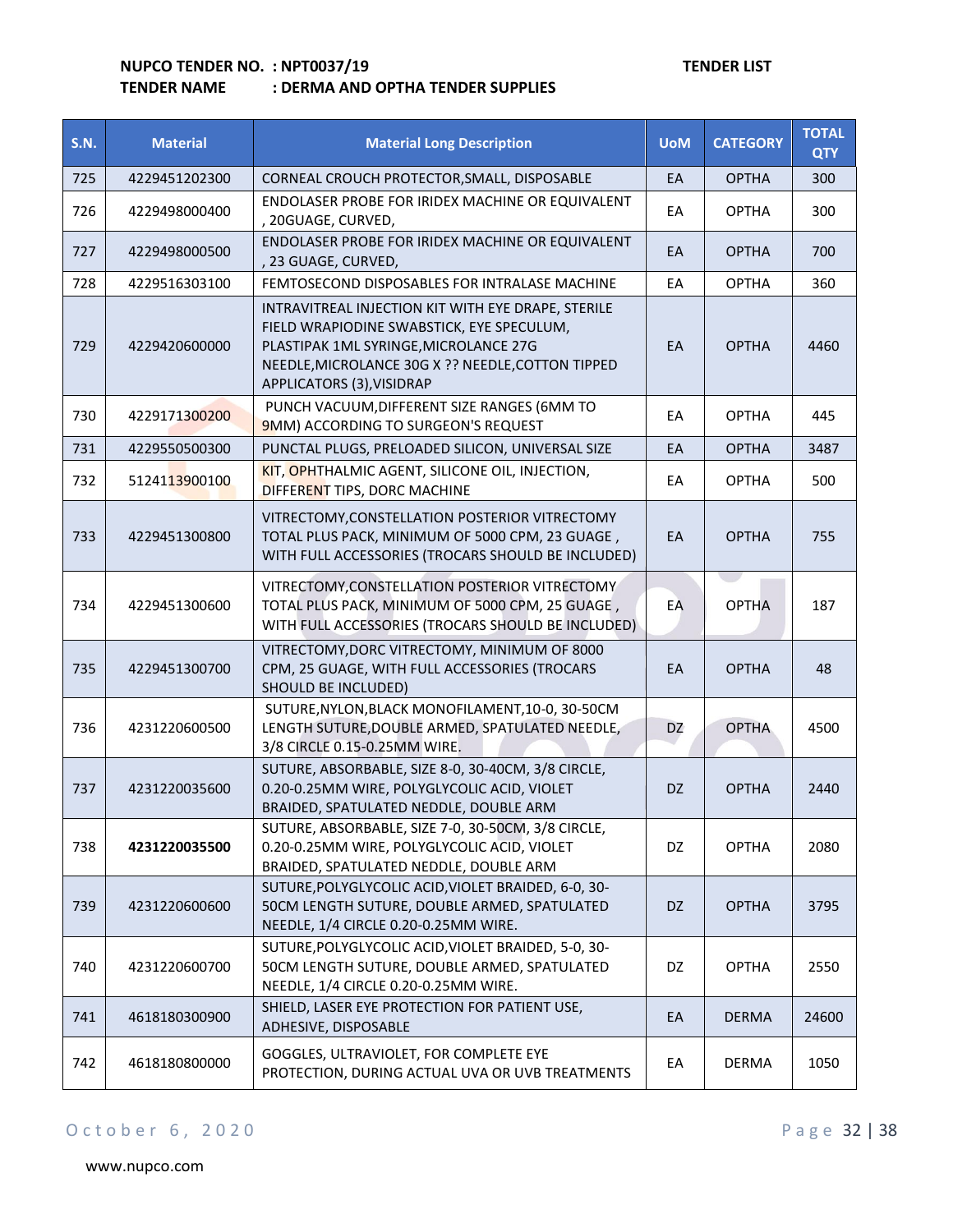**NUPCO TENDER NO. : NPT0037/19** **TENDER LIST**
**TENDER NAME : DERMA AND OPTHA TENDER SUPPLIES**

| S.N. | Material | Material Long Description | UoM | CATEGORY | TOTAL QTY |
|---|---|---|---|---|---|
| 725 | 4229451202300 | CORNEAL CROUCH PROTECTOR,SMALL, DISPOSABLE | EA | OPTHA | 300 |
| 726 | 4229498000400 | ENDOLASER PROBE FOR IRIDEX MACHINE OR EQUIVALENT , 20GUAGE, CURVED, | EA | OPTHA | 300 |
| 727 | 4229498000500 | ENDOLASER PROBE FOR IRIDEX MACHINE OR EQUIVALENT , 23 GUAGE, CURVED, | EA | OPTHA | 700 |
| 728 | 4229516303100 | FEMTOSECOND DISPOSABLES FOR INTRALASE MACHINE | EA | OPTHA | 360 |
| 729 | 4229420600000 | INTRAVITREAL INJECTION KIT WITH EYE DRAPE, STERILE FIELD WRAPIODINE SWABSTICK, EYE SPECULUM, PLASTIPAK 1ML SYRINGE,MICROLANCE 27G NEEDLE,MICROLANCE 30G X ?? NEEDLE,COTTON TIPPED APPLICATORS (3),VISIDRAP | EA | OPTHA | 4460 |
| 730 | 4229171300200 | PUNCH VACUUM,DIFFERENT SIZE RANGES (6MM TO 9MM) ACCORDING TO SURGEON'S REQUEST | EA | OPTHA | 445 |
| 731 | 4229550500300 | PUNCTAL PLUGS, PRELOADED SILICON, UNIVERSAL SIZE | EA | OPTHA | 3487 |
| 732 | 5124113900100 | KIT, OPHTHALMIC AGENT, SILICONE OIL, INJECTION, DIFFERENT TIPS, DORC MACHINE | EA | OPTHA | 500 |
| 733 | 4229451300800 | VITRECTOMY,CONSTELLATION POSTERIOR VITRECTOMY TOTAL PLUS PACK, MINIMUM OF 5000 CPM, 23 GUAGE , WITH FULL ACCESSORIES (TROCARS SHOULD BE INCLUDED) | EA | OPTHA | 755 |
| 734 | 4229451300600 | VITRECTOMY,CONSTELLATION POSTERIOR VITRECTOMY TOTAL PLUS PACK, MINIMUM OF 5000 CPM, 25 GUAGE , WITH FULL ACCESSORIES (TROCARS SHOULD BE INCLUDED) | EA | OPTHA | 187 |
| 735 | 4229451300700 | VITRECTOMY,DORC VITRECTOMY, MINIMUM OF 8000 CPM, 25 GUAGE, WITH FULL ACCESSORIES (TROCARS SHOULD BE INCLUDED) | EA | OPTHA | 48 |
| 736 | 4231220600500 | SUTURE,NYLON,BLACK MONOFILAMENT,10-0, 30-50CM LENGTH SUTURE,DOUBLE ARMED, SPATULATED NEEDLE, 3/8 CIRCLE 0.15-0.25MM WIRE. | DZ | OPTHA | 4500 |
| 737 | 4231220035600 | SUTURE, ABSORBABLE, SIZE 8-0, 30-40CM, 3/8 CIRCLE, 0.20-0.25MM WIRE, POLYGLYCOLIC ACID, VIOLET BRAIDED, SPATULATED NEDDLE, DOUBLE ARM | DZ | OPTHA | 2440 |
| 738 | **4231220035500** | SUTURE, ABSORBABLE, SIZE 7-0, 30-50CM, 3/8 CIRCLE, 0.20-0.25MM WIRE, POLYGLYCOLIC ACID, VIOLET BRAIDED, SPATULATED NEDDLE, DOUBLE ARM | DZ | OPTHA | 2080 |
| 739 | 4231220600600 | SUTURE,POLYGLYCOLIC ACID,VIOLET BRAIDED, 6-0, 30-50CM LENGTH SUTURE, DOUBLE ARMED, SPATULATED NEEDLE, 1/4 CIRCLE 0.20-0.25MM WIRE. | DZ | OPTHA | 3795 |
| 740 | 4231220600700 | SUTURE,POLYGLYCOLIC ACID,VIOLET BRAIDED, 5-0, 30-50CM LENGTH SUTURE, DOUBLE ARMED, SPATULATED NEEDLE, 1/4 CIRCLE 0.20-0.25MM WIRE. | DZ | OPTHA | 2550 |
| 741 | 4618180300900 | SHIELD, LASER EYE PROTECTION FOR PATIENT USE, ADHESIVE, DISPOSABLE | EA | DERMA | 24600 |
| 742 | 4618180800000 | GOGGLES, ULTRAVIOLET, FOR COMPLETE EYE PROTECTION, DURING ACTUAL UVA OR UVB TREATMENTS | EA | DERMA | 1050 |

October 6, 2020

www.nupco.com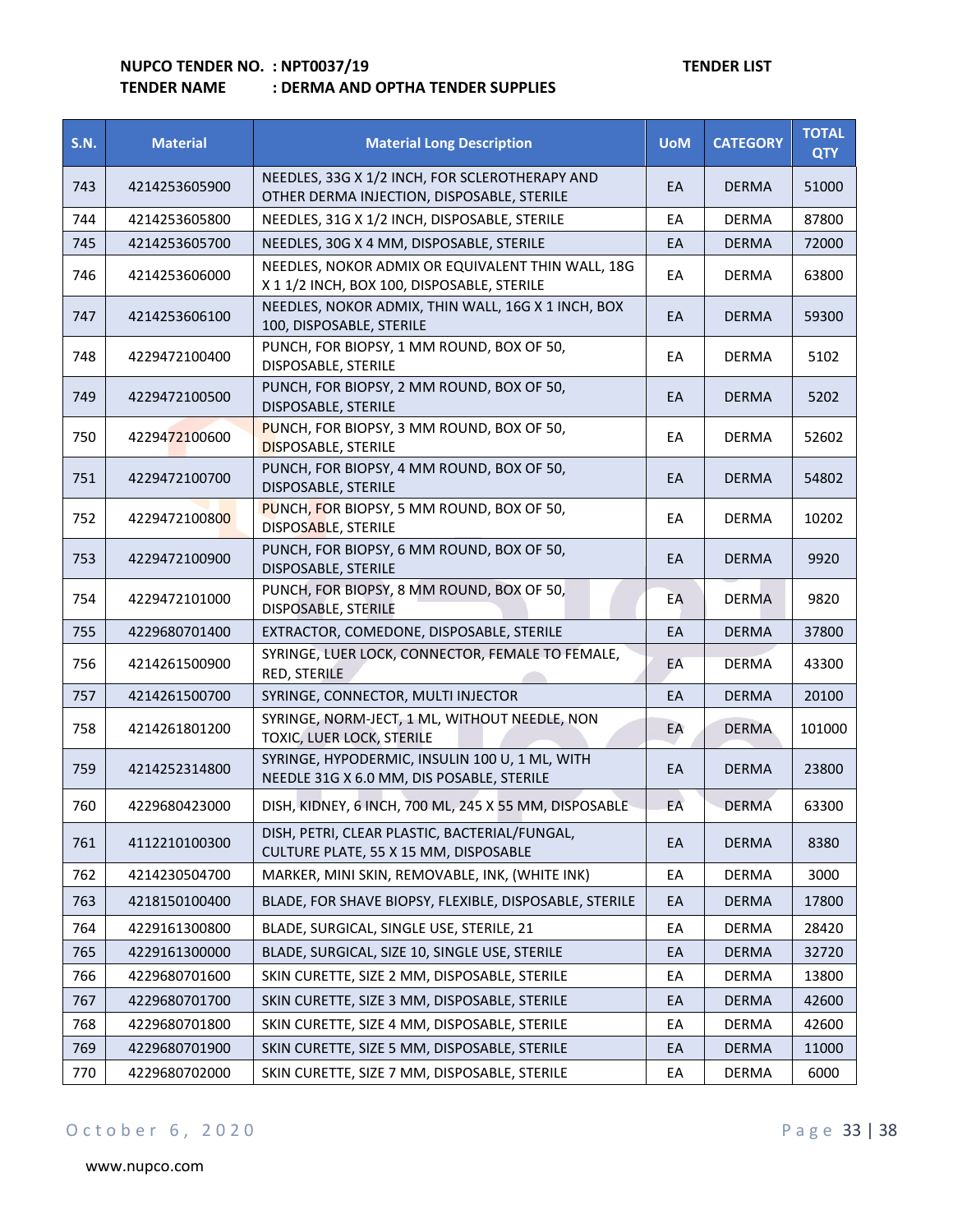**NUPCO TENDER NO. : NPT0037/19** **TENDER LIST**

**TENDER NAME : DERMA AND OPTHA TENDER SUPPLIES**

| S.N. | Material | Material Long Description | UoM | CATEGORY | TOTAL QTY |
|---|---|---|---|---|---|
| 743 | 4214253605900 | NEEDLES, 33G X 1/2 INCH, FOR SCLEROTHERAPY AND OTHER DERMA INJECTION, DISPOSABLE, STERILE | EA | DERMA | 51000 |
| 744 | 4214253605800 | NEEDLES, 31G X 1/2 INCH, DISPOSABLE, STERILE | EA | DERMA | 87800 |
| 745 | 4214253605700 | NEEDLES, 30G X 4 MM, DISPOSABLE, STERILE | EA | DERMA | 72000 |
| 746 | 4214253606000 | NEEDLES, NOKOR ADMIX OR EQUIVALENT THIN WALL, 18G X 1 1/2 INCH, BOX 100, DISPOSABLE, STERILE | EA | DERMA | 63800 |
| 747 | 4214253606100 | NEEDLES, NOKOR ADMIX, THIN WALL, 16G X 1 INCH, BOX 100, DISPOSABLE, STERILE | EA | DERMA | 59300 |
| 748 | 4229472100400 | PUNCH, FOR BIOPSY, 1 MM ROUND, BOX OF 50, DISPOSABLE, STERILE | EA | DERMA | 5102 |
| 749 | 4229472100500 | PUNCH, FOR BIOPSY, 2 MM ROUND, BOX OF 50, DISPOSABLE, STERILE | EA | DERMA | 5202 |
| 750 | 4229472100600 | PUNCH, FOR BIOPSY, 3 MM ROUND, BOX OF 50, DISPOSABLE, STERILE | EA | DERMA | 52602 |
| 751 | 4229472100700 | PUNCH, FOR BIOPSY, 4 MM ROUND, BOX OF 50, DISPOSABLE, STERILE | EA | DERMA | 54802 |
| 752 | 4229472100800 | PUNCH, FOR BIOPSY, 5 MM ROUND, BOX OF 50, DISPOSABLE, STERILE | EA | DERMA | 10202 |
| 753 | 4229472100900 | PUNCH, FOR BIOPSY, 6 MM ROUND, BOX OF 50, DISPOSABLE, STERILE | EA | DERMA | 9920 |
| 754 | 4229472101000 | PUNCH, FOR BIOPSY, 8 MM ROUND, BOX OF 50, DISPOSABLE, STERILE | EA | DERMA | 9820 |
| 755 | 4229680701400 | EXTRACTOR, COMEDONE, DISPOSABLE, STERILE | EA | DERMA | 37800 |
| 756 | 4214261500900 | SYRINGE, LUER LOCK, CONNECTOR, FEMALE TO FEMALE, RED, STERILE | EA | DERMA | 43300 |
| 757 | 4214261500700 | SYRINGE, CONNECTOR, MULTI INJECTOR | EA | DERMA | 20100 |
| 758 | 4214261801200 | SYRINGE, NORM-JECT, 1 ML, WITHOUT NEEDLE, NON TOXIC, LUER LOCK, STERILE | EA | DERMA | 101000 |
| 759 | 4214252314800 | SYRINGE, HYPODERMIC, INSULIN 100 U, 1 ML, WITH NEEDLE 31G X 6.0 MM, DIS POSABLE, STERILE | EA | DERMA | 23800 |
| 760 | 4229680423000 | DISH, KIDNEY, 6 INCH, 700 ML, 245 X 55 MM, DISPOSABLE | EA | DERMA | 63300 |
| 761 | 4112210100300 | DISH, PETRI, CLEAR PLASTIC, BACTERIAL/FUNGAL, CULTURE PLATE, 55 X 15 MM, DISPOSABLE | EA | DERMA | 8380 |
| 762 | 4214230504700 | MARKER, MINI SKIN, REMOVABLE, INK, (WHITE INK) | EA | DERMA | 3000 |
| 763 | 4218150100400 | BLADE, FOR SHAVE BIOPSY, FLEXIBLE, DISPOSABLE, STERILE | EA | DERMA | 17800 |
| 764 | 4229161300800 | BLADE, SURGICAL, SINGLE USE, STERILE, 21 | EA | DERMA | 28420 |
| 765 | 4229161300000 | BLADE, SURGICAL, SIZE 10, SINGLE USE, STERILE | EA | DERMA | 32720 |
| 766 | 4229680701600 | SKIN CURETTE, SIZE 2 MM, DISPOSABLE, STERILE | EA | DERMA | 13800 |
| 767 | 4229680701700 | SKIN CURETTE, SIZE 3 MM, DISPOSABLE, STERILE | EA | DERMA | 42600 |
| 768 | 4229680701800 | SKIN CURETTE, SIZE 4 MM, DISPOSABLE, STERILE | EA | DERMA | 42600 |
| 769 | 4229680701900 | SKIN CURETTE, SIZE 5 MM, DISPOSABLE, STERILE | EA | DERMA | 11000 |
| 770 | 4229680702000 | SKIN CURETTE, SIZE 7 MM, DISPOSABLE, STERILE | EA | DERMA | 6000 |

October 6, 2020

www.nupco.com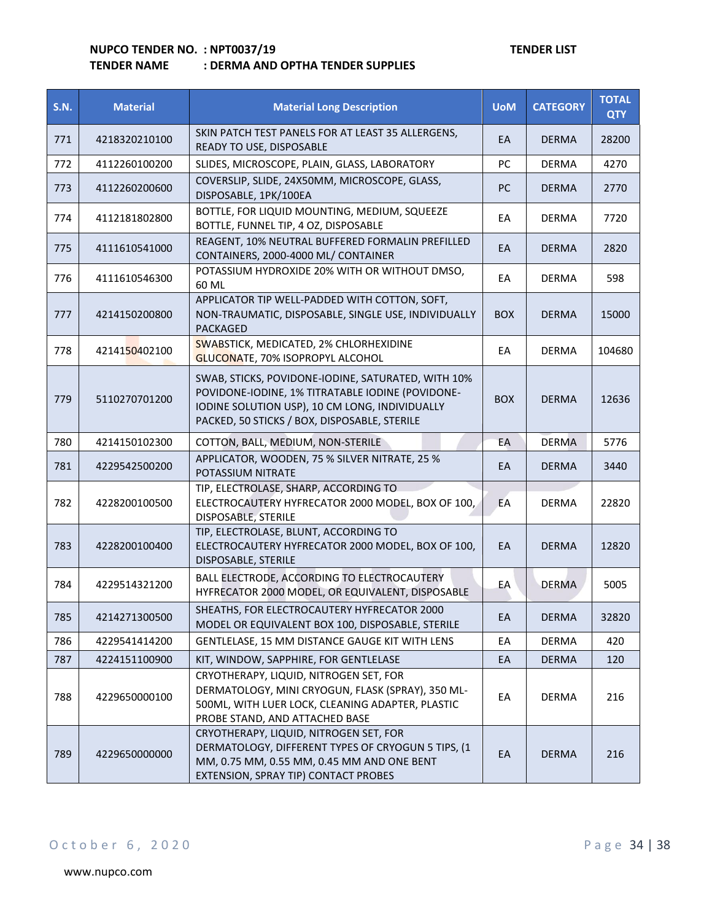**NUPCO TENDER NO. : NPT0037/19** **TENDER LIST**

**TENDER NAME : DERMA AND OPTHA TENDER SUPPLIES**

| S.N. | Material | Material Long Description | UoM | CATEGORY | TOTAL QTY |
|---|---|---|---|---|---|
| 771 | 4218320210100 | SKIN PATCH TEST PANELS FOR AT LEAST 35 ALLERGENS, READY TO USE, DISPOSABLE | EA | DERMA | 28200 |
| 772 | 4112260100200 | SLIDES, MICROSCOPE, PLAIN, GLASS, LABORATORY | PC | DERMA | 4270 |
| 773 | 4112260200600 | COVERSLIP, SLIDE, 24X50MM, MICROSCOPE, GLASS, DISPOSABLE, 1PK/100EA | PC | DERMA | 2770 |
| 774 | 4112181802800 | BOTTLE, FOR LIQUID MOUNTING, MEDIUM, SQUEEZE BOTTLE, FUNNEL TIP, 4 OZ, DISPOSABLE | EA | DERMA | 7720 |
| 775 | 4111610541000 | REAGENT, 10% NEUTRAL BUFFERED FORMALIN PREFILLED CONTAINERS, 2000-4000 ML/ CONTAINER | EA | DERMA | 2820 |
| 776 | 4111610546300 | POTASSIUM HYDROXIDE 20% WITH OR WITHOUT DMSO, 60 ML | EA | DERMA | 598 |
| 777 | 4214150200800 | APPLICATOR TIP WELL-PADDED WITH COTTON, SOFT, NON-TRAUMATIC, DISPOSABLE, SINGLE USE, INDIVIDUALLY PACKADED | BOX | DERMA | 15000 |
| 778 | 4214150402100 | SWABSTICK, MEDICATED, 2% CHLORHEXIDINE GLUCONATE, 70% ISOPROPYL ALCOHOL | EA | DERMA | 104680 |
| 779 | 5110270701200 | SWAB, STICKS, POVIDONE-IODINE, SATURATED, WITH 10% POVIDONE-IODINE, 1% TITRATABLE IODINE (POVIDONE-IODINE SOLUTION USP), 10 CM LONG, INDIVIDUALLY PACKED, 50 STICKS / BOX, DISPOSABLE, STERILE | BOX | DERMA | 12636 |
| 780 | 4214150102300 | COTTON, BALL, MEDIUM, NON-STERILE | EA | DERMA | 5776 |
| 781 | 4229542500200 | APPLICATOR, WOODEN, 75 % SILVER NITRATE, 25 % POTASSIUM NITRATE | EA | DERMA | 3440 |
| 782 | 4228200100500 | TIP, ELECTROLASE, SHARP, ACCORDING TO ELECTROCAUTERY HYFRECATOR 2000 MODEL, BOX OF 100, DISPOSABLE, STERILE | EA | DERMA | 22820 |
| 783 | 4228200100400 | TIP, ELECTROLASE, BLUNT, ACCORDING TO ELECTROCAUTERY HYFRECATOR 2000 MODEL, BOX OF 100, DISPOSABLE, STERILE | EA | DERMA | 12820 |
| 784 | 4229514321200 | BALL ELECTRODE, ACCORDING TO ELECTROCAUTERY HYFRECATOR 2000 MODEL, OR EQUIVALENT, DISPOSABLE | EA | DERMA | 5005 |
| 785 | 4214271300500 | SHEATHS, FOR ELECTROCAUTERY HYFRECATOR 2000 MODEL OR EQUIVALENT BOX 100, DISPOSABLE, STERILE | EA | DERMA | 32820 |
| 786 | 4229541414200 | GENTLELASE, 15 MM DISTANCE GAUGE KIT WITH LENS | EA | DERMA | 420 |
| 787 | 4224151100900 | KIT, WINDOW, SAPPHIRE, FOR GENTLELASE | EA | DERMA | 120 |
| 788 | 4229650000100 | CRYOTHERAPY, LIQUID, NITROGEN SET, FOR DERMATOLOGY, MINI CRYOGUN, FLASK (SPRAY), 350 ML-500ML, WITH LUER LOCK, CLEANING ADAPTER, PLASTIC PROBE STAND, AND ATTACHED BASE | EA | DERMA | 216 |
| 789 | 4229650000000 | CRYOTHERAPY, LIQUID, NITROGEN SET, FOR DERMATOLOGY, DIFFERENT TYPES OF CRYOGUN 5 TIPS, (1 MM, 0.75 MM, 0.55 MM, 0.45 MM AND ONE BENT EXTENSION, SPRAY TIP) CONTACT PROBES | EA | DERMA | 216 |

October 6, 2020

www.nupco.com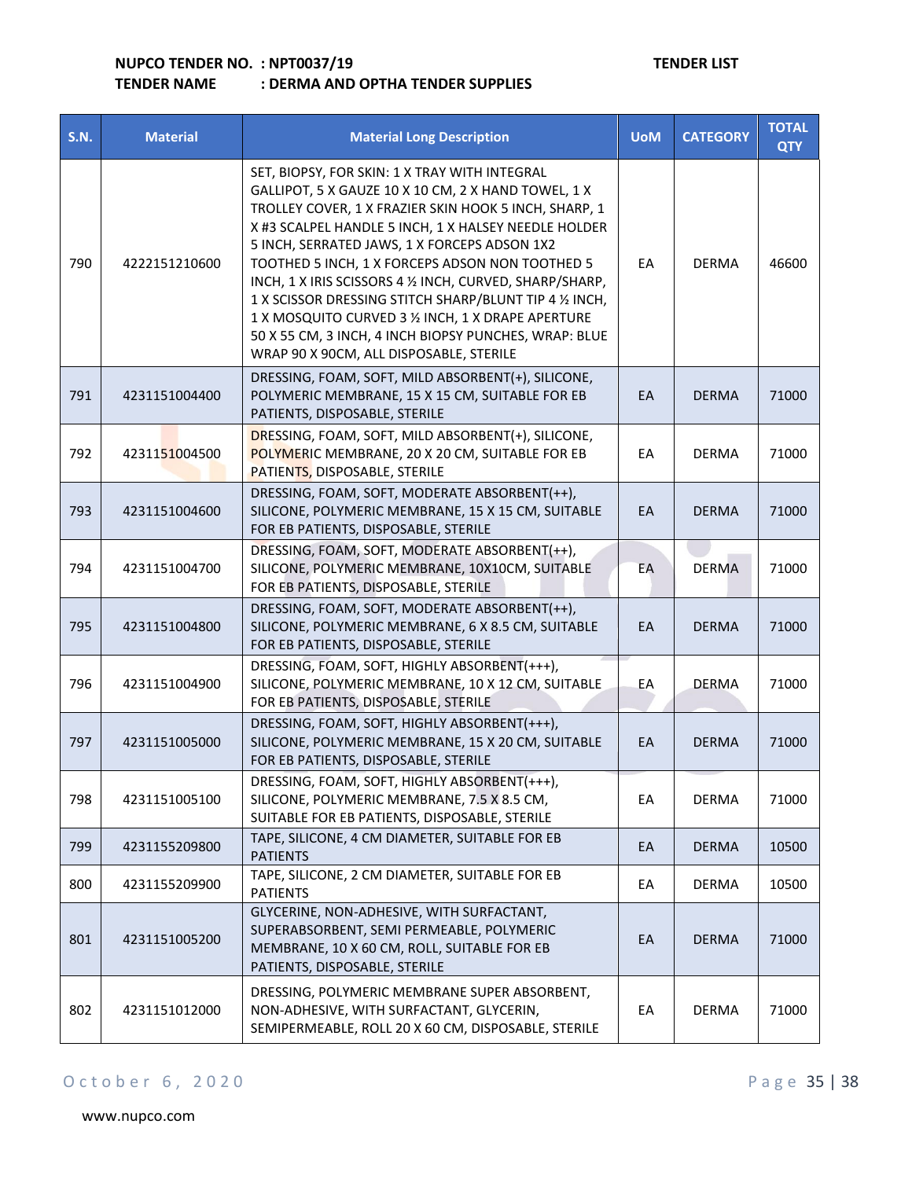**NUPCO TENDER NO. : NPT0037/19** **TENDER LIST**
**TENDER NAME : DERMA AND OPTHA TENDER SUPPLIES**

| S.N. | Material | Material Long Description | UoM | CATEGORY | TOTAL QTY |
|---|---|---|---|---|---|
| 790 | 4222151210600 | SET, BIOPSY, FOR SKIN: 1 X TRAY WITH INTEGRAL GALLIPOT, 5 X GAUZE 10 X 10 CM, 2 X HAND TOWEL, 1 X TROLLEY COVER, 1 X FRAZIER SKIN HOOK 5 INCH, SHARP, 1 X #3 SCALPEL HANDLE 5 INCH, 1 X HALSEY NEEDLE HOLDER 5 INCH, SERRATED JAWS, 1 X FORCEPS ADSON 1X2 TOOTHED 5 INCH, 1 X FORCEPS ADSON NON TOOTHED 5 INCH, 1 X IRIS SCISSORS 4 ½ INCH, CURVED, SHARP/SHARP, 1 X SCISSOR DRESSING STITCH SHARP/BLUNT TIP 4 ½ INCH, 1 X MOSQUITO CURVED 3 ½ INCH, 1 X DRAPE APERTURE 50 X 55 CM, 3 INCH, 4 INCH BIOPSY PUNCHES, WRAP: BLUE WRAP 90 X 90CM, ALL DISPOSABLE, STERILE | EA | DERMA | 46600 |
| 791 | 4231151004400 | DRESSING, FOAM, SOFT, MILD ABSORBENT(+), SILICONE, POLYMERIC MEMBRANE, 15 X 15 CM, SUITABLE FOR EB PATIENTS, DISPOSABLE, STERILE | EA | DERMA | 71000 |
| 792 | 4231151004500 | DRESSING, FOAM, SOFT, MILD ABSORBENT(+), SILICONE, POLYMERIC MEMBRANE, 20 X 20 CM, SUITABLE FOR EB PATIENTS, DISPOSABLE, STERILE | EA | DERMA | 71000 |
| 793 | 4231151004600 | DRESSING, FOAM, SOFT, MODERATE ABSORBENT(++), SILICONE, POLYMERIC MEMBRANE, 15 X 15 CM, SUITABLE FOR EB PATIENTS, DISPOSABLE, STERILE | EA | DERMA | 71000 |
| 794 | 4231151004700 | DRESSING, FOAM, SOFT, MODERATE ABSORBENT(++), SILICONE, POLYMERIC MEMBRANE, 10X10CM, SUITABLE FOR EB PATIENTS, DISPOSABLE, STERILE | EA | DERMA | 71000 |
| 795 | 4231151004800 | DRESSING, FOAM, SOFT, MODERATE ABSORBENT(++), SILICONE, POLYMERIC MEMBRANE, 6 X 8.5 CM, SUITABLE FOR EB PATIENTS, DISPOSABLE, STERILE | EA | DERMA | 71000 |
| 796 | 4231151004900 | DRESSING, FOAM, SOFT, HIGHLY ABSORBENT(+++), SILICONE, POLYMERIC MEMBRANE, 10 X 12 CM, SUITABLE FOR EB PATIENTS, DISPOSABLE, STERILE | EA | DERMA | 71000 |
| 797 | 4231151005000 | DRESSING, FOAM, SOFT, HIGHLY ABSORBENT(+++), SILICONE, POLYMERIC MEMBRANE, 15 X 20 CM, SUITABLE FOR EB PATIENTS, DISPOSABLE, STERILE | EA | DERMA | 71000 |
| 798 | 4231151005100 | DRESSING, FOAM, SOFT, HIGHLY ABSORBENT(+++), SILICONE, POLYMERIC MEMBRANE, 7.5 X 8.5 CM, SUITABLE FOR EB PATIENTS, DISPOSABLE, STERILE | EA | DERMA | 71000 |
| 799 | 4231155209800 | TAPE, SILICONE, 4 CM DIAMETER, SUITABLE FOR EB PATIENTS | EA | DERMA | 10500 |
| 800 | 4231155209900 | TAPE, SILICONE, 2 CM DIAMETER, SUITABLE FOR EB PATIENTS | EA | DERMA | 10500 |
| 801 | 4231151005200 | GLYCERINE, NON-ADHESIVE, WITH SURFACTANT, SUPERABSORBENT, SEMI PERMEABLE, POLYMERIC MEMBRANE, 10 X 60 CM, ROLL, SUITABLE FOR EB PATIENTS, DISPOSABLE, STERILE | EA | DERMA | 71000 |
| 802 | 4231151012000 | DRESSING, POLYMERIC MEMBRANE SUPER ABSORBENT, NON-ADHESIVE, WITH SURFACTANT, GLYCERIN, SEMIPERMEABLE, ROLL 20 X 60 CM, DISPOSABLE, STERILE | EA | DERMA | 71000 |

October 6, 2020

www.nupco.com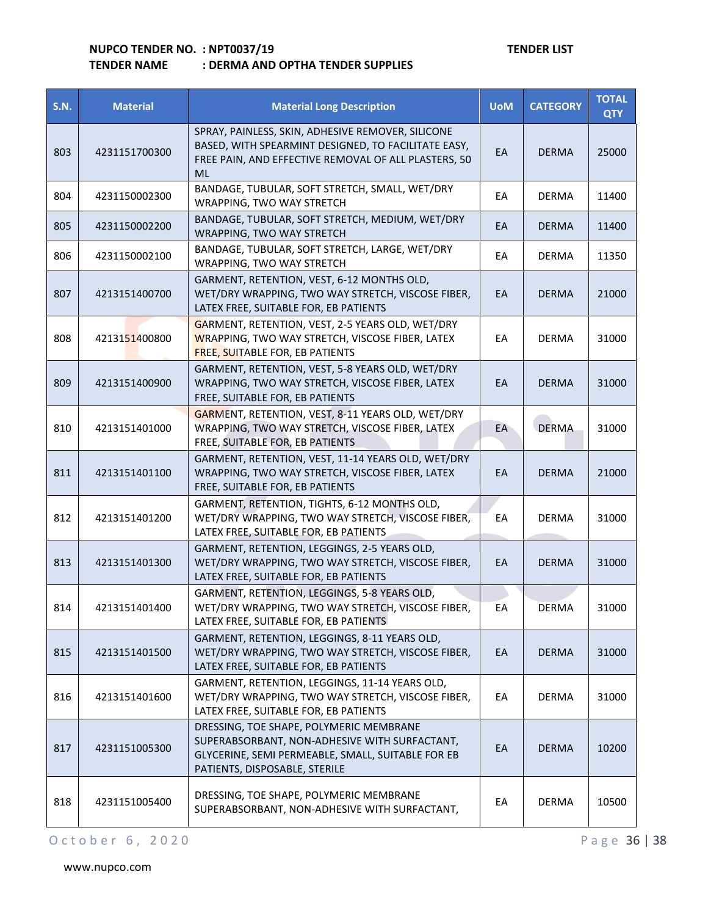**NUPCO TENDER NO. : NPT0037/19** **TENDER LIST**
**TENDER NAME : DERMA AND OPTHA TENDER SUPPLIES**

| S.N. | Material | Material Long Description | UoM | CATEGORY | TOTAL QTY |
|---|---|---|---|---|---|
| 803 | 4231151700300 | SPRAY, PAINLESS, SKIN, ADHESIVE REMOVER, SILICONE BASED, WITH SPEARMINT DESIGNED, TO FACILITATE EASY, FREE PAIN, AND EFFECTIVE REMOVAL OF ALL PLASTERS, 50 ML | EA | DERMA | 25000 |
| 804 | 4231150002300 | BANDAGE, TUBULAR, SOFT STRETCH, SMALL, WET/DRY WRAPPING, TWO WAY STRETCH | EA | DERMA | 11400 |
| 805 | 4231150002200 | BANDAGE, TUBULAR, SOFT STRETCH, MEDIUM, WET/DRY WRAPPING, TWO WAY STRETCH | EA | DERMA | 11400 |
| 806 | 4231150002100 | BANDAGE, TUBULAR, SOFT STRETCH, LARGE, WET/DRY WRAPPING, TWO WAY STRETCH | EA | DERMA | 11350 |
| 807 | 4213151400700 | GARMENT, RETENTION, VEST, 6-12 MONTHS OLD, WET/DRY WRAPPING, TWO WAY STRETCH, VISCOSE FIBER, LATEX FREE, SUITABLE FOR, EB PATIENTS | EA | DERMA | 21000 |
| 808 | 4213151400800 | GARMENT, RETENTION, VEST, 2-5 YEARS OLD, WET/DRY WRAPPING, TWO WAY STRETCH, VISCOSE FIBER, LATEX FREE, SUITABLE FOR, EB PATIENTS | EA | DERMA | 31000 |
| 809 | 4213151400900 | GARMENT, RETENTION, VEST, 5-8 YEARS OLD, WET/DRY WRAPPING, TWO WAY STRETCH, VISCOSE FIBER, LATEX FREE, SUITABLE FOR, EB PATIENTS | EA | DERMA | 31000 |
| 810 | 4213151401000 | GARMENT, RETENTION, VEST, 8-11 YEARS OLD, WET/DRY WRAPPING, TWO WAY STRETCH, VISCOSE FIBER, LATEX FREE, SUITABLE FOR, EB PATIENTS | EA | DERMA | 31000 |
| 811 | 4213151401100 | GARMENT, RETENTION, VEST, 11-14 YEARS OLD, WET/DRY WRAPPING, TWO WAY STRETCH, VISCOSE FIBER, LATEX FREE, SUITABLE FOR, EB PATIENTS | EA | DERMA | 21000 |
| 812 | 4213151401200 | GARMENT, RETENTION, TIGHTS, 6-12 MONTHS OLD, WET/DRY WRAPPING, TWO WAY STRETCH, VISCOSE FIBER, LATEX FREE, SUITABLE FOR, EB PATIENTS | EA | DERMA | 31000 |
| 813 | 4213151401300 | GARMENT, RETENTION, LEGGINGS, 2-5 YEARS OLD, WET/DRY WRAPPING, TWO WAY STRETCH, VISCOSE FIBER, LATEX FREE, SUITABLE FOR, EB PATIENTS | EA | DERMA | 31000 |
| 814 | 4213151401400 | GARMENT, RETENTION, LEGGINGS, 5-8 YEARS OLD, WET/DRY WRAPPING, TWO WAY STRETCH, VISCOSE FIBER, LATEX FREE, SUITABLE FOR, EB PATIENTS | EA | DERMA | 31000 |
| 815 | 4213151401500 | GARMENT, RETENTION, LEGGINGS, 8-11 YEARS OLD, WET/DRY WRAPPING, TWO WAY STRETCH, VISCOSE FIBER, LATEX FREE, SUITABLE FOR, EB PATIENTS | EA | DERMA | 31000 |
| 816 | 4213151401600 | GARMENT, RETENTION, LEGGINGS, 11-14 YEARS OLD, WET/DRY WRAPPING, TWO WAY STRETCH, VISCOSE FIBER, LATEX FREE, SUITABLE FOR, EB PATIENTS | EA | DERMA | 31000 |
| 817 | 4231151005300 | DRESSING, TOE SHAPE, POLYMERIC MEMBRANE SUPERABSORBANT, NON-ADHESIVE WITH SURFACTANT, GLYCERINE, SEMI PERMEABLE, SMALL, SUITABLE FOR EB PATIENTS, DISPOSABLE, STERILE | EA | DERMA | 10200 |
| 818 | 4231151005400 | DRESSING, TOE SHAPE, POLYMERIC MEMBRANE SUPERABSORBANT, NON-ADHESIVE WITH SURFACTANT, | EA | DERMA | 10500 |

October 6, 2020

www.nupco.com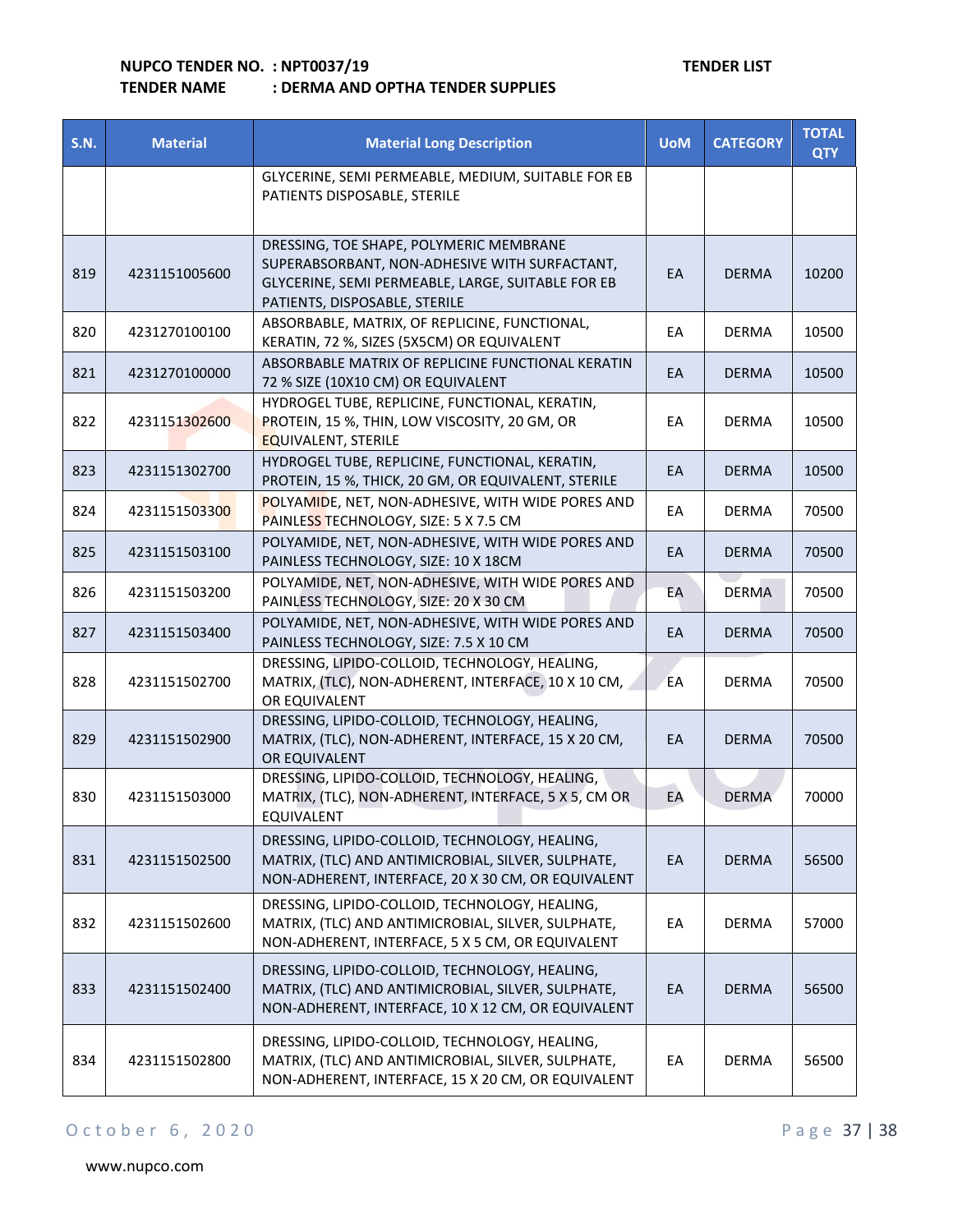**NUPCO TENDER NO. : NPT0037/19** **TENDER LIST**

**TENDER NAME : DERMA AND OPTHA TENDER SUPPLIES**

| S.N. | Material | Material Long Description | UoM | CATEGORY | TOTAL QTY |
|---|---|---|---|---|---|
| | | GLYCERINE, SEMI PERMEABLE, MEDIUM, SUITABLE FOR EB PATIENTS DISPOSABLE, STERILE | | | |
| 819 | 4231151005600 | DRESSING, TOE SHAPE, POLYMERIC MEMBRANE SUPERABSORBANT, NON-ADHESIVE WITH SURFACTANT, GLYCERINE, SEMI PERMEABLE, LARGE, SUITABLE FOR EB PATIENTS, DISPOSABLE, STERILE | EA | DERMA | 10200 |
| 820 | 4231270100100 | ABSORBABLE, MATRIX, OF REPLICINE, FUNCTIONAL, KERATIN, 72 %, SIZES (5X5CM) OR EQUIVALENT | EA | DERMA | 10500 |
| 821 | 4231270100000 | ABSORBABLE MATRIX OF REPLICINE FUNCTIONAL KERATIN 72 % SIZE (10X10 CM) OR EQUIVALENT | EA | DERMA | 10500 |
| 822 | 4231151302600 | HYDROGEL TUBE, REPLICINE, FUNCTIONAL, KERATIN, PROTEIN, 15 %, THIN, LOW VISCOSITY, 20 GM, OR EQUIVALENT, STERILE | EA | DERMA | 10500 |
| 823 | 4231151302700 | HYDROGEL TUBE, REPLICINE, FUNCTIONAL, KERATIN, PROTEIN, 15 %, THICK, 20 GM, OR EQUIVALENT, STERILE | EA | DERMA | 10500 |
| 824 | 4231151503300 | POLYAMIDE, NET, NON-ADHESIVE, WITH WIDE PORES AND PAINLESS TECHNOLOGY, SIZE: 5 X 7.5 CM | EA | DERMA | 70500 |
| 825 | 4231151503100 | POLYAMIDE, NET, NON-ADHESIVE, WITH WIDE PORES AND PAINLESS TECHNOLOGY, SIZE: 10 X 18CM | EA | DERMA | 70500 |
| 826 | 4231151503200 | POLYAMIDE, NET, NON-ADHESIVE, WITH WIDE PORES AND PAINLESS TECHNOLOGY, SIZE: 20 X 30 CM | EA | DERMA | 70500 |
| 827 | 4231151503400 | POLYAMIDE, NET, NON-ADHESIVE, WITH WIDE PORES AND PAINLESS TECHNOLOGY, SIZE: 7.5 X 10 CM | EA | DERMA | 70500 |
| 828 | 4231151502700 | DRESSING, LIPIDO-COLLOID, TECHNOLOGY, HEALING, MATRIX, (TLC), NON-ADHERENT, INTERFACE, 10 X 10 CM, OR EQUIVALENT | EA | DERMA | 70500 |
| 829 | 4231151502900 | DRESSING, LIPIDO-COLLOID, TECHNOLOGY, HEALING, MATRIX, (TLC), NON-ADHERENT, INTERFACE, 15 X 20 CM, OR EQUIVALENT | EA | DERMA | 70500 |
| 830 | 4231151503000 | DRESSING, LIPIDO-COLLOID, TECHNOLOGY, HEALING, MATRIX, (TLC), NON-ADHERENT, INTERFACE, 5 X 5, CM OR EQUIVALENT | EA | DERMA | 70000 |
| 831 | 4231151502500 | DRESSING, LIPIDO-COLLOID, TECHNOLOGY, HEALING, MATRIX, (TLC) AND ANTIMICROBIAL, SILVER, SULPHATE, NON-ADHERENT, INTERFACE, 20 X 30 CM, OR EQUIVALENT | EA | DERMA | 56500 |
| 832 | 4231151502600 | DRESSING, LIPIDO-COLLOID, TECHNOLOGY, HEALING, MATRIX, (TLC) AND ANTIMICROBIAL, SILVER, SULPHATE, NON-ADHERENT, INTERFACE, 5 X 5 CM, OR EQUIVALENT | EA | DERMA | 57000 |
| 833 | 4231151502400 | DRESSING, LIPIDO-COLLOID, TECHNOLOGY, HEALING, MATRIX, (TLC) AND ANTIMICROBIAL, SILVER, SULPHATE, NON-ADHERENT, INTERFACE, 10 X 12 CM, OR EQUIVALENT | EA | DERMA | 56500 |
| 834 | 4231151502800 | DRESSING, LIPIDO-COLLOID, TECHNOLOGY, HEALING, MATRIX, (TLC) AND ANTIMICROBIAL, SILVER, SULPHATE, NON-ADHERENT, INTERFACE, 15 X 20 CM, OR EQUIVALENT | EA | DERMA | 56500 |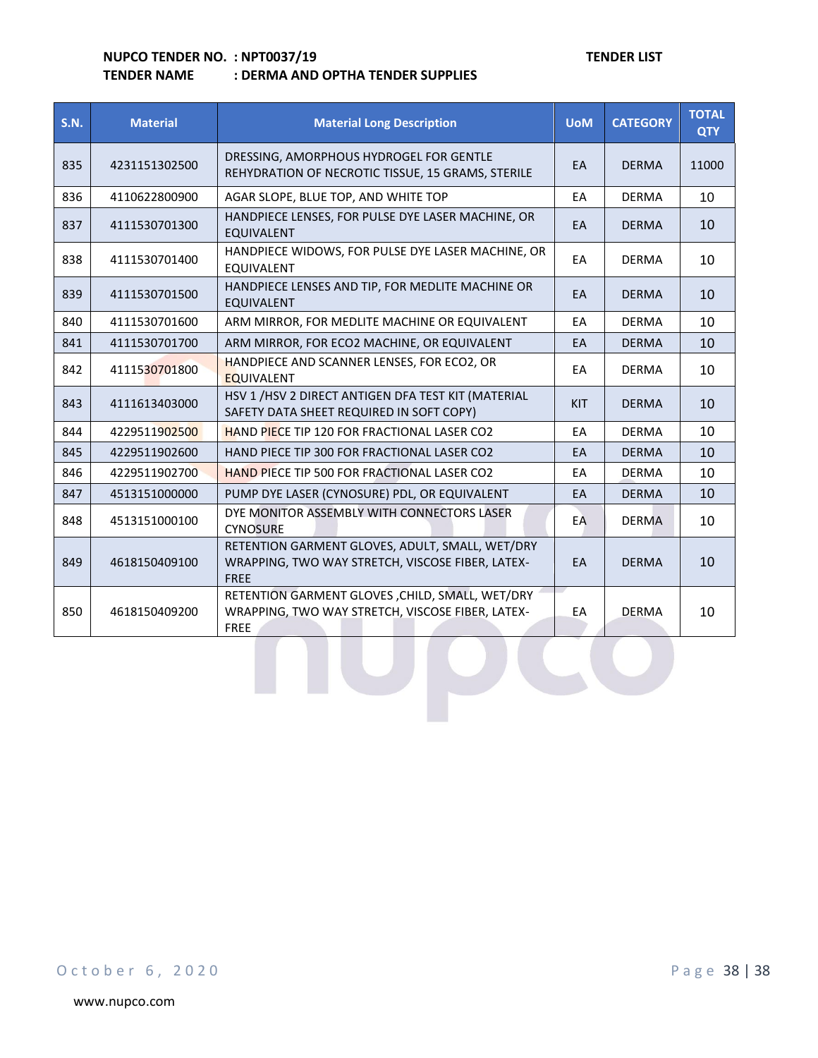**NUPCO TENDER NO. : NPT0037/19** **TENDER LIST**

**TENDER NAME : DERMA AND OPTHA TENDER SUPPLIES**

| S.N. | Material | Material Long Description | UoM | CATEGORY | TOTAL QTY |
|---|---|---|---|---|---|
| 835 | 4231151302500 | DRESSING, AMORPHOUS HYDROGEL FOR GENTLE REHYDRATION OF NECROTIC TISSUE, 15 GRAMS, STERILE | EA | DERMA | 11000 |
| 836 | 4110622800900 | AGAR SLOPE, BLUE TOP, AND WHITE TOP | EA | DERMA | 10 |
| 837 | 4111530701300 | HANDPIECE LENSES, FOR PULSE DYE LASER MACHINE, OR EQUIVALENT | EA | DERMA | 10 |
| 838 | 4111530701400 | HANDPIECE WIDOWS, FOR PULSE DYE LASER MACHINE, OR EQUIVALENT | EA | DERMA | 10 |
| 839 | 4111530701500 | HANDPIECE LENSES AND TIP, FOR MEDLITE MACHINE OR EQUIVALENT | EA | DERMA | 10 |
| 840 | 4111530701600 | ARM MIRROR, FOR MEDLITE MACHINE OR EQUIVALENT | EA | DERMA | 10 |
| 841 | 4111530701700 | ARM MIRROR, FOR ECO2 MACHINE, OR EQUIVALENT | EA | DERMA | 10 |
| 842 | 4111530701800 | HANDPIECE AND SCANNER LENSES, FOR ECO2, OR EQUIVALENT | EA | DERMA | 10 |
| 843 | 4111613403000 | HSV 1 /HSV 2 DIRECT ANTIGEN DFA TEST KIT (MATERIAL SAFETY DATA SHEET REQUIRED IN SOFT COPY) | KIT | DERMA | 10 |
| 844 | 4229511902500 | HAND PIECE TIP 120 FOR FRACTIONAL LASER CO2 | EA | DERMA | 10 |
| 845 | 4229511902600 | HAND PIECE TIP 300 FOR FRACTIONAL LASER CO2 | EA | DERMA | 10 |
| 846 | 4229511902700 | HAND PIECE TIP 500 FOR FRACTIONAL LASER CO2 | EA | DERMA | 10 |
| 847 | 4513151000000 | PUMP DYE LASER (CYNOSURE) PDL, OR EQUIVALENT | EA | DERMA | 10 |
| 848 | 4513151000100 | DYE MONITOR ASSEMBLY WITH CONNECTORS LASER CYNOSURE | EA | DERMA | 10 |
| 849 | 4618150409100 | RETENTION GARMENT GLOVES, ADULT, SMALL, WET/DRY WRAPPING, TWO WAY STRETCH, VISCOSE FIBER, LATEX-FREE | EA | DERMA | 10 |
| 850 | 4618150409200 | RETENTION GARMENT GLOVES ,CHILD, SMALL, WET/DRY WRAPPING, TWO WAY STRETCH, VISCOSE FIBER, LATEX-FREE | EA | DERMA | 10 |